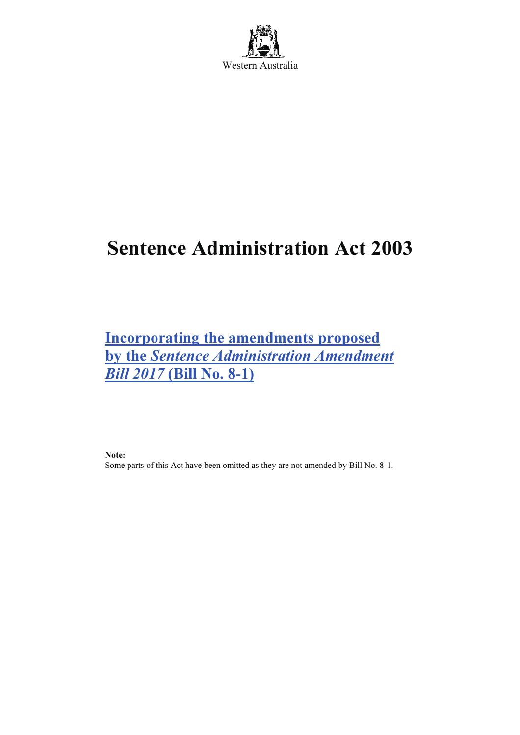Western Australia

# Sentence Administration Act 2003

## Incorporating the amendments proposed by the *Sentence Administration Amendment Bill 2017* (Bill No. 8-1)

**Note:**
Some parts of this Act have been omitted as they are not amended by Bill No. 8-1.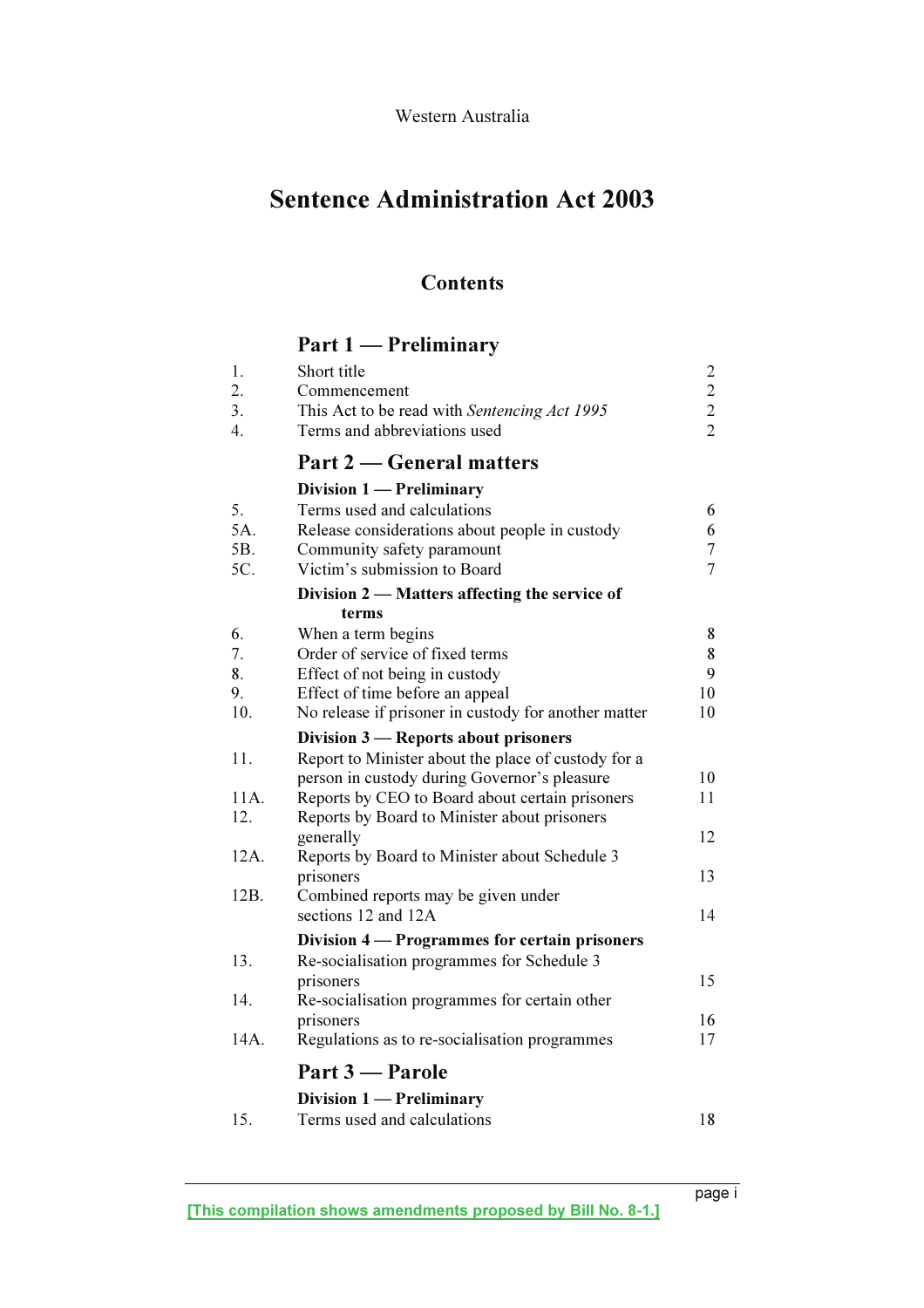Western Australia

# Sentence Administration Act 2003

## Contents

### Part 1 — Preliminary

| | | |
|---|---|---|
| 1. | Short title | 2 |
| 2. | Commencement | 2 |
| 3. | This Act to be read with *Sentencing Act 1995* | 2 |
| 4. | Terms and abbreviations used | 2 |

### Part 2 — General matters

**Division 1 — Preliminary**

| | | |
|---|---|---|
| 5. | Terms used and calculations | 6 |
| 5A. | Release considerations about people in custody | 6 |
| 5B. | Community safety paramount | 7 |
| 5C. | Victim's submission to Board | 7 |

**Division 2 — Matters affecting the service of terms**

| | | |
|---|---|---|
| 6. | When a term begins | 8 |
| 7. | Order of service of fixed terms | 8 |
| 8. | Effect of not being in custody | 9 |
| 9. | Effect of time before an appeal | 10 |
| 10. | No release if prisoner in custody for another matter | 10 |

**Division 3 — Reports about prisoners**

| | | |
|---|---|---|
| 11. | Report to Minister about the place of custody for a person in custody during Governor's pleasure | 10 |
| 11A. | Reports by CEO to Board about certain prisoners | 11 |
| 12. | Reports by Board to Minister about prisoners generally | 12 |
| 12A. | Reports by Board to Minister about Schedule 3 prisoners | 13 |
| 12B. | Combined reports may be given under sections 12 and 12A | 14 |

**Division 4 — Programmes for certain prisoners**

| | | |
|---|---|---|
| 13. | Re-socialisation programmes for Schedule 3 prisoners | 15 |
| 14. | Re-socialisation programmes for certain other prisoners | 16 |
| 14A. | Regulations as to re-socialisation programmes | 17 |

### Part 3 — Parole

**Division 1 — Preliminary**

| | | |
|---|---|---|
| 15. | Terms used and calculations | 18 |

[This compilation shows amendments proposed by Bill No. 8-1.]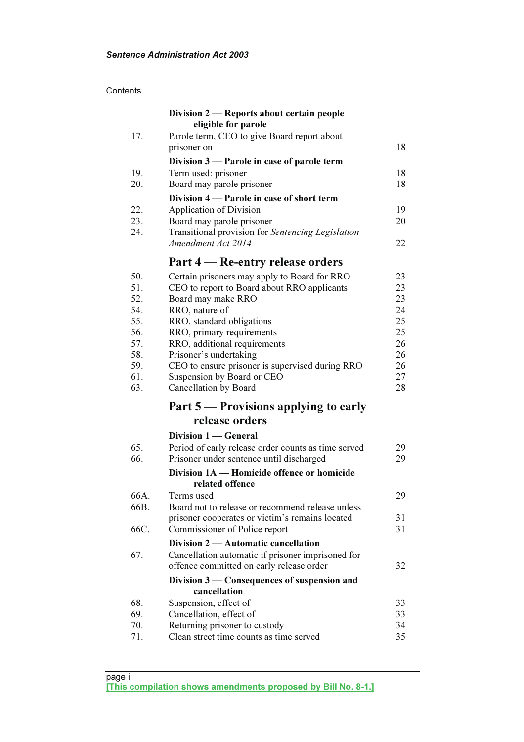Contents

| | | |
|---|---|---|
| | **Division 2 — Reports about certain people eligible for parole** | |
| 17. | Parole term, CEO to give Board report about prisoner on | 18 |
| | **Division 3 — Parole in case of parole term** | |
| 19. | Term used: prisoner | 18 |
| 20. | Board may parole prisoner | 18 |
| | **Division 4 — Parole in case of short term** | |
| 22. | Application of Division | 19 |
| 23. | Board may parole prisoner | 20 |
| 24. | Transitional provision for *Sentencing Legislation Amendment Act 2014* | 22 |

## Part 4 — Re-entry release orders

| | | |
|---|---|---|
| 50. | Certain prisoners may apply to Board for RRO | 23 |
| 51. | CEO to report to Board about RRO applicants | 23 |
| 52. | Board may make RRO | 23 |
| 54. | RRO, nature of | 24 |
| 55. | RRO, standard obligations | 25 |
| 56. | RRO, primary requirements | 25 |
| 57. | RRO, additional requirements | 26 |
| 58. | Prisoner's undertaking | 26 |
| 59. | CEO to ensure prisoner is supervised during RRO | 26 |
| 61. | Suspension by Board or CEO | 27 |
| 63. | Cancellation by Board | 28 |

## Part 5 — Provisions applying to early release orders

| | | |
|---|---|---|
| | **Division 1 — General** | |
| 65. | Period of early release order counts as time served | 29 |
| 66. | Prisoner under sentence until discharged | 29 |
| | **Division 1A — Homicide offence or homicide related offence** | |
| 66A. | Terms used | 29 |
| 66B. | Board not to release or recommend release unless prisoner cooperates or victim's remains located | 31 |
| 66C. | Commissioner of Police report | 31 |
| | **Division 2 — Automatic cancellation** | |
| 67. | Cancellation automatic if prisoner imprisoned for offence committed on early release order | 32 |
| | **Division 3 — Consequences of suspension and cancellation** | |
| 68. | Suspension, effect of | 33 |
| 69. | Cancellation, effect of | 33 |
| 70. | Returning prisoner to custody | 34 |
| 71. | Clean street time counts as time served | 35 |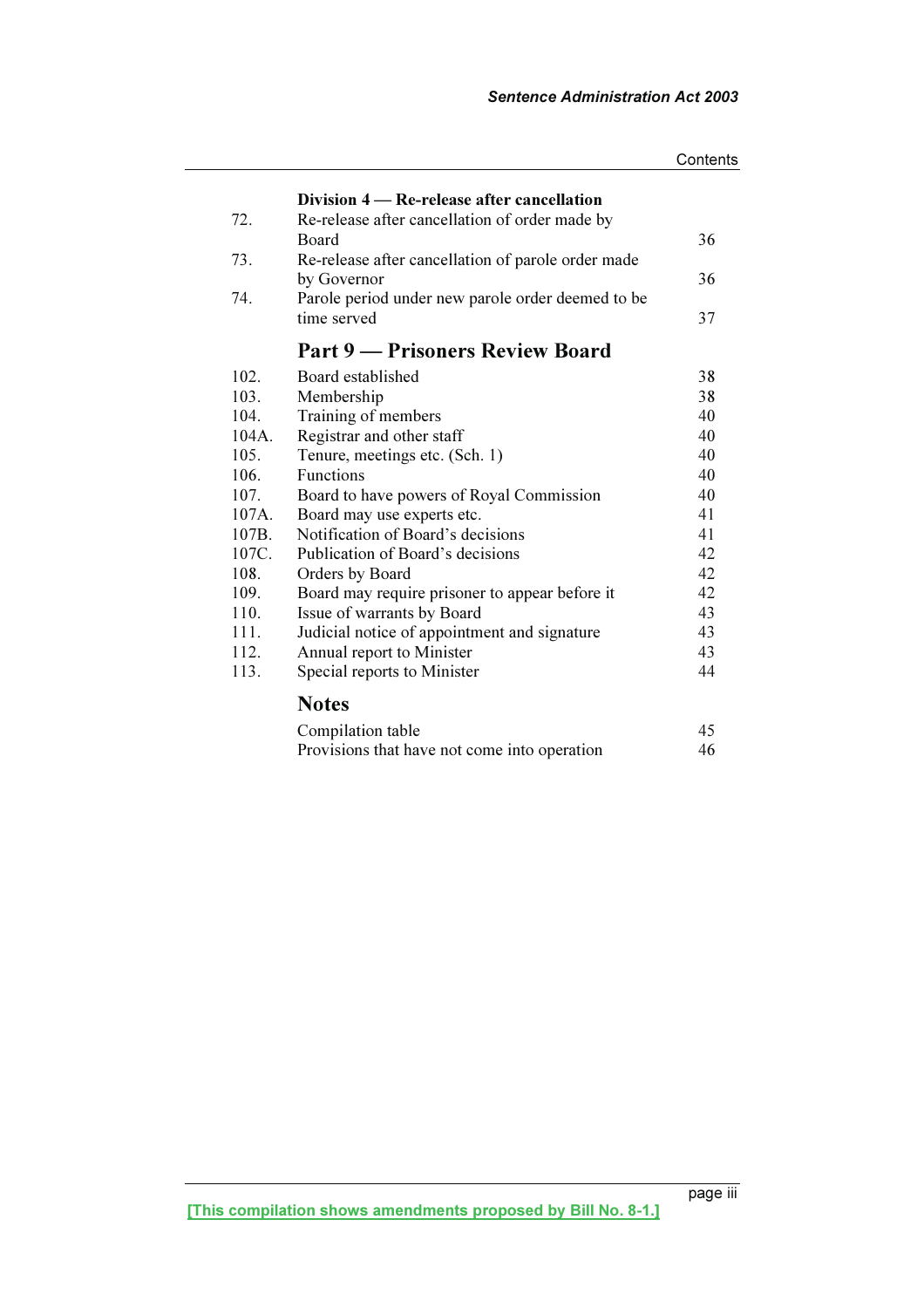### Division 4 — Re-release after cancellation

| | | |
|---|---|---|
| 72. | Re-release after cancellation of order made by Board | 36 |
| 73. | Re-release after cancellation of parole order made by Governor | 36 |
| 74. | Parole period under new parole order deemed to be time served | 37 |

## Part 9 — Prisoners Review Board

| | | |
|---|---|---|
| 102. | Board established | 38 |
| 103. | Membership | 38 |
| 104. | Training of members | 40 |
| 104A. | Registrar and other staff | 40 |
| 105. | Tenure, meetings etc. (Sch. 1) | 40 |
| 106. | Functions | 40 |
| 107. | Board to have powers of Royal Commission | 40 |
| 107A. | Board may use experts etc. | 41 |
| 107B. | Notification of Board's decisions | 41 |
| 107C. | Publication of Board's decisions | 42 |
| 108. | Orders by Board | 42 |
| 109. | Board may require prisoner to appear before it | 42 |
| 110. | Issue of warrants by Board | 43 |
| 111. | Judicial notice of appointment and signature | 43 |
| 112. | Annual report to Minister | 43 |
| 113. | Special reports to Minister | 44 |

## Notes

| | |
|---|---|
| Compilation table | 45 |
| Provisions that have not come into operation | 46 |

[This compilation shows amendments proposed by Bill No. 8-1.]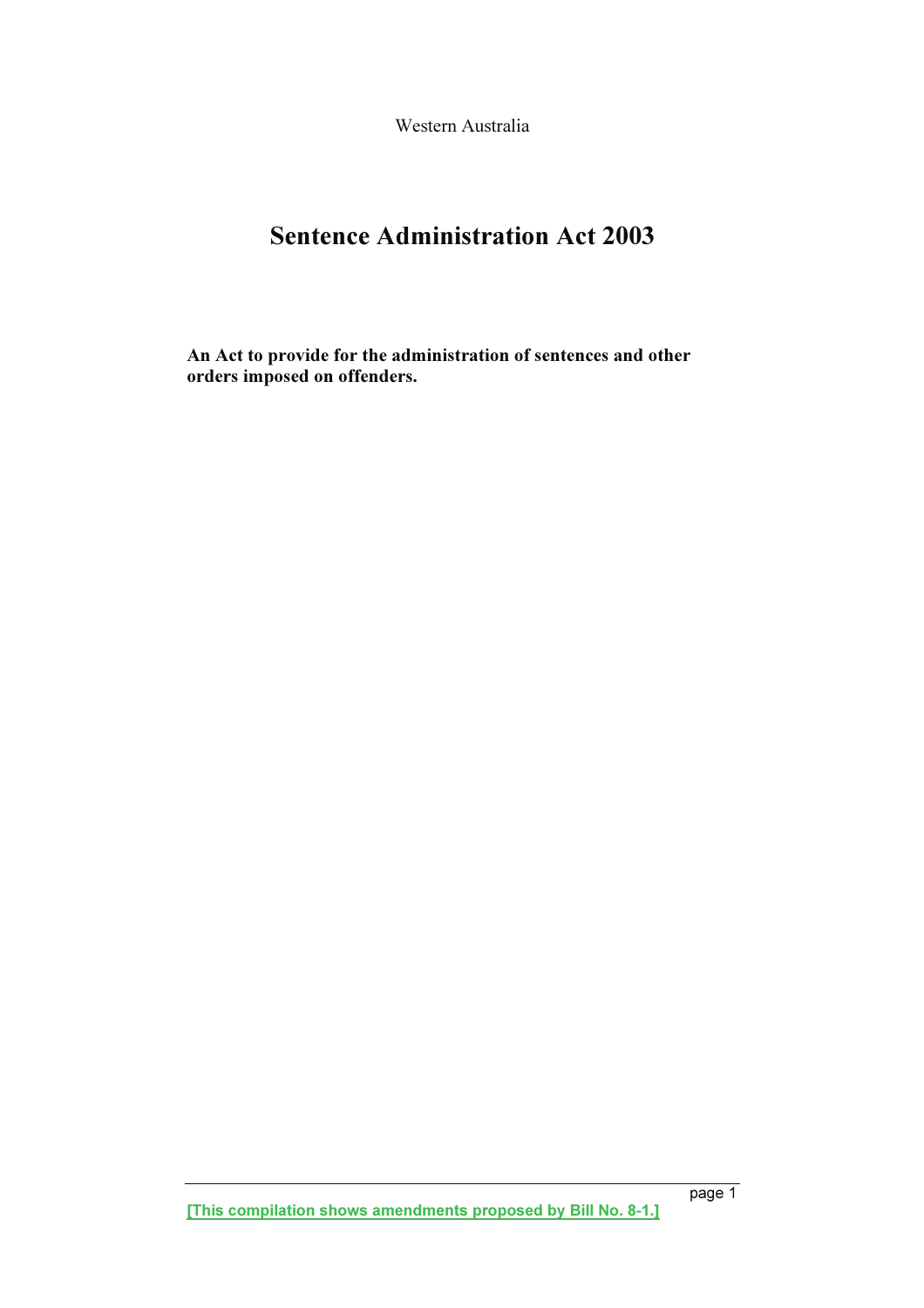Western Australia

# Sentence Administration Act 2003

**An Act to provide for the administration of sentences and other orders imposed on offenders.**

**[This compilation shows amendments proposed by Bill No. 8-1.]**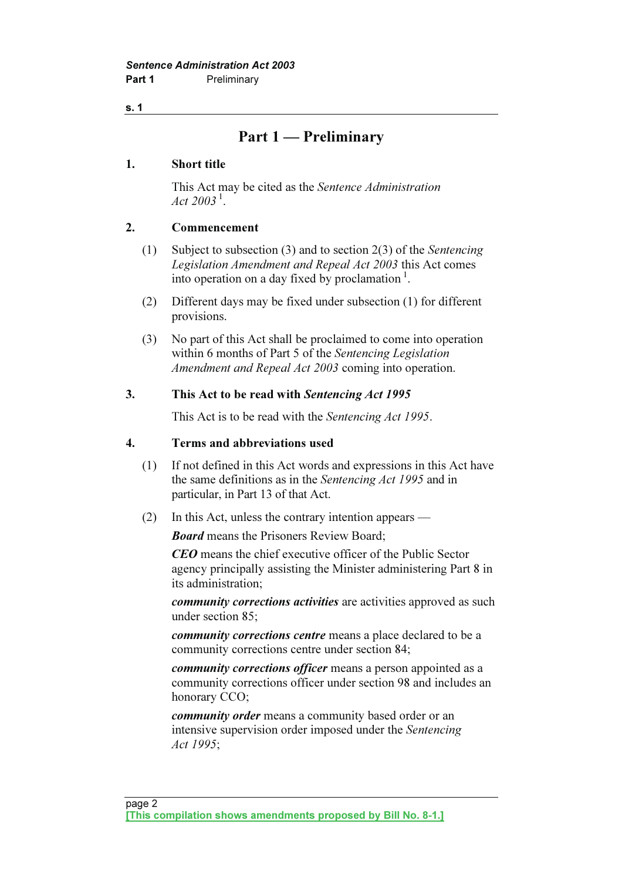## Part 1 — Preliminary

### 1. Short title

This Act may be cited as the *Sentence Administration Act 2003* [1].

### 2. Commencement

(1) Subject to subsection (3) and to section 2(3) of the *Sentencing Legislation Amendment and Repeal Act 2003* this Act comes into operation on a day fixed by proclamation [1].

(2) Different days may be fixed under subsection (1) for different provisions.

(3) No part of this Act shall be proclaimed to come into operation within 6 months of Part 5 of the *Sentencing Legislation Amendment and Repeal Act 2003* coming into operation.

### 3. This Act to be read with *Sentencing Act 1995*

This Act is to be read with the *Sentencing Act 1995*.

### 4. Terms and abbreviations used

(1) If not defined in this Act words and expressions in this Act have the same definitions as in the *Sentencing Act 1995* and in particular, in Part 13 of that Act.

(2) In this Act, unless the contrary intention appears —

***Board*** means the Prisoners Review Board;

***CEO*** means the chief executive officer of the Public Sector agency principally assisting the Minister administering Part 8 in its administration;

***community corrections activities*** are activities approved as such under section 85;

***community corrections centre*** means a place declared to be a community corrections centre under section 84;

***community corrections officer*** means a person appointed as a community corrections officer under section 98 and includes an honorary CCO;

***community order*** means a community based order or an intensive supervision order imposed under the *Sentencing Act 1995*;

[This compilation shows amendments proposed by Bill No. 8-1.]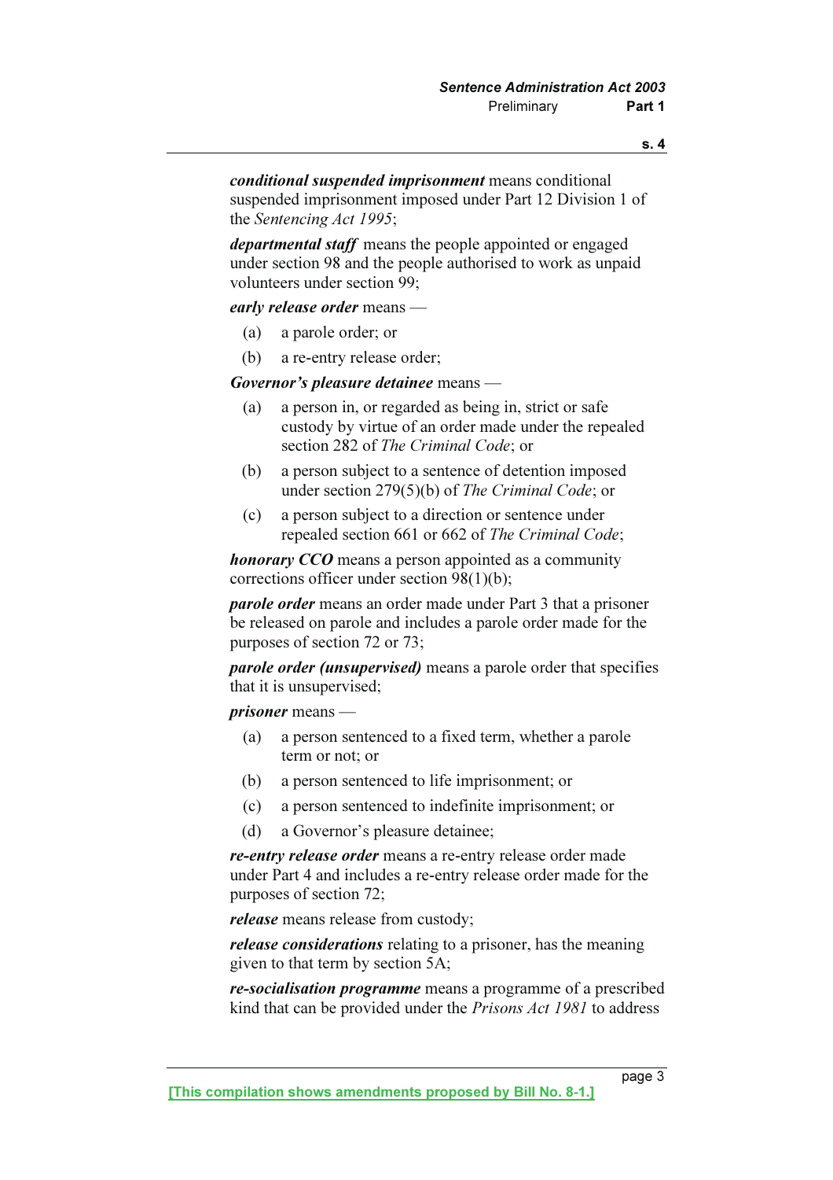***conditional suspended imprisonment*** means conditional suspended imprisonment imposed under Part 12 Division 1 of the *Sentencing Act 1995*;

***departmental staff*** means the people appointed or engaged under section 98 and the people authorised to work as unpaid volunteers under section 99;

***early release order*** means —

(a) a parole order; or

(b) a re-entry release order;

***Governor's pleasure detainee*** means —

(a) a person in, or regarded as being in, strict or safe custody by virtue of an order made under the repealed section 282 of *The Criminal Code*; or

(b) a person subject to a sentence of detention imposed under section 279(5)(b) of *The Criminal Code*; or

(c) a person subject to a direction or sentence under repealed section 661 or 662 of *The Criminal Code*;

***honorary CCO*** means a person appointed as a community corrections officer under section 98(1)(b);

***parole order*** means an order made under Part 3 that a prisoner be released on parole and includes a parole order made for the purposes of section 72 or 73;

***parole order (unsupervised)*** means a parole order that specifies that it is unsupervised;

***prisoner*** means —

(a) a person sentenced to a fixed term, whether a parole term or not; or

(b) a person sentenced to life imprisonment; or

(c) a person sentenced to indefinite imprisonment; or

(d) a Governor's pleasure detainee;

***re-entry release order*** means a re-entry release order made under Part 4 and includes a re-entry release order made for the purposes of section 72;

***release*** means release from custody;

***release considerations*** relating to a prisoner, has the meaning given to that term by section 5A;

***re-socialisation programme*** means a programme of a prescribed kind that can be provided under the *Prisons Act 1981* to address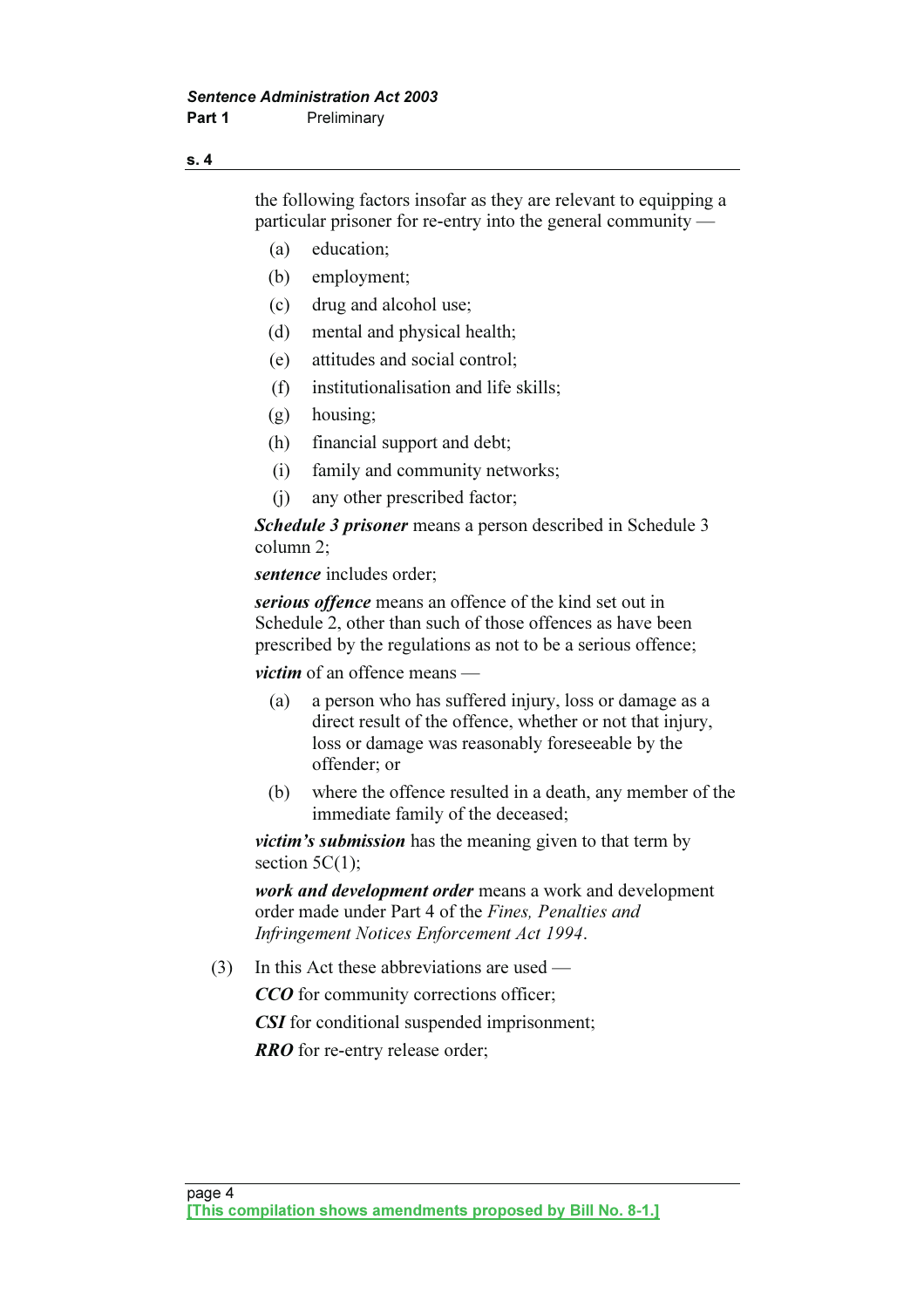the following factors insofar as they are relevant to equipping a particular prisoner for re-entry into the general community —

(a) education;

(b) employment;

(c) drug and alcohol use;

(d) mental and physical health;

(e) attitudes and social control;

(f) institutionalisation and life skills;

(g) housing;

(h) financial support and debt;

(i) family and community networks;

(j) any other prescribed factor;

***Schedule 3 prisoner*** means a person described in Schedule 3 column 2;

***sentence*** includes order;

***serious offence*** means an offence of the kind set out in Schedule 2, other than such of those offences as have been prescribed by the regulations as not to be a serious offence;

***victim*** of an offence means —

(a) a person who has suffered injury, loss or damage as a direct result of the offence, whether or not that injury, loss or damage was reasonably foreseeable by the offender; or

(b) where the offence resulted in a death, any member of the immediate family of the deceased;

***victim's submission*** has the meaning given to that term by section 5C(1);

***work and development order*** means a work and development order made under Part 4 of the *Fines, Penalties and Infringement Notices Enforcement Act 1994*.

(3) In this Act these abbreviations are used —

***CCO*** for community corrections officer;

***CSI*** for conditional suspended imprisonment;

***RRO*** for re-entry release order;

[This compilation shows amendments proposed by Bill No. 8-1.]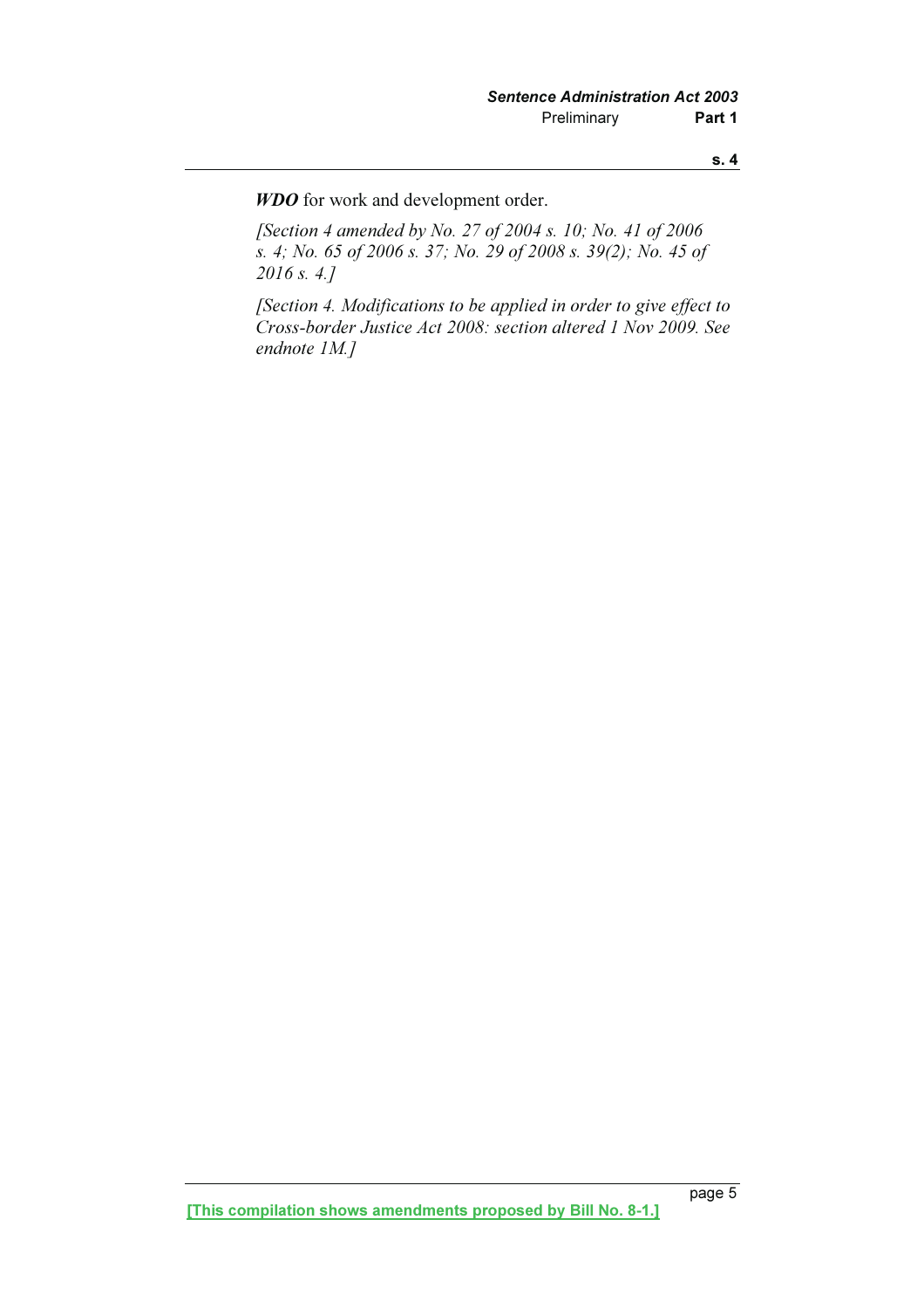***WDO*** for work and development order.

*[Section 4 amended by No. 27 of 2004 s. 10; No. 41 of 2006 s. 4; No. 65 of 2006 s. 37; No. 29 of 2008 s. 39(2); No. 45 of 2016 s. 4.]*

*[Section 4. Modifications to be applied in order to give effect to Cross-border Justice Act 2008: section altered 1 Nov 2009. See endnote 1M.]*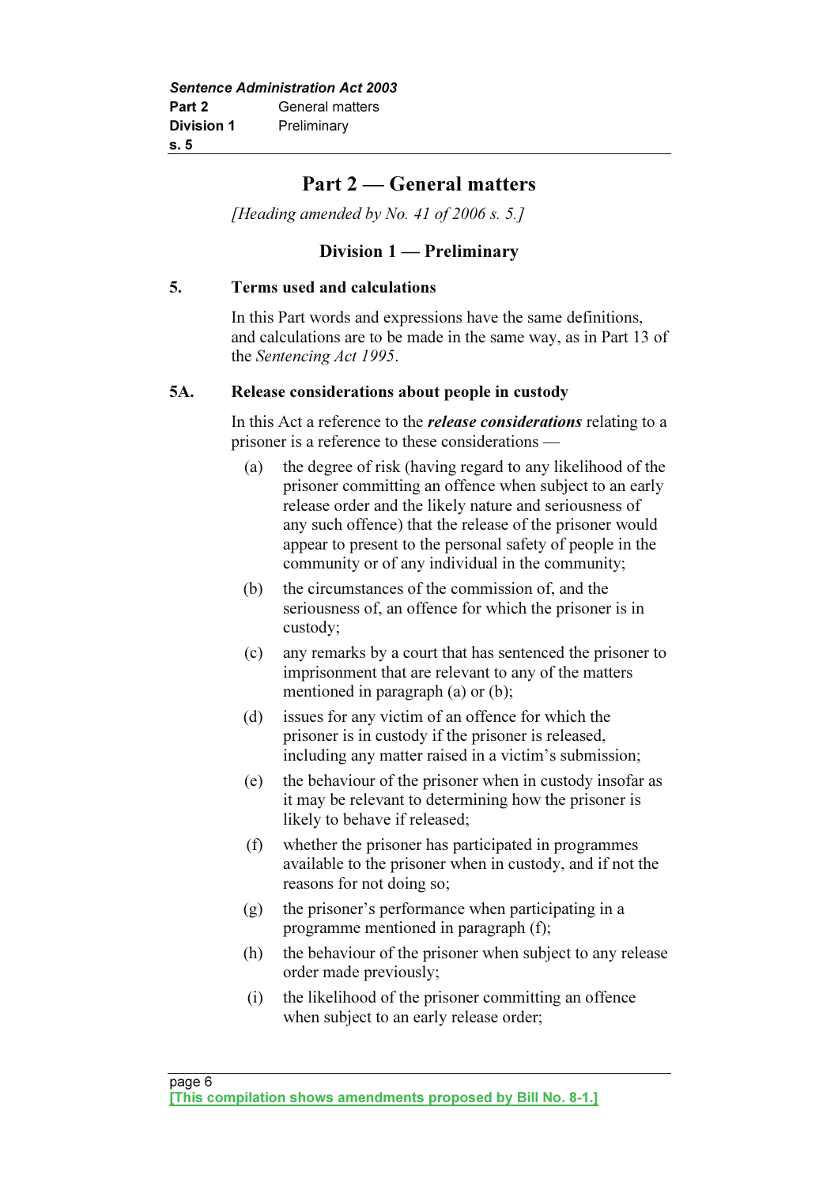# Part 2 — General matters

*[Heading amended by No. 41 of 2006 s. 5.]*

## Division 1 — Preliminary

### 5. Terms used and calculations

In this Part words and expressions have the same definitions, and calculations are to be made in the same way, as in Part 13 of the *Sentencing Act 1995*.

### 5A. Release considerations about people in custody

In this Act a reference to the ***release considerations*** relating to a prisoner is a reference to these considerations —

(a) the degree of risk (having regard to any likelihood of the prisoner committing an offence when subject to an early release order and the likely nature and seriousness of any such offence) that the release of the prisoner would appear to present to the personal safety of people in the community or of any individual in the community;

(b) the circumstances of the commission of, and the seriousness of, an offence for which the prisoner is in custody;

(c) any remarks by a court that has sentenced the prisoner to imprisonment that are relevant to any of the matters mentioned in paragraph (a) or (b);

(d) issues for any victim of an offence for which the prisoner is in custody if the prisoner is released, including any matter raised in a victim's submission;

(e) the behaviour of the prisoner when in custody insofar as it may be relevant to determining how the prisoner is likely to behave if released;

(f) whether the prisoner has participated in programmes available to the prisoner when in custody, and if not the reasons for not doing so;

(g) the prisoner's performance when participating in a programme mentioned in paragraph (f);

(h) the behaviour of the prisoner when subject to any release order made previously;

(i) the likelihood of the prisoner committing an offence when subject to an early release order;

**[This compilation shows amendments proposed by Bill No. 8-1.]**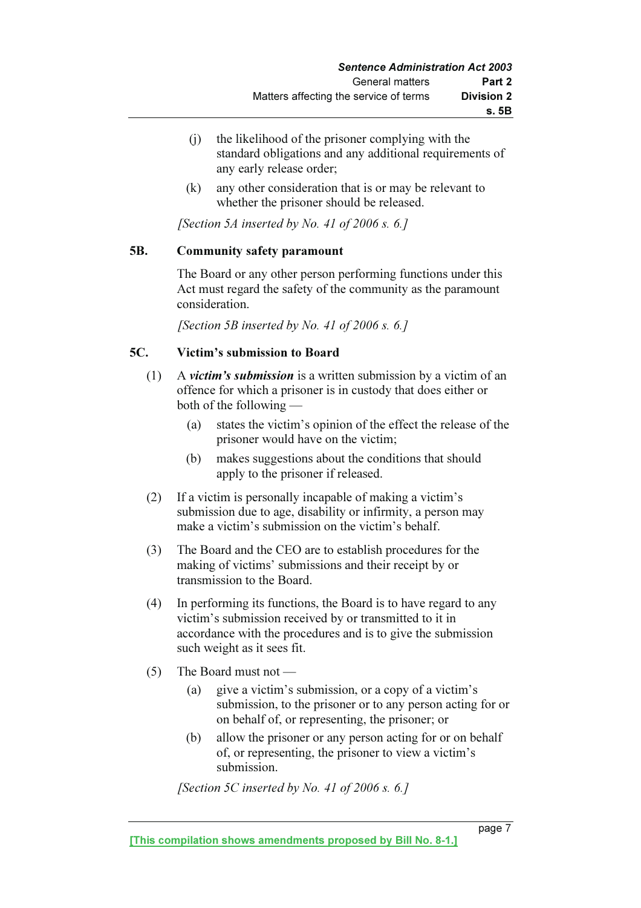(j) the likelihood of the prisoner complying with the standard obligations and any additional requirements of any early release order;

(k) any other consideration that is or may be relevant to whether the prisoner should be released.

*[Section 5A inserted by No. 41 of 2006 s. 6.]*

### 5B. Community safety paramount

The Board or any other person performing functions under this Act must regard the safety of the community as the paramount consideration.

*[Section 5B inserted by No. 41 of 2006 s. 6.]*

### 5C. Victim's submission to Board

(1) A ***victim's submission*** is a written submission by a victim of an offence for which a prisoner is in custody that does either or both of the following —

(a) states the victim's opinion of the effect the release of the prisoner would have on the victim;

(b) makes suggestions about the conditions that should apply to the prisoner if released.

(2) If a victim is personally incapable of making a victim's submission due to age, disability or infirmity, a person may make a victim's submission on the victim's behalf.

(3) The Board and the CEO are to establish procedures for the making of victims' submissions and their receipt by or transmission to the Board.

(4) In performing its functions, the Board is to have regard to any victim's submission received by or transmitted to it in accordance with the procedures and is to give the submission such weight as it sees fit.

(5) The Board must not —

(a) give a victim's submission, or a copy of a victim's submission, to the prisoner or to any person acting for or on behalf of, or representing, the prisoner; or

(b) allow the prisoner or any person acting for or on behalf of, or representing, the prisoner to view a victim's submission.

*[Section 5C inserted by No. 41 of 2006 s. 6.]*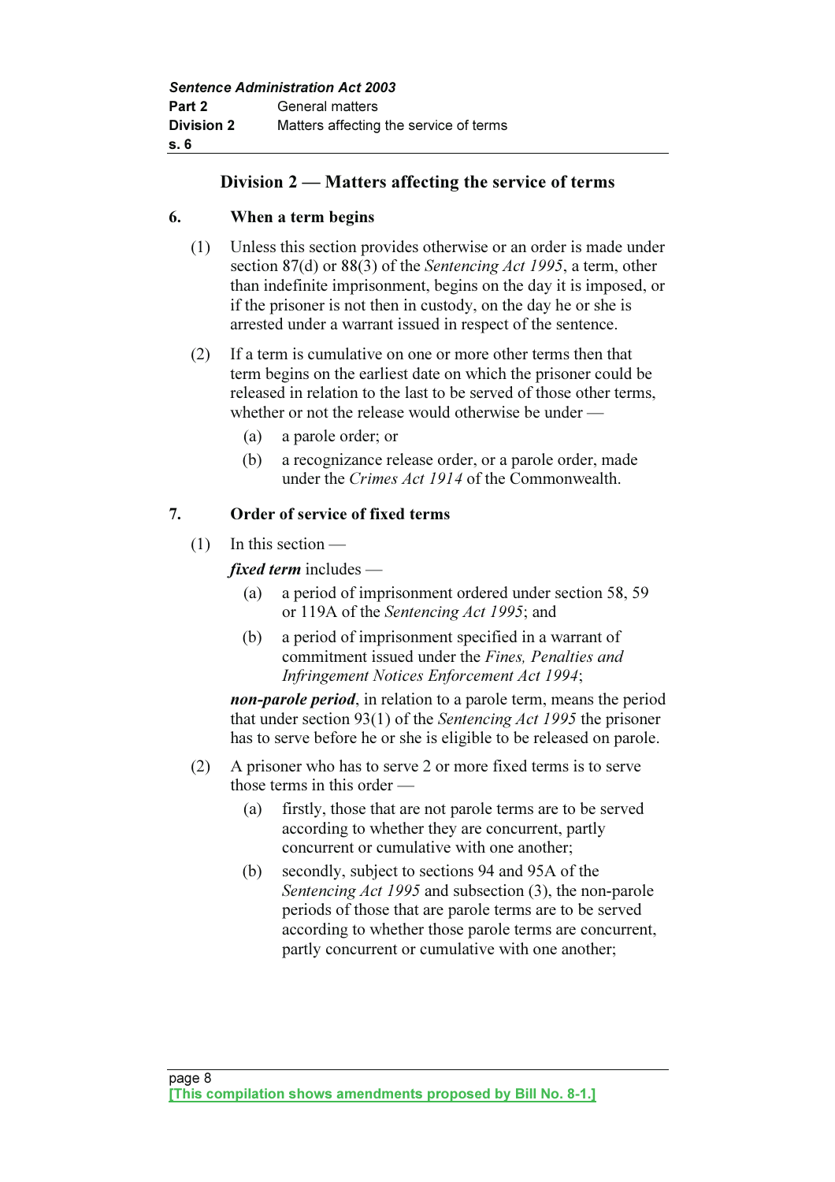## Division 2 — Matters affecting the service of terms

### 6. When a term begins

(1) Unless this section provides otherwise or an order is made under section 87(d) or 88(3) of the *Sentencing Act 1995*, a term, other than indefinite imprisonment, begins on the day it is imposed, or if the prisoner is not then in custody, on the day he or she is arrested under a warrant issued in respect of the sentence.

(2) If a term is cumulative on one or more other terms then that term begins on the earliest date on which the prisoner could be released in relation to the last to be served of those other terms, whether or not the release would otherwise be under —

(a) a parole order; or

(b) a recognizance release order, or a parole order, made under the *Crimes Act 1914* of the Commonwealth.

### 7. Order of service of fixed terms

(1) In this section —

***fixed term*** includes —

(a) a period of imprisonment ordered under section 58, 59 or 119A of the *Sentencing Act 1995*; and

(b) a period of imprisonment specified in a warrant of commitment issued under the *Fines, Penalties and Infringement Notices Enforcement Act 1994*;

***non-parole period***, in relation to a parole term, means the period that under section 93(1) of the *Sentencing Act 1995* the prisoner has to serve before he or she is eligible to be released on parole.

(2) A prisoner who has to serve 2 or more fixed terms is to serve those terms in this order —

(a) firstly, those that are not parole terms are to be served according to whether they are concurrent, partly concurrent or cumulative with one another;

(b) secondly, subject to sections 94 and 95A of the *Sentencing Act 1995* and subsection (3), the non-parole periods of those that are parole terms are to be served according to whether those parole terms are concurrent, partly concurrent or cumulative with one another;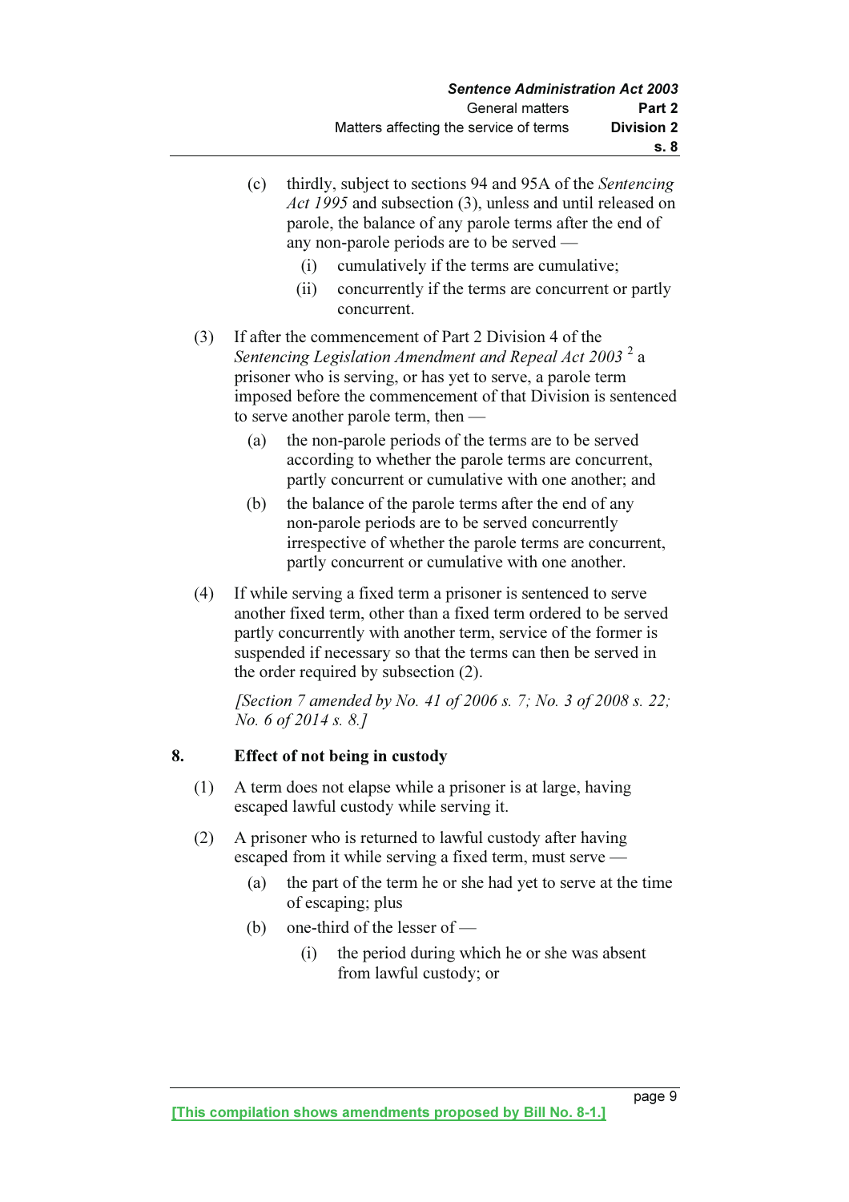(c) thirdly, subject to sections 94 and 95A of the *Sentencing Act 1995* and subsection (3), unless and until released on parole, the balance of any parole terms after the end of any non-parole periods are to be served —

  (i) cumulatively if the terms are cumulative;

  (ii) concurrently if the terms are concurrent or partly concurrent.

(3) If after the commencement of Part 2 Division 4 of the *Sentencing Legislation Amendment and Repeal Act 2003* [2] a prisoner who is serving, or has yet to serve, a parole term imposed before the commencement of that Division is sentenced to serve another parole term, then —

  (a) the non-parole periods of the terms are to be served according to whether the parole terms are concurrent, partly concurrent or cumulative with one another; and

  (b) the balance of the parole terms after the end of any non-parole periods are to be served concurrently irrespective of whether the parole terms are concurrent, partly concurrent or cumulative with one another.

(4) If while serving a fixed term a prisoner is sentenced to serve another fixed term, other than a fixed term ordered to be served partly concurrently with another term, service of the former is suspended if necessary so that the terms can then be served in the order required by subsection (2).

*[Section 7 amended by No. 41 of 2006 s. 7; No. 3 of 2008 s. 22; No. 6 of 2014 s. 8.]*

## 8. Effect of not being in custody

(1) A term does not elapse while a prisoner is at large, having escaped lawful custody while serving it.

(2) A prisoner who is returned to lawful custody after having escaped from it while serving a fixed term, must serve —

  (a) the part of the term he or she had yet to serve at the time of escaping; plus

  (b) one-third of the lesser of —

    (i) the period during which he or she was absent from lawful custody; or

[This compilation shows amendments proposed by Bill No. 8-1.]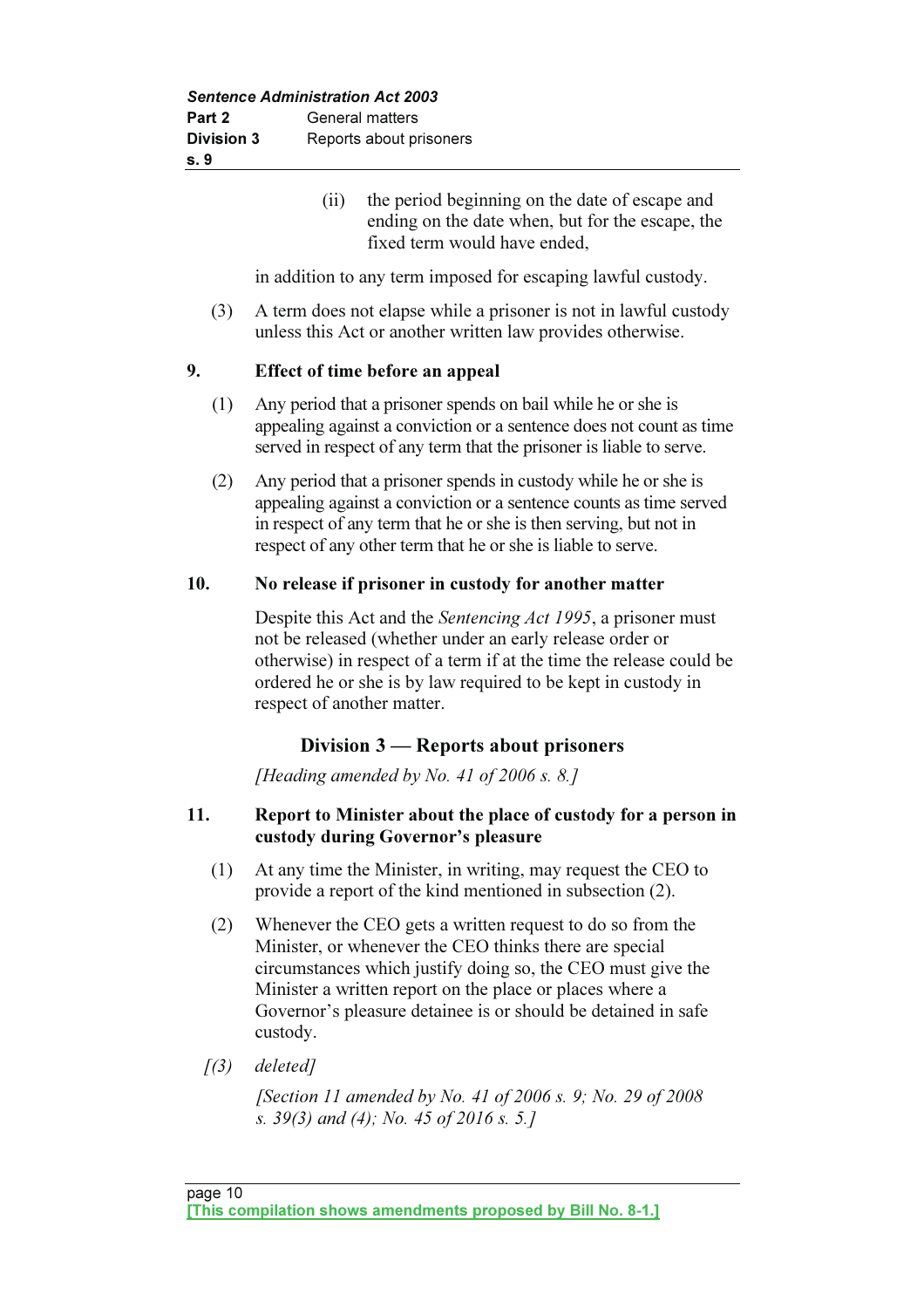(ii) the period beginning on the date of escape and ending on the date when, but for the escape, the fixed term would have ended,

in addition to any term imposed for escaping lawful custody.

(3) A term does not elapse while a prisoner is not in lawful custody unless this Act or another written law provides otherwise.

**9. Effect of time before an appeal**

(1) Any period that a prisoner spends on bail while he or she is appealing against a conviction or a sentence does not count as time served in respect of any term that the prisoner is liable to serve.

(2) Any period that a prisoner spends in custody while he or she is appealing against a conviction or a sentence counts as time served in respect of any term that he or she is then serving, but not in respect of any other term that he or she is liable to serve.

**10. No release if prisoner in custody for another matter**

Despite this Act and the *Sentencing Act 1995*, a prisoner must not be released (whether under an early release order or otherwise) in respect of a term if at the time the release could be ordered he or she is by law required to be kept in custody in respect of another matter.

## Division 3 — Reports about prisoners

*[Heading amended by No. 41 of 2006 s. 8.]*

**11. Report to Minister about the place of custody for a person in custody during Governor's pleasure**

(1) At any time the Minister, in writing, may request the CEO to provide a report of the kind mentioned in subsection (2).

(2) Whenever the CEO gets a written request to do so from the Minister, or whenever the CEO thinks there are special circumstances which justify doing so, the CEO must give the Minister a written report on the place or places where a Governor's pleasure detainee is or should be detained in safe custody.

*[(3) deleted]*

*[Section 11 amended by No. 41 of 2006 s. 9; No. 29 of 2008 s. 39(3) and (4); No. 45 of 2016 s. 5.]*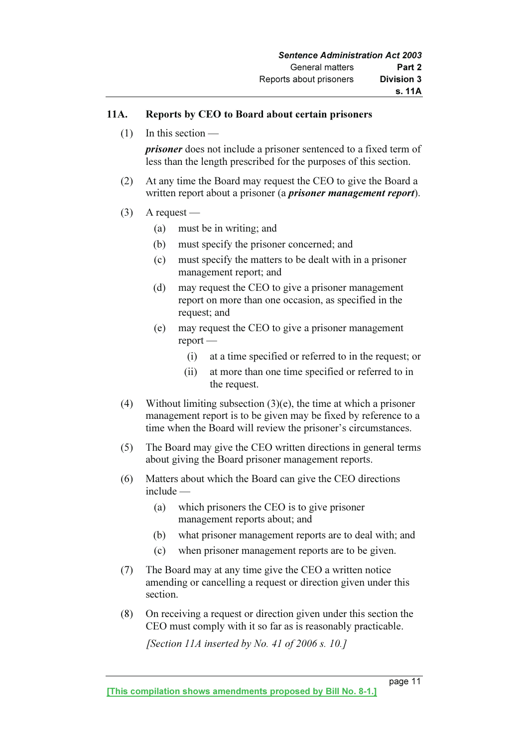## 11A. Reports by CEO to Board about certain prisoners

(1) In this section —

***prisoner*** does not include a prisoner sentenced to a fixed term of less than the length prescribed for the purposes of this section.

(2) At any time the Board may request the CEO to give the Board a written report about a prisoner (a ***prisoner management report***).

(3) A request —

   (a) must be in writing; and

   (b) must specify the prisoner concerned; and

   (c) must specify the matters to be dealt with in a prisoner management report; and

   (d) may request the CEO to give a prisoner management report on more than one occasion, as specified in the request; and

   (e) may request the CEO to give a prisoner management report —

      (i) at a time specified or referred to in the request; or

      (ii) at more than one time specified or referred to in the request.

(4) Without limiting subsection (3)(e), the time at which a prisoner management report is to be given may be fixed by reference to a time when the Board will review the prisoner's circumstances.

(5) The Board may give the CEO written directions in general terms about giving the Board prisoner management reports.

(6) Matters about which the Board can give the CEO directions include —

   (a) which prisoners the CEO is to give prisoner management reports about; and

   (b) what prisoner management reports are to deal with; and

   (c) when prisoner management reports are to be given.

(7) The Board may at any time give the CEO a written notice amending or cancelling a request or direction given under this section.

(8) On receiving a request or direction given under this section the CEO must comply with it so far as is reasonably practicable.

*[Section 11A inserted by No. 41 of 2006 s. 10.]*

[This compilation shows amendments proposed by Bill No. 8-1.]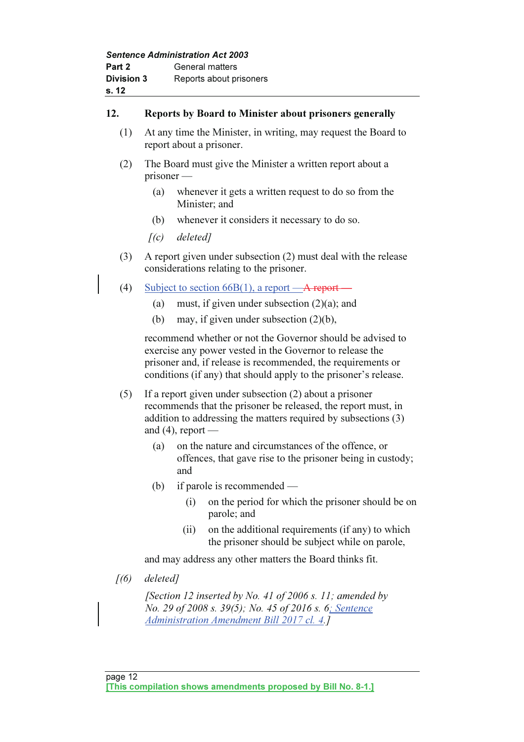## 12. Reports by Board to Minister about prisoners generally

(1) At any time the Minister, in writing, may request the Board to report about a prisoner.

(2) The Board must give the Minister a written report about a prisoner —

(a) whenever it gets a written request to do so from the Minister; and

(b) whenever it considers it necessary to do so.

*[(c) deleted]*

(3) A report given under subsection (2) must deal with the release considerations relating to the prisoner.

(4) Subject to section 66B(1), a report — ~~A report —~~

(a) must, if given under subsection (2)(a); and

(b) may, if given under subsection (2)(b),

recommend whether or not the Governor should be advised to exercise any power vested in the Governor to release the prisoner and, if release is recommended, the requirements or conditions (if any) that should apply to the prisoner's release.

(5) If a report given under subsection (2) about a prisoner recommends that the prisoner be released, the report must, in addition to addressing the matters required by subsections (3) and (4), report —

(a) on the nature and circumstances of the offence, or offences, that gave rise to the prisoner being in custody; and

(b) if parole is recommended —

(i) on the period for which the prisoner should be on parole; and

(ii) on the additional requirements (if any) to which the prisoner should be subject while on parole,

and may address any other matters the Board thinks fit.

*[(6) deleted]*

*[Section 12 inserted by No. 41 of 2006 s. 11; amended by No. 29 of 2008 s. 39(5); No. 45 of 2016 s. 6; Sentence Administration Amendment Bill 2017 cl. 4.]*

[This compilation shows amendments proposed by Bill No. 8-1.]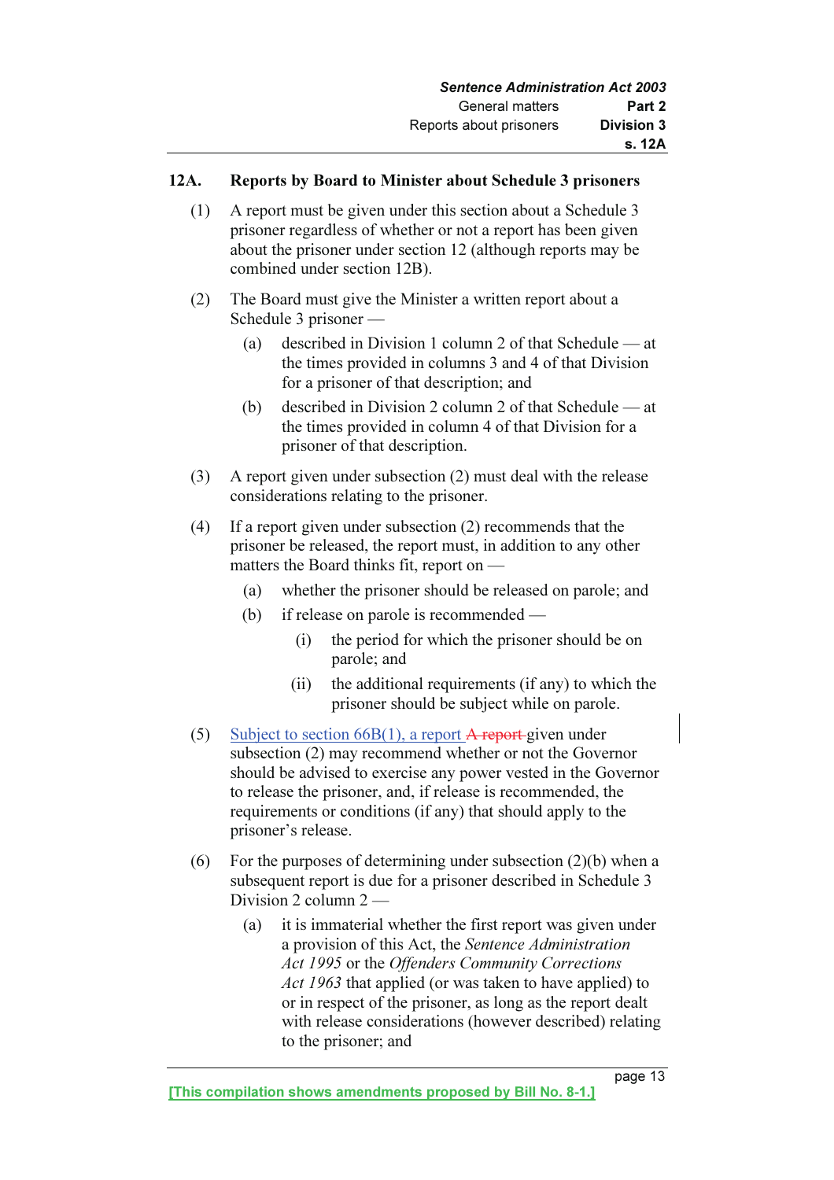**12A. Reports by Board to Minister about Schedule 3 prisoners**

(1) A report must be given under this section about a Schedule 3 prisoner regardless of whether or not a report has been given about the prisoner under section 12 (although reports may be combined under section 12B).

(2) The Board must give the Minister a written report about a Schedule 3 prisoner —

(a) described in Division 1 column 2 of that Schedule — at the times provided in columns 3 and 4 of that Division for a prisoner of that description; and

(b) described in Division 2 column 2 of that Schedule — at the times provided in column 4 of that Division for a prisoner of that description.

(3) A report given under subsection (2) must deal with the release considerations relating to the prisoner.

(4) If a report given under subsection (2) recommends that the prisoner be released, the report must, in addition to any other matters the Board thinks fit, report on —

(a) whether the prisoner should be released on parole; and

(b) if release on parole is recommended —

(i) the period for which the prisoner should be on parole; and

(ii) the additional requirements (if any) to which the prisoner should be subject while on parole.

(5) Subject to section 66B(1), a report ~~A report~~ given under subsection (2) may recommend whether or not the Governor should be advised to exercise any power vested in the Governor to release the prisoner, and, if release is recommended, the requirements or conditions (if any) that should apply to the prisoner's release.

(6) For the purposes of determining under subsection (2)(b) when a subsequent report is due for a prisoner described in Schedule 3 Division 2 column 2 —

(a) it is immaterial whether the first report was given under a provision of this Act, the *Sentence Administration Act 1995* or the *Offenders Community Corrections Act 1963* that applied (or was taken to have applied) to or in respect of the prisoner, as long as the report dealt with release considerations (however described) relating to the prisoner; and

[This compilation shows amendments proposed by Bill No. 8-1.]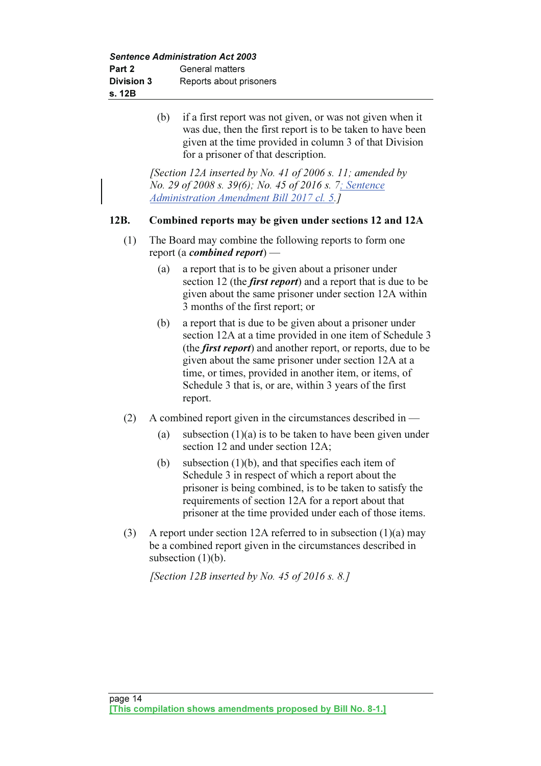(b) if a first report was not given, or was not given when it was due, then the first report is to be taken to have been given at the time provided in column 3 of that Division for a prisoner of that description.

*[Section 12A inserted by No. 41 of 2006 s. 11; amended by No. 29 of 2008 s. 39(6); No. 45 of 2016 s. 7; Sentence Administration Amendment Bill 2017 cl. 5.]*

### 12B. Combined reports may be given under sections 12 and 12A

(1) The Board may combine the following reports to form one report (a ***combined report***) —

(a) a report that is to be given about a prisoner under section 12 (the ***first report***) and a report that is due to be given about the same prisoner under section 12A within 3 months of the first report; or

(b) a report that is due to be given about a prisoner under section 12A at a time provided in one item of Schedule 3 (the ***first report***) and another report, or reports, due to be given about the same prisoner under section 12A at a time, or times, provided in another item, or items, of Schedule 3 that is, or are, within 3 years of the first report.

(2) A combined report given in the circumstances described in —

(a) subsection (1)(a) is to be taken to have been given under section 12 and under section 12A;

(b) subsection (1)(b), and that specifies each item of Schedule 3 in respect of which a report about the prisoner is being combined, is to be taken to satisfy the requirements of section 12A for a report about that prisoner at the time provided under each of those items.

(3) A report under section 12A referred to in subsection (1)(a) may be a combined report given in the circumstances described in subsection (1)(b).

*[Section 12B inserted by No. 45 of 2016 s. 8.]*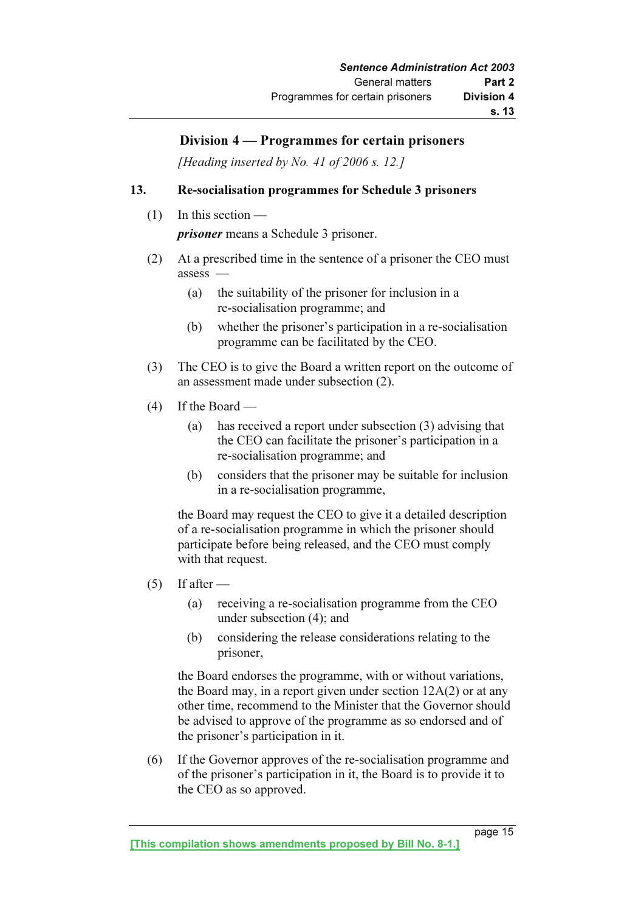## Division 4 — Programmes for certain prisoners

*[Heading inserted by No. 41 of 2006 s. 12.]*

### 13. Re-socialisation programmes for Schedule 3 prisoners

(1) In this section —

***prisoner*** means a Schedule 3 prisoner.

(2) At a prescribed time in the sentence of a prisoner the CEO must assess —

(a) the suitability of the prisoner for inclusion in a re-socialisation programme; and

(b) whether the prisoner's participation in a re-socialisation programme can be facilitated by the CEO.

(3) The CEO is to give the Board a written report on the outcome of an assessment made under subsection (2).

(4) If the Board —

(a) has received a report under subsection (3) advising that the CEO can facilitate the prisoner's participation in a re-socialisation programme; and

(b) considers that the prisoner may be suitable for inclusion in a re-socialisation programme,

the Board may request the CEO to give it a detailed description of a re-socialisation programme in which the prisoner should participate before being released, and the CEO must comply with that request.

(5) If after —

(a) receiving a re-socialisation programme from the CEO under subsection (4); and

(b) considering the release considerations relating to the prisoner,

the Board endorses the programme, with or without variations, the Board may, in a report given under section 12A(2) or at any other time, recommend to the Minister that the Governor should be advised to approve of the programme as so endorsed and of the prisoner's participation in it.

(6) If the Governor approves of the re-socialisation programme and of the prisoner's participation in it, the Board is to provide it to the CEO as so approved.

[This compilation shows amendments proposed by Bill No. 8-1.]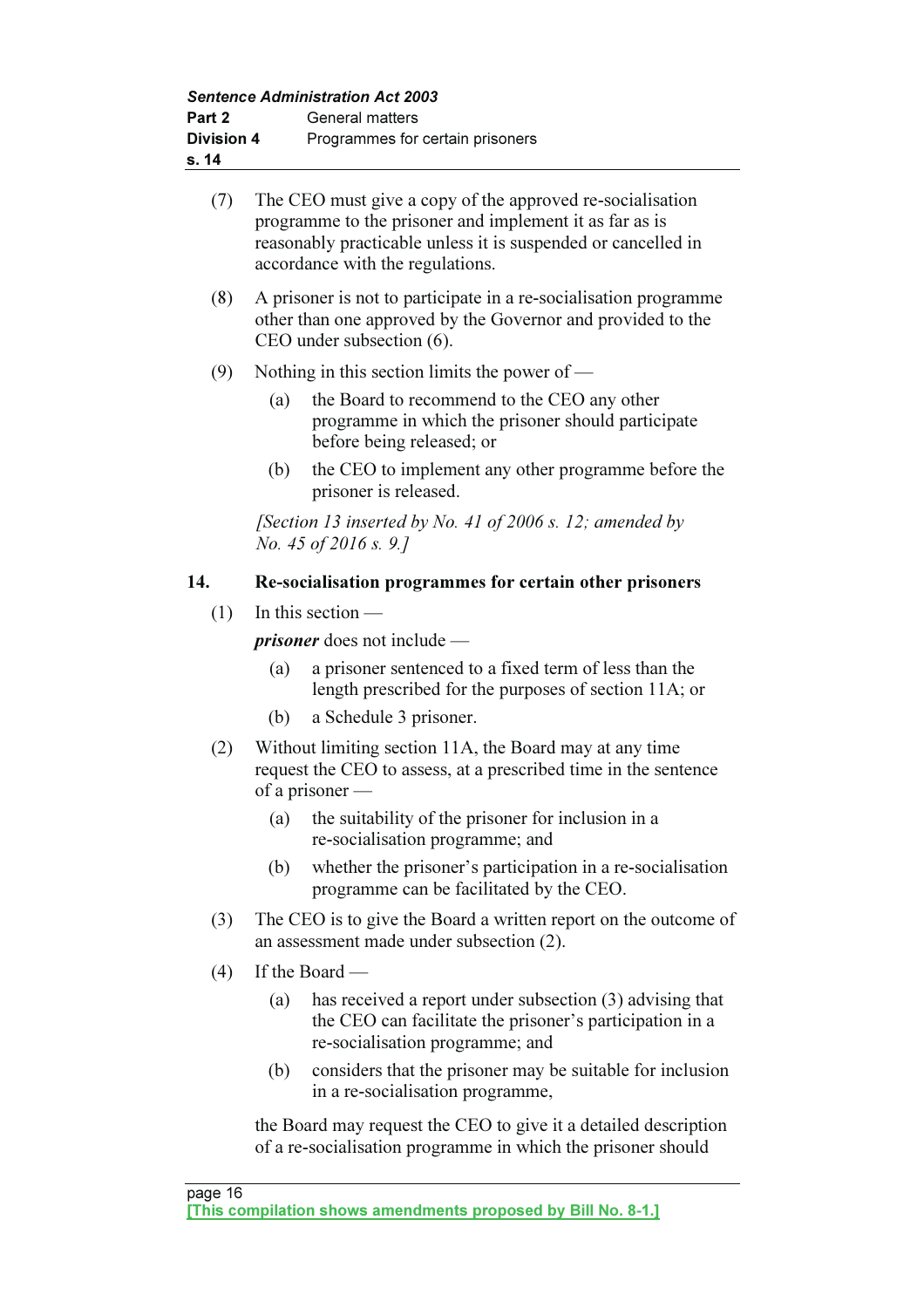(7) The CEO must give a copy of the approved re-socialisation programme to the prisoner and implement it as far as is reasonably practicable unless it is suspended or cancelled in accordance with the regulations.

(8) A prisoner is not to participate in a re-socialisation programme other than one approved by the Governor and provided to the CEO under subsection (6).

(9) Nothing in this section limits the power of —

(a) the Board to recommend to the CEO any other programme in which the prisoner should participate before being released; or

(b) the CEO to implement any other programme before the prisoner is released.

*[Section 13 inserted by No. 41 of 2006 s. 12; amended by No. 45 of 2016 s. 9.]*

### 14. Re-socialisation programmes for certain other prisoners

(1) In this section —

***prisoner*** does not include —

(a) a prisoner sentenced to a fixed term of less than the length prescribed for the purposes of section 11A; or

(b) a Schedule 3 prisoner.

(2) Without limiting section 11A, the Board may at any time request the CEO to assess, at a prescribed time in the sentence of a prisoner —

(a) the suitability of the prisoner for inclusion in a re-socialisation programme; and

(b) whether the prisoner's participation in a re-socialisation programme can be facilitated by the CEO.

(3) The CEO is to give the Board a written report on the outcome of an assessment made under subsection (2).

(4) If the Board —

(a) has received a report under subsection (3) advising that the CEO can facilitate the prisoner's participation in a re-socialisation programme; and

(b) considers that the prisoner may be suitable for inclusion in a re-socialisation programme,

the Board may request the CEO to give it a detailed description of a re-socialisation programme in which the prisoner should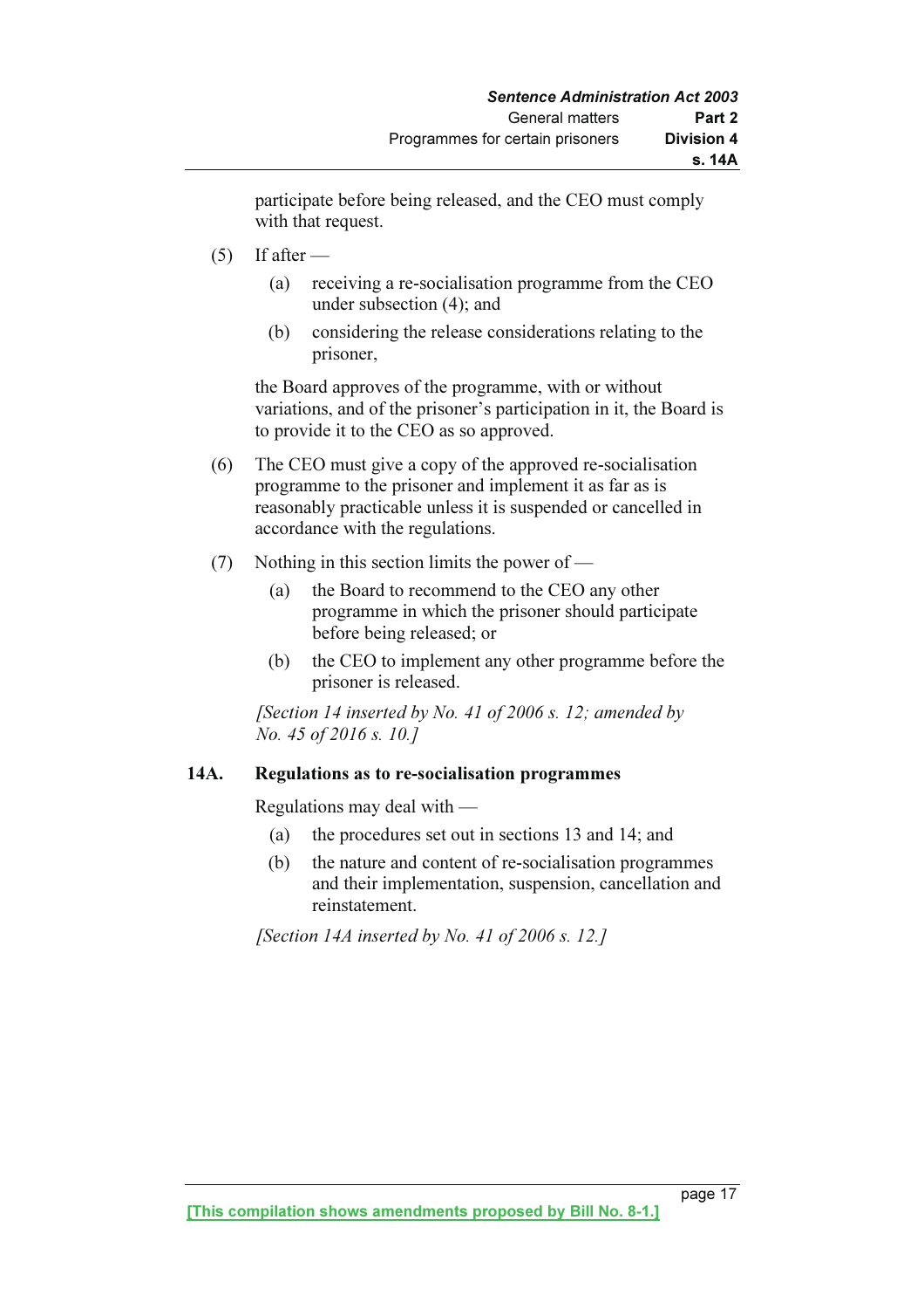participate before being released, and the CEO must comply with that request.

(5) If after —

(a) receiving a re-socialisation programme from the CEO under subsection (4); and

(b) considering the release considerations relating to the prisoner,

the Board approves of the programme, with or without variations, and of the prisoner's participation in it, the Board is to provide it to the CEO as so approved.

(6) The CEO must give a copy of the approved re-socialisation programme to the prisoner and implement it as far as is reasonably practicable unless it is suspended or cancelled in accordance with the regulations.

(7) Nothing in this section limits the power of —

(a) the Board to recommend to the CEO any other programme in which the prisoner should participate before being released; or

(b) the CEO to implement any other programme before the prisoner is released.

*[Section 14 inserted by No. 41 of 2006 s. 12; amended by No. 45 of 2016 s. 10.]*

### 14A. Regulations as to re-socialisation programmes

Regulations may deal with —

(a) the procedures set out in sections 13 and 14; and

(b) the nature and content of re-socialisation programmes and their implementation, suspension, cancellation and reinstatement.

*[Section 14A inserted by No. 41 of 2006 s. 12.]*

**[This compilation shows amendments proposed by Bill No. 8-1.]**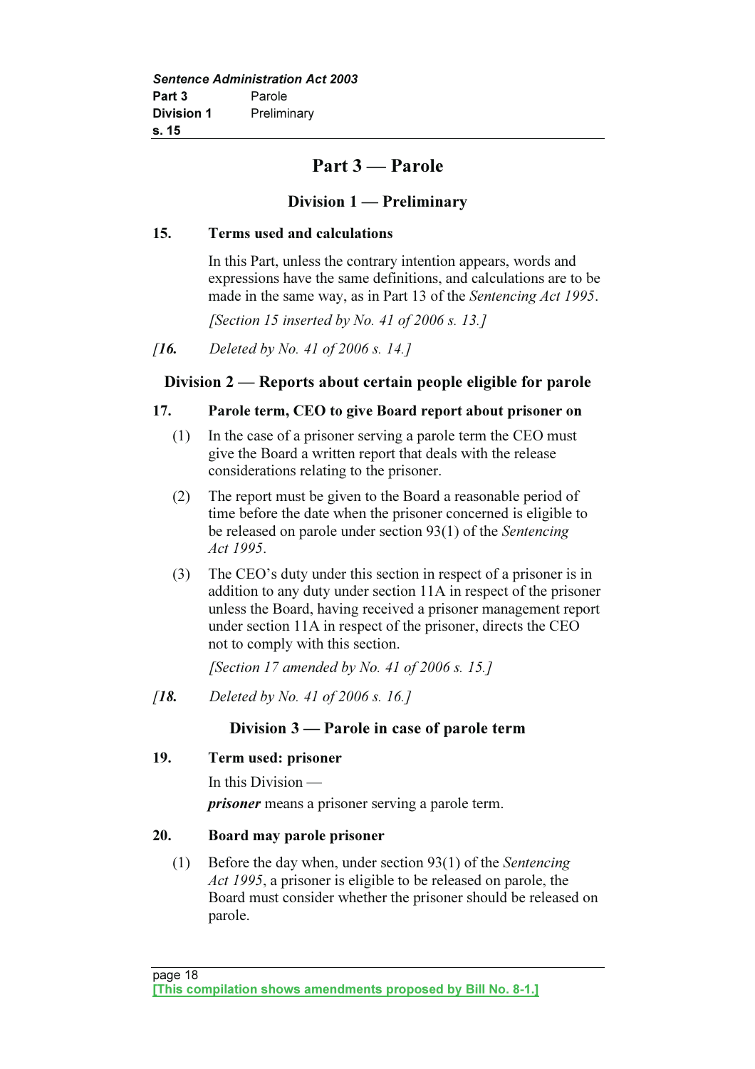# Part 3 — Parole

## Division 1 — Preliminary

### 15. Terms used and calculations

In this Part, unless the contrary intention appears, words and expressions have the same definitions, and calculations are to be made in the same way, as in Part 13 of the *Sentencing Act 1995*.

*[Section 15 inserted by No. 41 of 2006 s. 13.]*

*[**16.** Deleted by No. 41 of 2006 s. 14.]*

## Division 2 — Reports about certain people eligible for parole

### 17. Parole term, CEO to give Board report about prisoner on

(1) In the case of a prisoner serving a parole term the CEO must give the Board a written report that deals with the release considerations relating to the prisoner.

(2) The report must be given to the Board a reasonable period of time before the date when the prisoner concerned is eligible to be released on parole under section 93(1) of the *Sentencing Act 1995*.

(3) The CEO's duty under this section in respect of a prisoner is in addition to any duty under section 11A in respect of the prisoner unless the Board, having received a prisoner management report under section 11A in respect of the prisoner, directs the CEO not to comply with this section.

*[Section 17 amended by No. 41 of 2006 s. 15.]*

*[**18.** Deleted by No. 41 of 2006 s. 16.]*

## Division 3 — Parole in case of parole term

### 19. Term used: prisoner

In this Division —

***prisoner*** means a prisoner serving a parole term.

### 20. Board may parole prisoner

(1) Before the day when, under section 93(1) of the *Sentencing Act 1995*, a prisoner is eligible to be released on parole, the Board must consider whether the prisoner should be released on parole.

[This compilation shows amendments proposed by Bill No. 8-1.]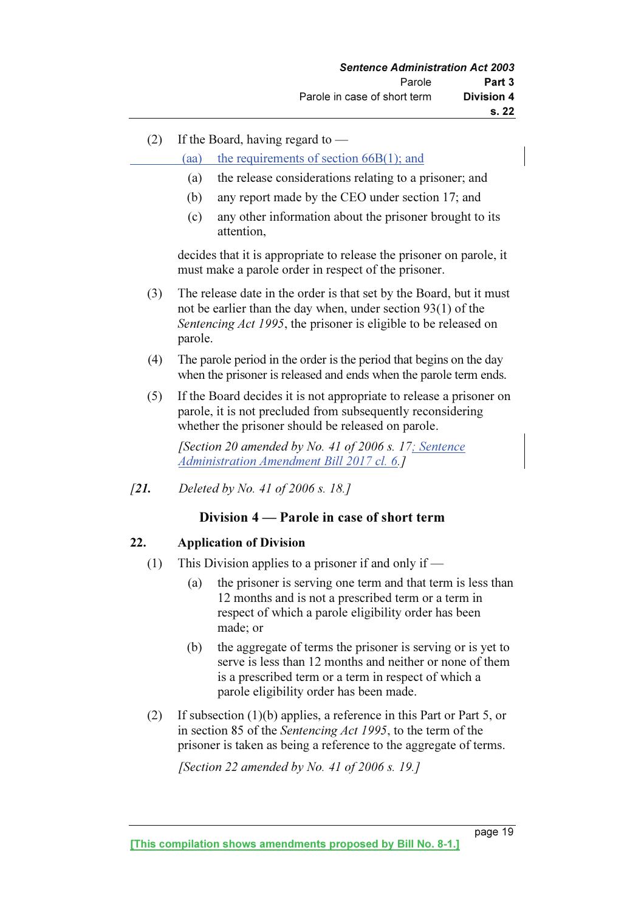(2) If the Board, having regard to —

(aa) the requirements of section 66B(1); and

(a) the release considerations relating to a prisoner; and

(b) any report made by the CEO under section 17; and

(c) any other information about the prisoner brought to its attention,

decides that it is appropriate to release the prisoner on parole, it must make a parole order in respect of the prisoner.

(3) The release date in the order is that set by the Board, but it must not be earlier than the day when, under section 93(1) of the *Sentencing Act 1995*, the prisoner is eligible to be released on parole.

(4) The parole period in the order is the period that begins on the day when the prisoner is released and ends when the parole term ends.

(5) If the Board decides it is not appropriate to release a prisoner on parole, it is not precluded from subsequently reconsidering whether the prisoner should be released on parole.

*[Section 20 amended by No. 41 of 2006 s. 17; Sentence Administration Amendment Bill 2017 cl. 6.]*

*[**21.** Deleted by No. 41 of 2006 s. 18.]*

## Division 4 — Parole in case of short term

### 22. Application of Division

(1) This Division applies to a prisoner if and only if —

(a) the prisoner is serving one term and that term is less than 12 months and is not a prescribed term or a term in respect of which a parole eligibility order has been made; or

(b) the aggregate of terms the prisoner is serving or is yet to serve is less than 12 months and neither or none of them is a prescribed term or a term in respect of which a parole eligibility order has been made.

(2) If subsection (1)(b) applies, a reference in this Part or Part 5, or in section 85 of the *Sentencing Act 1995*, to the term of the prisoner is taken as being a reference to the aggregate of terms.

*[Section 22 amended by No. 41 of 2006 s. 19.]*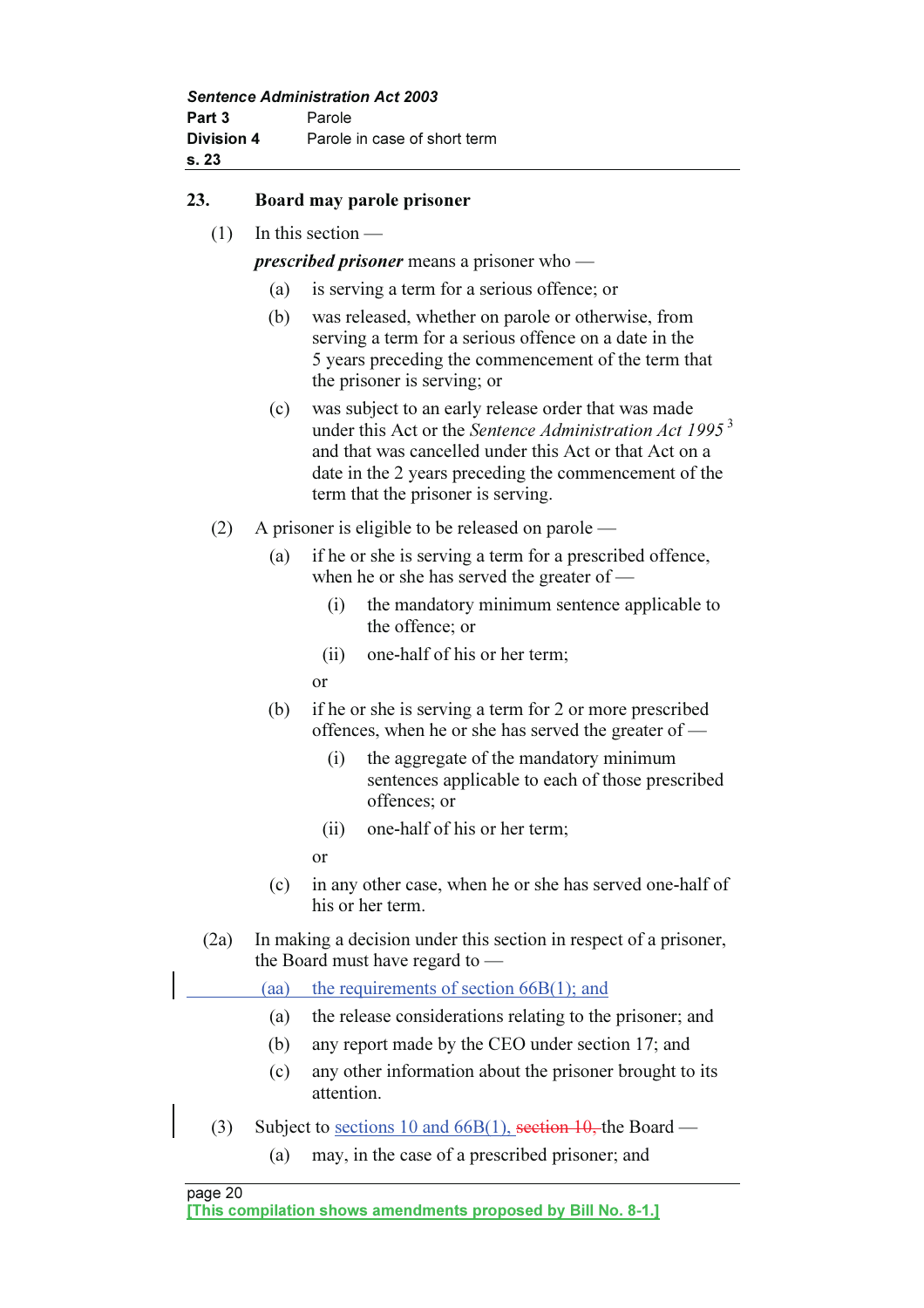## 23. Board may parole prisoner

(1) In this section —

***prescribed prisoner*** means a prisoner who —

(a) is serving a term for a serious offence; or

(b) was released, whether on parole or otherwise, from serving a term for a serious offence on a date in the 5 years preceding the commencement of the term that the prisoner is serving; or

(c) was subject to an early release order that was made under this Act or the *Sentence Administration Act 1995* [3] and that was cancelled under this Act or that Act on a date in the 2 years preceding the commencement of the term that the prisoner is serving.

(2) A prisoner is eligible to be released on parole —

(a) if he or she is serving a term for a prescribed offence, when he or she has served the greater of —

(i) the mandatory minimum sentence applicable to the offence; or

(ii) one-half of his or her term;

or

(b) if he or she is serving a term for 2 or more prescribed offences, when he or she has served the greater of —

(i) the aggregate of the mandatory minimum sentences applicable to each of those prescribed offences; or

(ii) one-half of his or her term;

or

(c) in any other case, when he or she has served one-half of his or her term.

(2a) In making a decision under this section in respect of a prisoner, the Board must have regard to —

(aa) the requirements of section 66B(1); and

(a) the release considerations relating to the prisoner; and

(b) any report made by the CEO under section 17; and

(c) any other information about the prisoner brought to its attention.

(3) Subject to sections 10 and 66B(1), ~~section 10,~~ the Board —

(a) may, in the case of a prescribed prisoner; and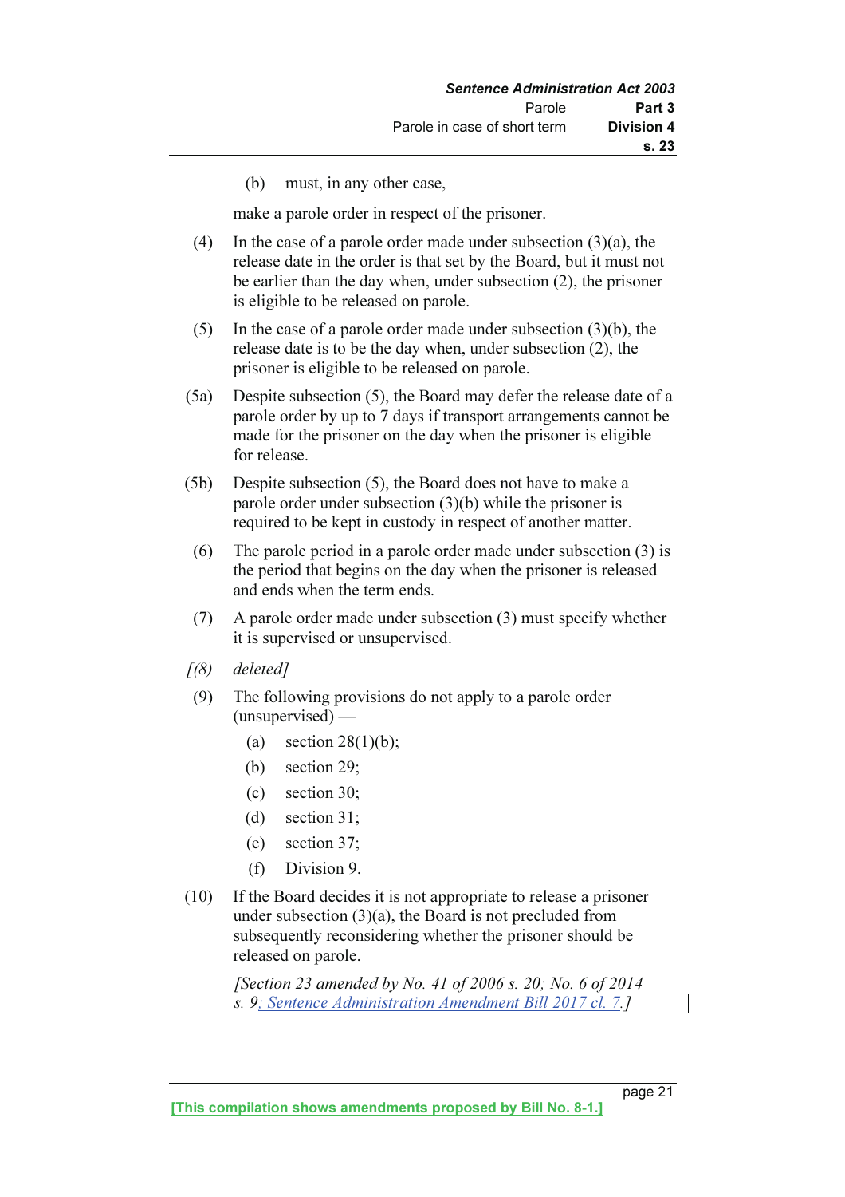(b) must, in any other case,

make a parole order in respect of the prisoner.

(4) In the case of a parole order made under subsection (3)(a), the release date in the order is that set by the Board, but it must not be earlier than the day when, under subsection (2), the prisoner is eligible to be released on parole.

(5) In the case of a parole order made under subsection (3)(b), the release date is to be the day when, under subsection (2), the prisoner is eligible to be released on parole.

(5a) Despite subsection (5), the Board may defer the release date of a parole order by up to 7 days if transport arrangements cannot be made for the prisoner on the day when the prisoner is eligible for release.

(5b) Despite subsection (5), the Board does not have to make a parole order under subsection (3)(b) while the prisoner is required to be kept in custody in respect of another matter.

(6) The parole period in a parole order made under subsection (3) is the period that begins on the day when the prisoner is released and ends when the term ends.

(7) A parole order made under subsection (3) must specify whether it is supervised or unsupervised.

*[(8) deleted]*

(9) The following provisions do not apply to a parole order (unsupervised) —

(a) section 28(1)(b);

(b) section 29;

(c) section 30;

(d) section 31;

(e) section 37;

(f) Division 9.

(10) If the Board decides it is not appropriate to release a prisoner under subsection (3)(a), the Board is not precluded from subsequently reconsidering whether the prisoner should be released on parole.

*[Section 23 amended by No. 41 of 2006 s. 20; No. 6 of 2014 s. 9; Sentence Administration Amendment Bill 2017 cl. 7.]*

[This compilation shows amendments proposed by Bill No. 8-1.]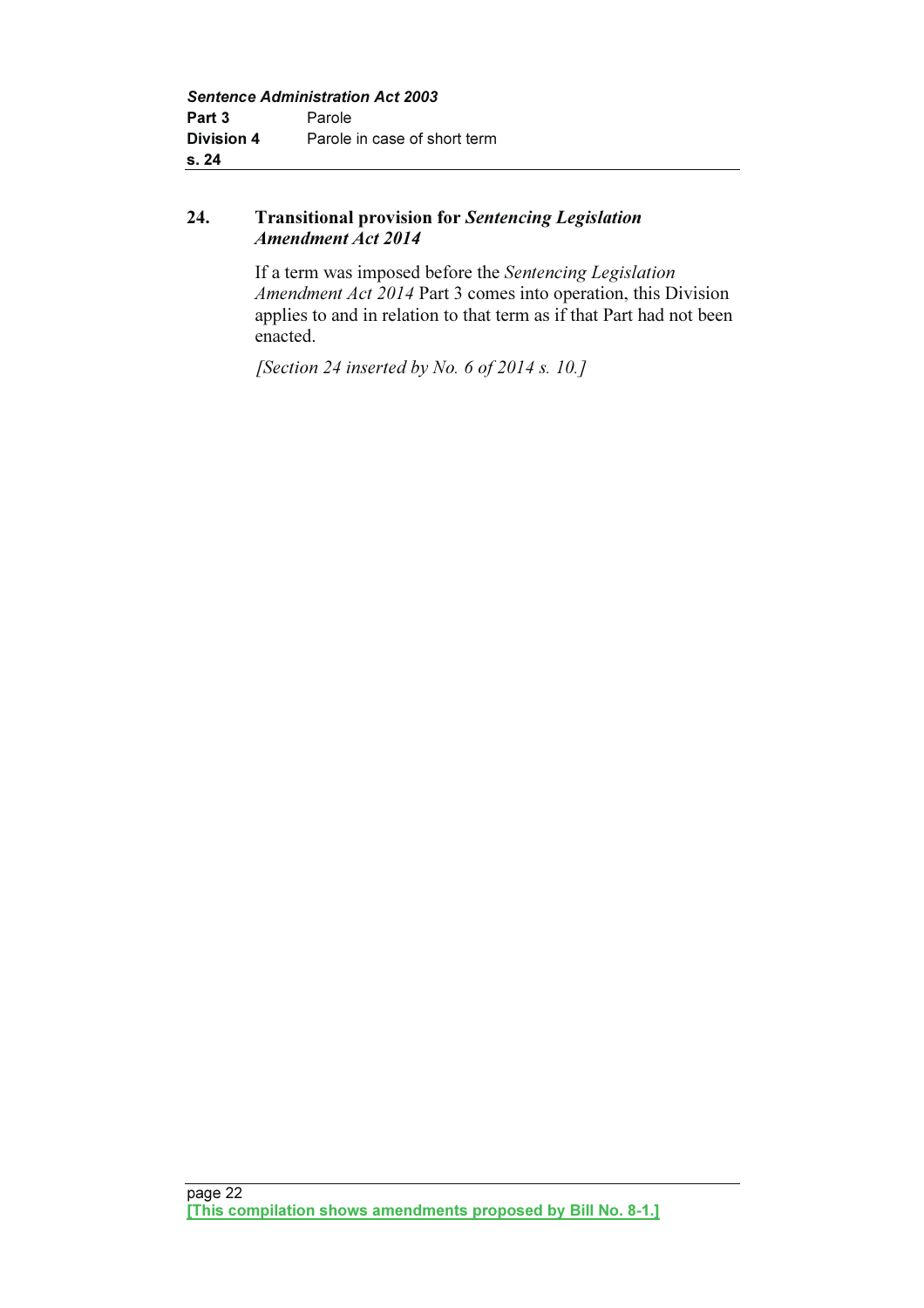## 24. Transitional provision for *Sentencing Legislation Amendment Act 2014*

If a term was imposed before the *Sentencing Legislation Amendment Act 2014* Part 3 comes into operation, this Division applies to and in relation to that term as if that Part had not been enacted.

*[Section 24 inserted by No. 6 of 2014 s. 10.]*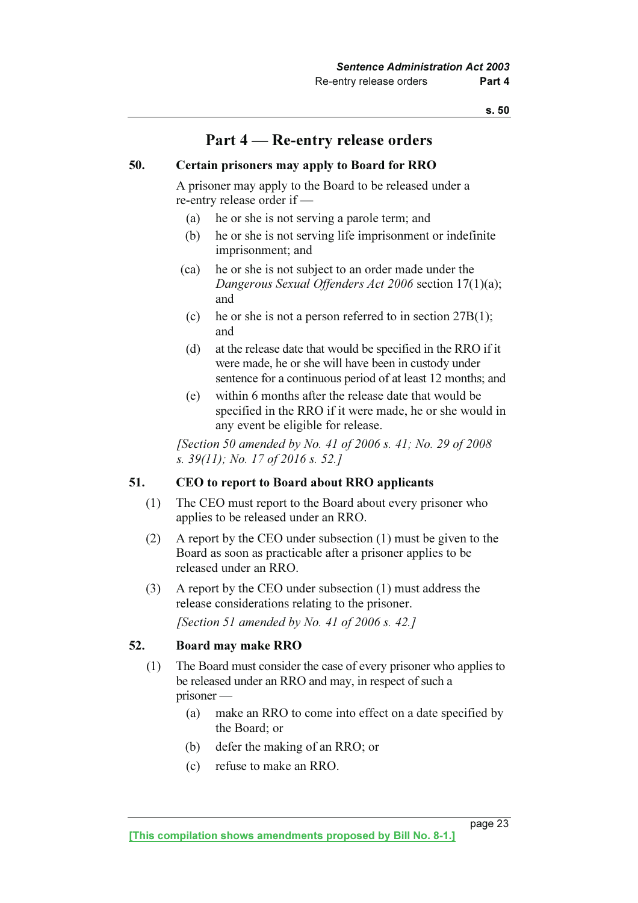# Part 4 — Re-entry release orders

## 50. Certain prisoners may apply to Board for RRO

A prisoner may apply to the Board to be released under a re-entry release order if —

- (a) he or she is not serving a parole term; and
- (b) he or she is not serving life imprisonment or indefinite imprisonment; and
- (ca) he or she is not subject to an order made under the *Dangerous Sexual Offenders Act 2006* section 17(1)(a); and
- (c) he or she is not a person referred to in section 27B(1); and
- (d) at the release date that would be specified in the RRO if it were made, he or she will have been in custody under sentence for a continuous period of at least 12 months; and
- (e) within 6 months after the release date that would be specified in the RRO if it were made, he or she would in any event be eligible for release.

*[Section 50 amended by No. 41 of 2006 s. 41; No. 29 of 2008 s. 39(11); No. 17 of 2016 s. 52.]*

## 51. CEO to report to Board about RRO applicants

(1) The CEO must report to the Board about every prisoner who applies to be released under an RRO.

(2) A report by the CEO under subsection (1) must be given to the Board as soon as practicable after a prisoner applies to be released under an RRO.

(3) A report by the CEO under subsection (1) must address the release considerations relating to the prisoner.

*[Section 51 amended by No. 41 of 2006 s. 42.]*

## 52. Board may make RRO

(1) The Board must consider the case of every prisoner who applies to be released under an RRO and may, in respect of such a prisoner —

- (a) make an RRO to come into effect on a date specified by the Board; or
- (b) defer the making of an RRO; or
- (c) refuse to make an RRO.

[This compilation shows amendments proposed by Bill No. 8-1.]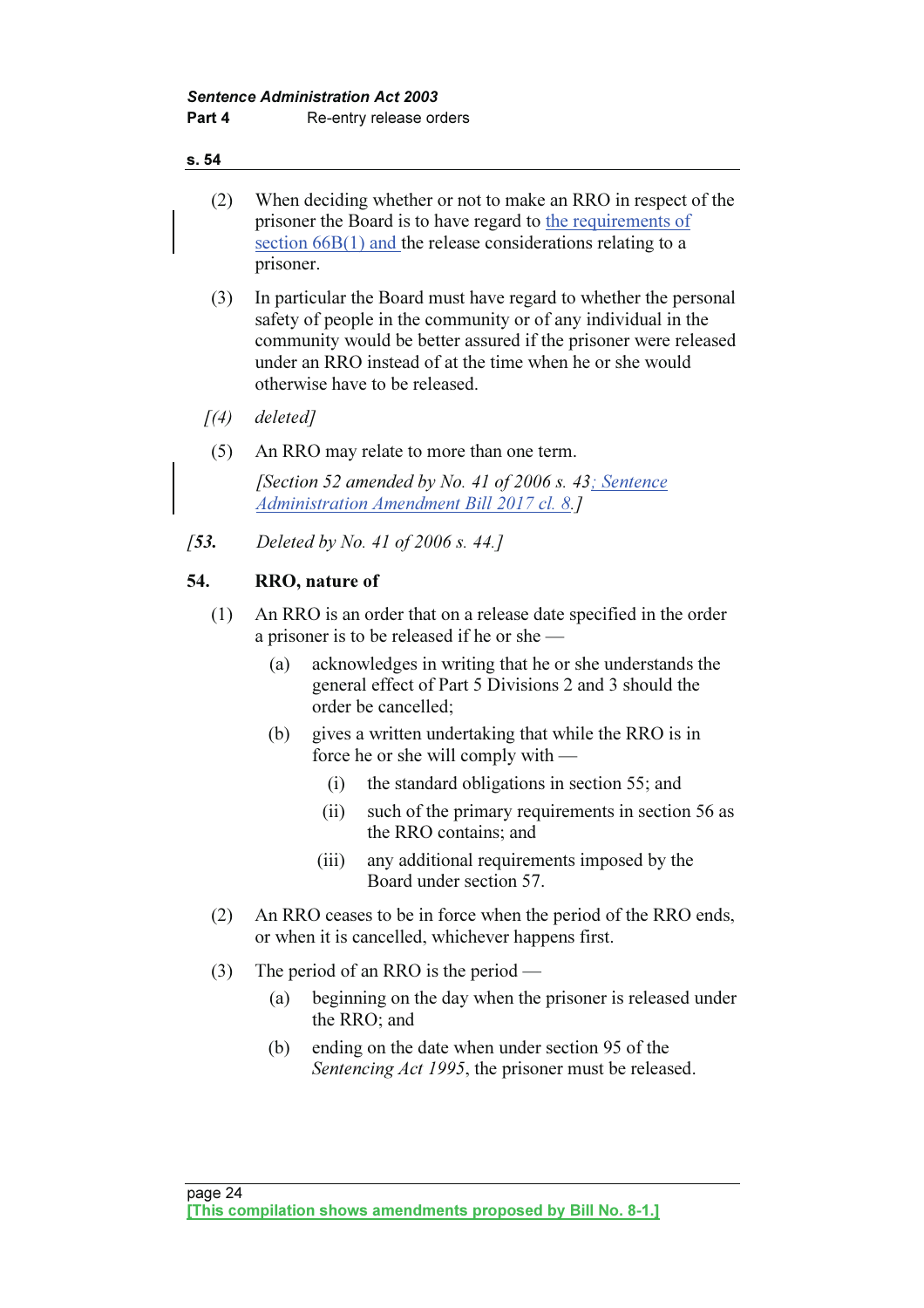(2) When deciding whether or not to make an RRO in respect of the prisoner the Board is to have regard to the requirements of section 66B(1) and the release considerations relating to a prisoner.

(3) In particular the Board must have regard to whether the personal safety of people in the community or of any individual in the community would be better assured if the prisoner were released under an RRO instead of at the time when he or she would otherwise have to be released.

*[(4) deleted]*

(5) An RRO may relate to more than one term.

*[Section 52 amended by No. 41 of 2006 s. 43; Sentence Administration Amendment Bill 2017 cl. 8.]*

*[**53.** Deleted by No. 41 of 2006 s. 44.]*

**54. RRO, nature of**

(1) An RRO is an order that on a release date specified in the order a prisoner is to be released if he or she —

(a) acknowledges in writing that he or she understands the general effect of Part 5 Divisions 2 and 3 should the order be cancelled;

(b) gives a written undertaking that while the RRO is in force he or she will comply with —

(i) the standard obligations in section 55; and

(ii) such of the primary requirements in section 56 as the RRO contains; and

(iii) any additional requirements imposed by the Board under section 57.

(2) An RRO ceases to be in force when the period of the RRO ends, or when it is cancelled, whichever happens first.

(3) The period of an RRO is the period —

(a) beginning on the day when the prisoner is released under the RRO; and

(b) ending on the date when under section 95 of the *Sentencing Act 1995*, the prisoner must be released.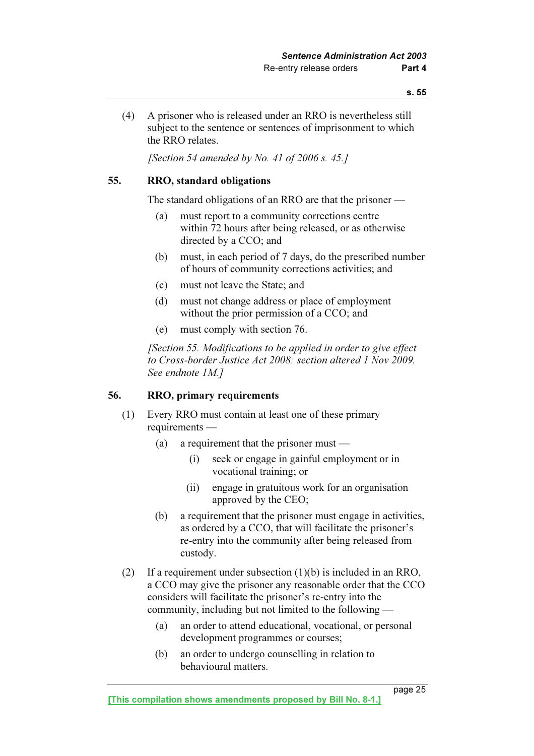(4) A prisoner who is released under an RRO is nevertheless still subject to the sentence or sentences of imprisonment to which the RRO relates.

*[Section 54 amended by No. 41 of 2006 s. 45.]*

### 55. RRO, standard obligations

The standard obligations of an RRO are that the prisoner —

(a) must report to a community corrections centre within 72 hours after being released, or as otherwise directed by a CCO; and

(b) must, in each period of 7 days, do the prescribed number of hours of community corrections activities; and

(c) must not leave the State; and

(d) must not change address or place of employment without the prior permission of a CCO; and

(e) must comply with section 76.

*[Section 55. Modifications to be applied in order to give effect to Cross-border Justice Act 2008: section altered 1 Nov 2009. See endnote 1M.]*

### 56. RRO, primary requirements

(1) Every RRO must contain at least one of these primary requirements —

(a) a requirement that the prisoner must —

(i) seek or engage in gainful employment or in vocational training; or

(ii) engage in gratuitous work for an organisation approved by the CEO;

(b) a requirement that the prisoner must engage in activities, as ordered by a CCO, that will facilitate the prisoner's re-entry into the community after being released from custody.

(2) If a requirement under subsection (1)(b) is included in an RRO, a CCO may give the prisoner any reasonable order that the CCO considers will facilitate the prisoner's re-entry into the community, including but not limited to the following —

(a) an order to attend educational, vocational, or personal development programmes or courses;

(b) an order to undergo counselling in relation to behavioural matters.

[This compilation shows amendments proposed by Bill No. 8-1.]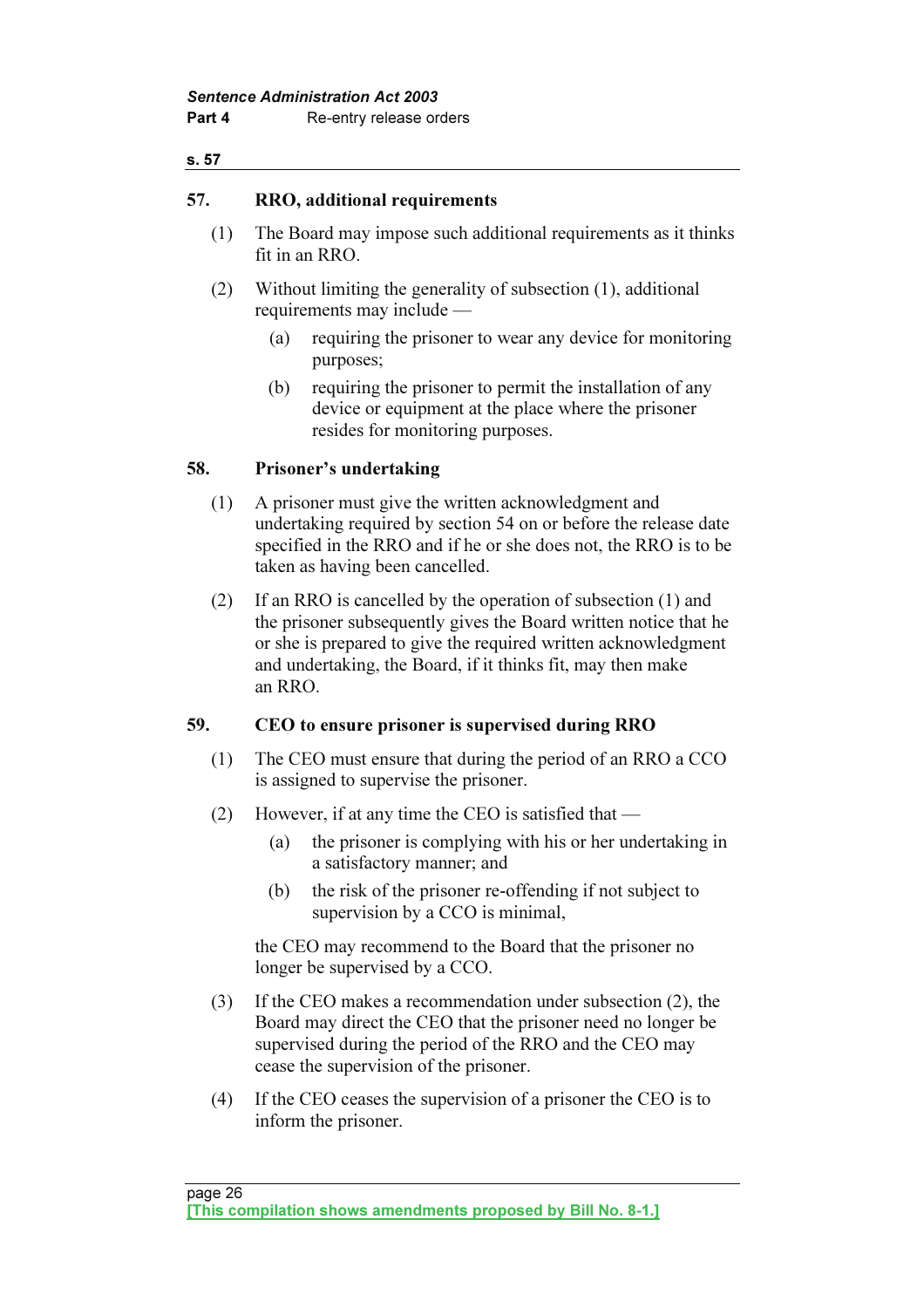### 57. RRO, additional requirements

(1) The Board may impose such additional requirements as it thinks fit in an RRO.

(2) Without limiting the generality of subsection (1), additional requirements may include —

(a) requiring the prisoner to wear any device for monitoring purposes;

(b) requiring the prisoner to permit the installation of any device or equipment at the place where the prisoner resides for monitoring purposes.

### 58. Prisoner's undertaking

(1) A prisoner must give the written acknowledgment and undertaking required by section 54 on or before the release date specified in the RRO and if he or she does not, the RRO is to be taken as having been cancelled.

(2) If an RRO is cancelled by the operation of subsection (1) and the prisoner subsequently gives the Board written notice that he or she is prepared to give the required written acknowledgment and undertaking, the Board, if it thinks fit, may then make an RRO.

### 59. CEO to ensure prisoner is supervised during RRO

(1) The CEO must ensure that during the period of an RRO a CCO is assigned to supervise the prisoner.

(2) However, if at any time the CEO is satisfied that —

(a) the prisoner is complying with his or her undertaking in a satisfactory manner; and

(b) the risk of the prisoner re-offending if not subject to supervision by a CCO is minimal,

the CEO may recommend to the Board that the prisoner no longer be supervised by a CCO.

(3) If the CEO makes a recommendation under subsection (2), the Board may direct the CEO that the prisoner need no longer be supervised during the period of the RRO and the CEO may cease the supervision of the prisoner.

(4) If the CEO ceases the supervision of a prisoner the CEO is to inform the prisoner.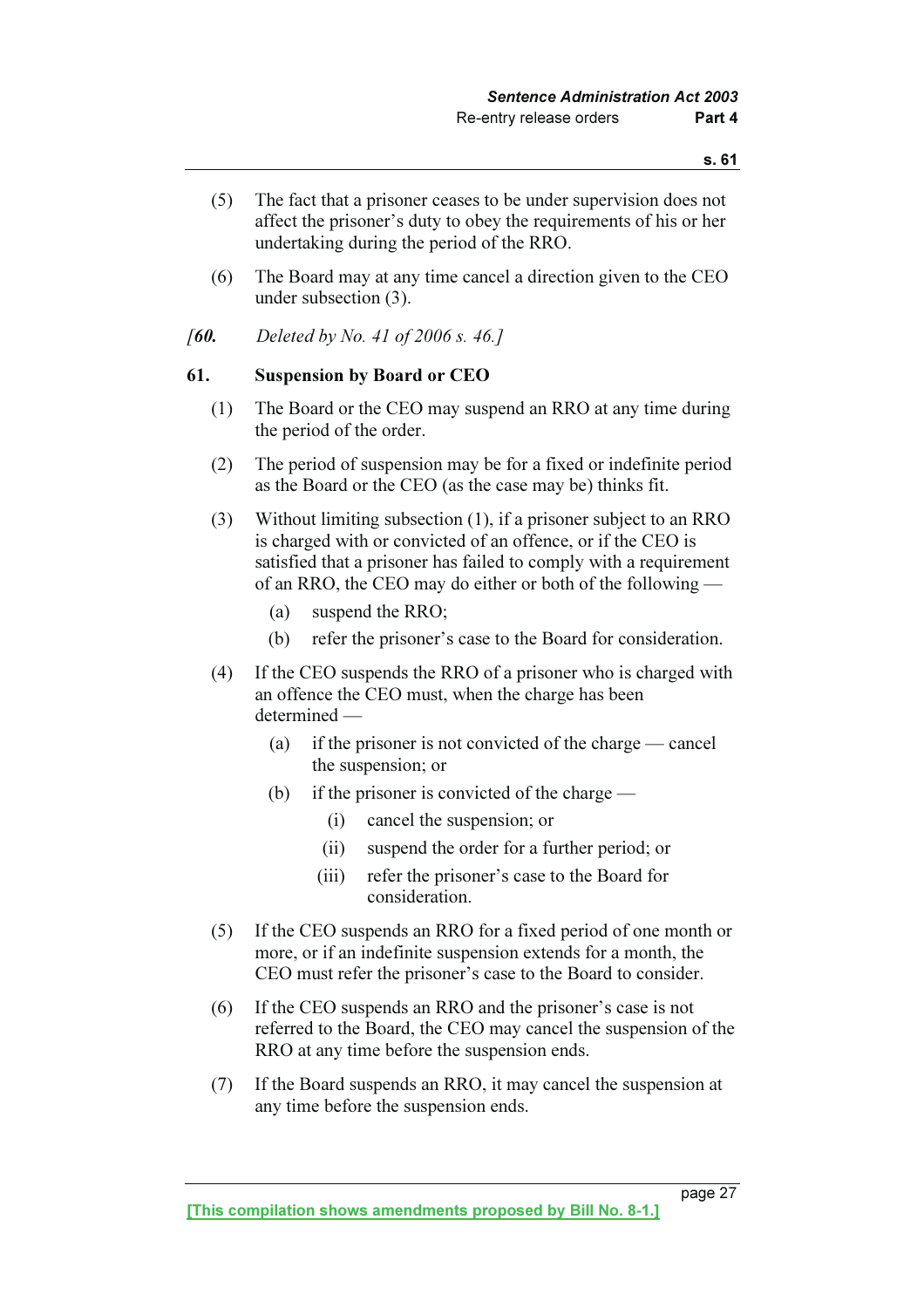(5) The fact that a prisoner ceases to be under supervision does not affect the prisoner's duty to obey the requirements of his or her undertaking during the period of the RRO.

(6) The Board may at any time cancel a direction given to the CEO under subsection (3).

*[**60.** Deleted by No. 41 of 2006 s. 46.]*

### 61. Suspension by Board or CEO

(1) The Board or the CEO may suspend an RRO at any time during the period of the order.

(2) The period of suspension may be for a fixed or indefinite period as the Board or the CEO (as the case may be) thinks fit.

(3) Without limiting subsection (1), if a prisoner subject to an RRO is charged with or convicted of an offence, or if the CEO is satisfied that a prisoner has failed to comply with a requirement of an RRO, the CEO may do either or both of the following —

- (a) suspend the RRO;
- (b) refer the prisoner's case to the Board for consideration.

(4) If the CEO suspends the RRO of a prisoner who is charged with an offence the CEO must, when the charge has been determined —

- (a) if the prisoner is not convicted of the charge — cancel the suspension; or
- (b) if the prisoner is convicted of the charge —
  - (i) cancel the suspension; or
  - (ii) suspend the order for a further period; or
  - (iii) refer the prisoner's case to the Board for consideration.

(5) If the CEO suspends an RRO for a fixed period of one month or more, or if an indefinite suspension extends for a month, the CEO must refer the prisoner's case to the Board to consider.

(6) If the CEO suspends an RRO and the prisoner's case is not referred to the Board, the CEO may cancel the suspension of the RRO at any time before the suspension ends.

(7) If the Board suspends an RRO, it may cancel the suspension at any time before the suspension ends.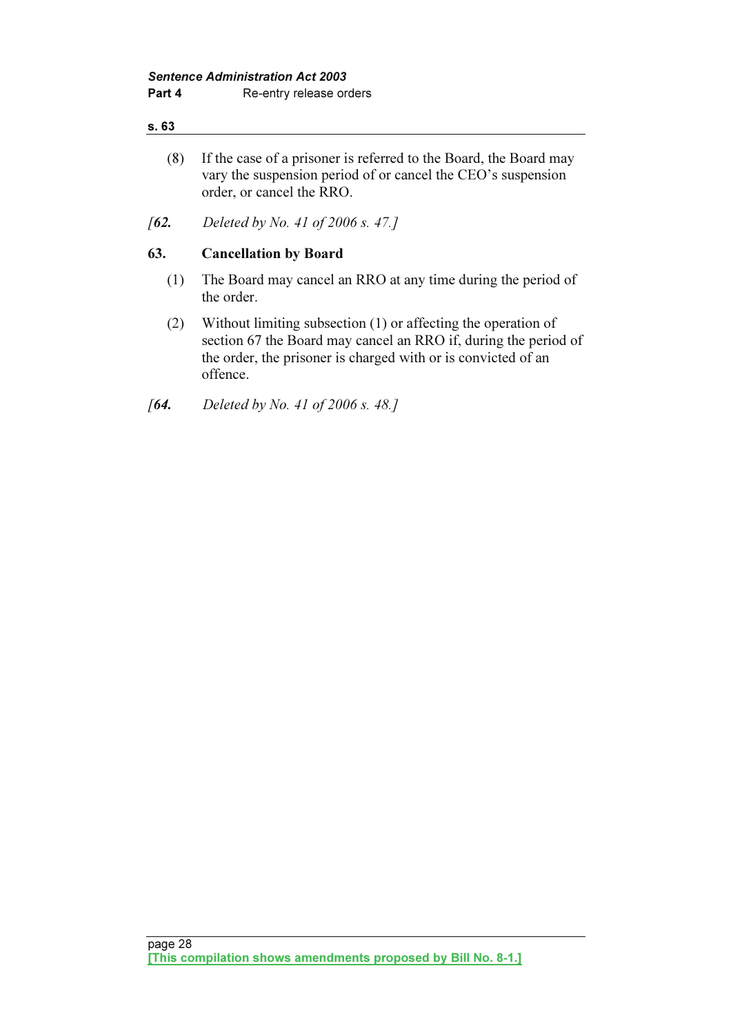(8) If the case of a prisoner is referred to the Board, the Board may vary the suspension period of or cancel the CEO's suspension order, or cancel the RRO.

*[**62.** Deleted by No. 41 of 2006 s. 47.]*

## 63. Cancellation by Board

(1) The Board may cancel an RRO at any time during the period of the order.

(2) Without limiting subsection (1) or affecting the operation of section 67 the Board may cancel an RRO if, during the period of the order, the prisoner is charged with or is convicted of an offence.

*[**64.** Deleted by No. 41 of 2006 s. 48.]*

**[This compilation shows amendments proposed by Bill No. 8-1.]**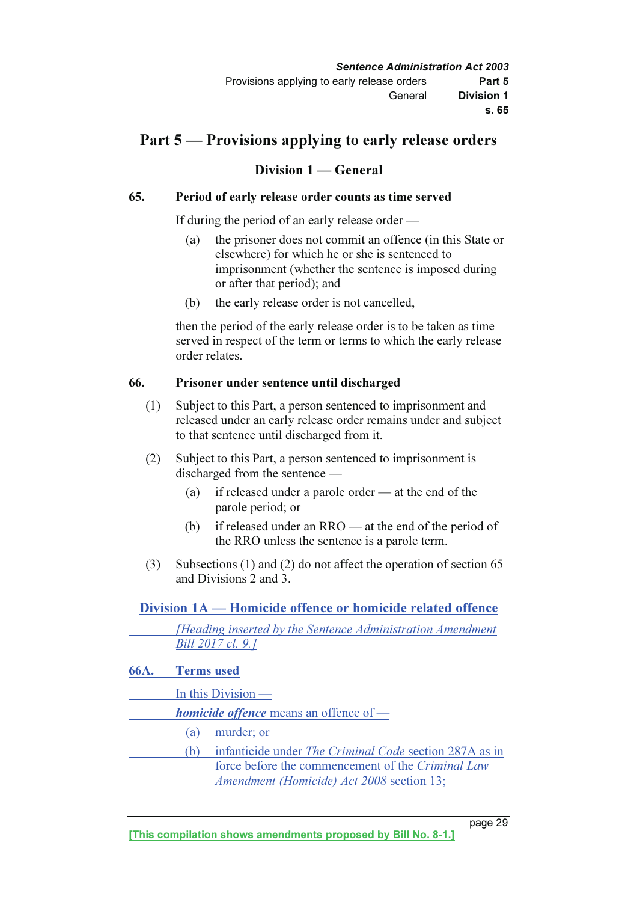# Part 5 — Provisions applying to early release orders

## Division 1 — General

### 65. Period of early release order counts as time served

If during the period of an early release order —

(a) the prisoner does not commit an offence (in this State or elsewhere) for which he or she is sentenced to imprisonment (whether the sentence is imposed during or after that period); and

(b) the early release order is not cancelled,

then the period of the early release order is to be taken as time served in respect of the term or terms to which the early release order relates.

### 66. Prisoner under sentence until discharged

(1) Subject to this Part, a person sentenced to imprisonment and released under an early release order remains under and subject to that sentence until discharged from it.

(2) Subject to this Part, a person sentenced to imprisonment is discharged from the sentence —

(a) if released under a parole order — at the end of the parole period; or

(b) if released under an RRO — at the end of the period of the RRO unless the sentence is a parole term.

(3) Subsections (1) and (2) do not affect the operation of section 65 and Divisions 2 and 3.

## Division 1A — Homicide offence or homicide related offence

*[Heading inserted by the Sentence Administration Amendment Bill 2017 cl. 9.]*

### 66A. Terms used

In this Division —

***homicide offence*** means an offence of —

(a) murder; or

(b) infanticide under *The Criminal Code* section 287A as in force before the commencement of the *Criminal Law Amendment (Homicide) Act 2008* section 13;

[This compilation shows amendments proposed by Bill No. 8-1.]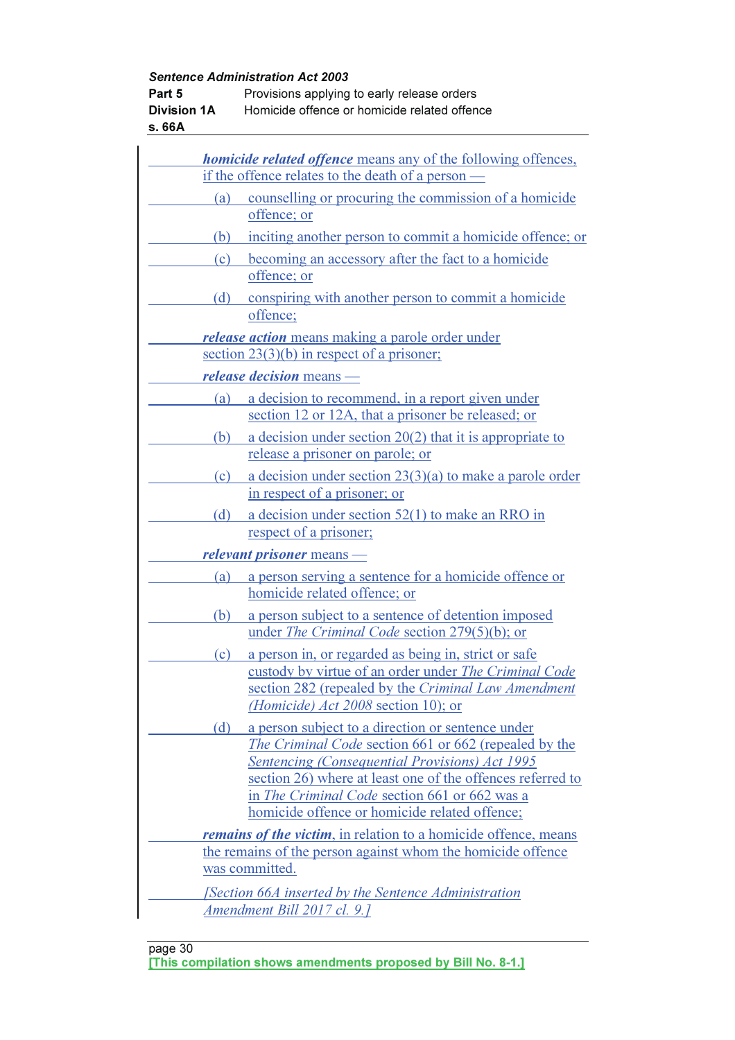***homicide related offence*** means any of the following offences, if the offence relates to the death of a person —

(a) counselling or procuring the commission of a homicide offence; or

(b) inciting another person to commit a homicide offence; or

(c) becoming an accessory after the fact to a homicide offence; or

(d) conspiring with another person to commit a homicide offence;

***release action*** means making a parole order under section 23(3)(b) in respect of a prisoner;

***release decision*** means —

(a) a decision to recommend, in a report given under section 12 or 12A, that a prisoner be released; or

(b) a decision under section 20(2) that it is appropriate to release a prisoner on parole; or

(c) a decision under section 23(3)(a) to make a parole order in respect of a prisoner; or

(d) a decision under section 52(1) to make an RRO in respect of a prisoner;

***relevant prisoner*** means —

(a) a person serving a sentence for a homicide offence or homicide related offence; or

(b) a person subject to a sentence of detention imposed under *The Criminal Code* section 279(5)(b); or

(c) a person in, or regarded as being in, strict or safe custody by virtue of an order under *The Criminal Code* section 282 (repealed by the *Criminal Law Amendment (Homicide) Act 2008* section 10); or

(d) a person subject to a direction or sentence under *The Criminal Code* section 661 or 662 (repealed by the *Sentencing (Consequential Provisions) Act 1995* section 26) where at least one of the offences referred to in *The Criminal Code* section 661 or 662 was a homicide offence or homicide related offence;

***remains of the victim***, in relation to a homicide offence, means the remains of the person against whom the homicide offence was committed.

*[Section 66A inserted by the Sentence Administration Amendment Bill 2017 cl. 9.]*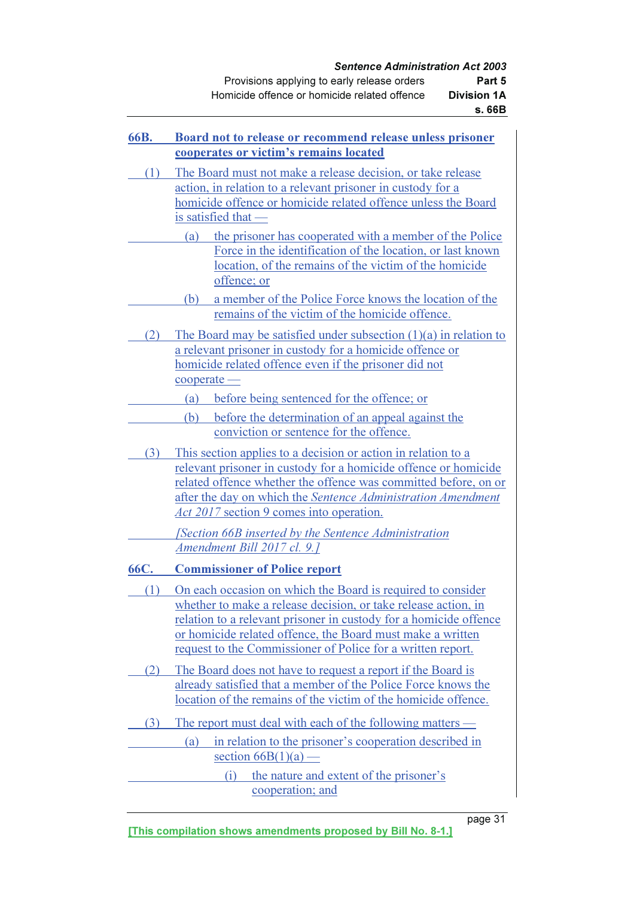### 66B. Board not to release or recommend release unless prisoner cooperates or victim's remains located

(1) The Board must not make a release decision, or take release action, in relation to a relevant prisoner in custody for a homicide offence or homicide related offence unless the Board is satisfied that —

(a) the prisoner has cooperated with a member of the Police Force in the identification of the location, or last known location, of the remains of the victim of the homicide offence; or

(b) a member of the Police Force knows the location of the remains of the victim of the homicide offence.

(2) The Board may be satisfied under subsection (1)(a) in relation to a relevant prisoner in custody for a homicide offence or homicide related offence even if the prisoner did not cooperate —

(a) before being sentenced for the offence; or

(b) before the determination of an appeal against the conviction or sentence for the offence.

(3) This section applies to a decision or action in relation to a relevant prisoner in custody for a homicide offence or homicide related offence whether the offence was committed before, on or after the day on which the *Sentence Administration Amendment Act 2017* section 9 comes into operation.

*[Section 66B inserted by the Sentence Administration Amendment Bill 2017 cl. 9.]*

### 66C. Commissioner of Police report

(1) On each occasion on which the Board is required to consider whether to make a release decision, or take release action, in relation to a relevant prisoner in custody for a homicide offence or homicide related offence, the Board must make a written request to the Commissioner of Police for a written report.

(2) The Board does not have to request a report if the Board is already satisfied that a member of the Police Force knows the location of the remains of the victim of the homicide offence.

(3) The report must deal with each of the following matters —

(a) in relation to the prisoner's cooperation described in section 66B(1)(a) —

(i) the nature and extent of the prisoner's cooperation; and

[This compilation shows amendments proposed by Bill No. 8-1.]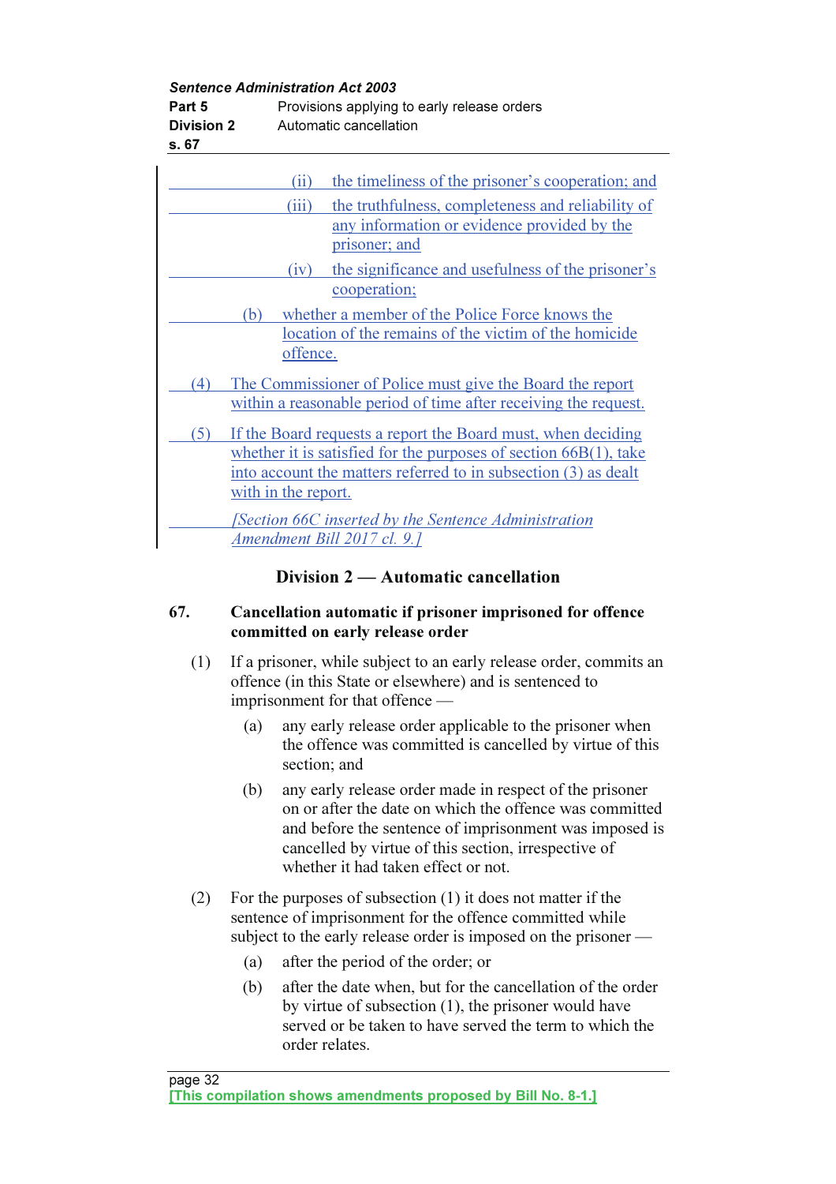(ii) the timeliness of the prisoner's cooperation; and

(iii) the truthfulness, completeness and reliability of any information or evidence provided by the prisoner; and

(iv) the significance and usefulness of the prisoner's cooperation;

(b) whether a member of the Police Force knows the location of the remains of the victim of the homicide offence.

(4) The Commissioner of Police must give the Board the report within a reasonable period of time after receiving the request.

(5) If the Board requests a report the Board must, when deciding whether it is satisfied for the purposes of section 66B(1), take into account the matters referred to in subsection (3) as dealt with in the report.

*[Section 66C inserted by the Sentence Administration Amendment Bill 2017 cl. 9.]*

## Division 2 — Automatic cancellation

### 67. Cancellation automatic if prisoner imprisoned for offence committed on early release order

(1) If a prisoner, while subject to an early release order, commits an offence (in this State or elsewhere) and is sentenced to imprisonment for that offence —

(a) any early release order applicable to the prisoner when the offence was committed is cancelled by virtue of this section; and

(b) any early release order made in respect of the prisoner on or after the date on which the offence was committed and before the sentence of imprisonment was imposed is cancelled by virtue of this section, irrespective of whether it had taken effect or not.

(2) For the purposes of subsection (1) it does not matter if the sentence of imprisonment for the offence committed while subject to the early release order is imposed on the prisoner —

(a) after the period of the order; or

(b) after the date when, but for the cancellation of the order by virtue of subsection (1), the prisoner would have served or be taken to have served the term to which the order relates.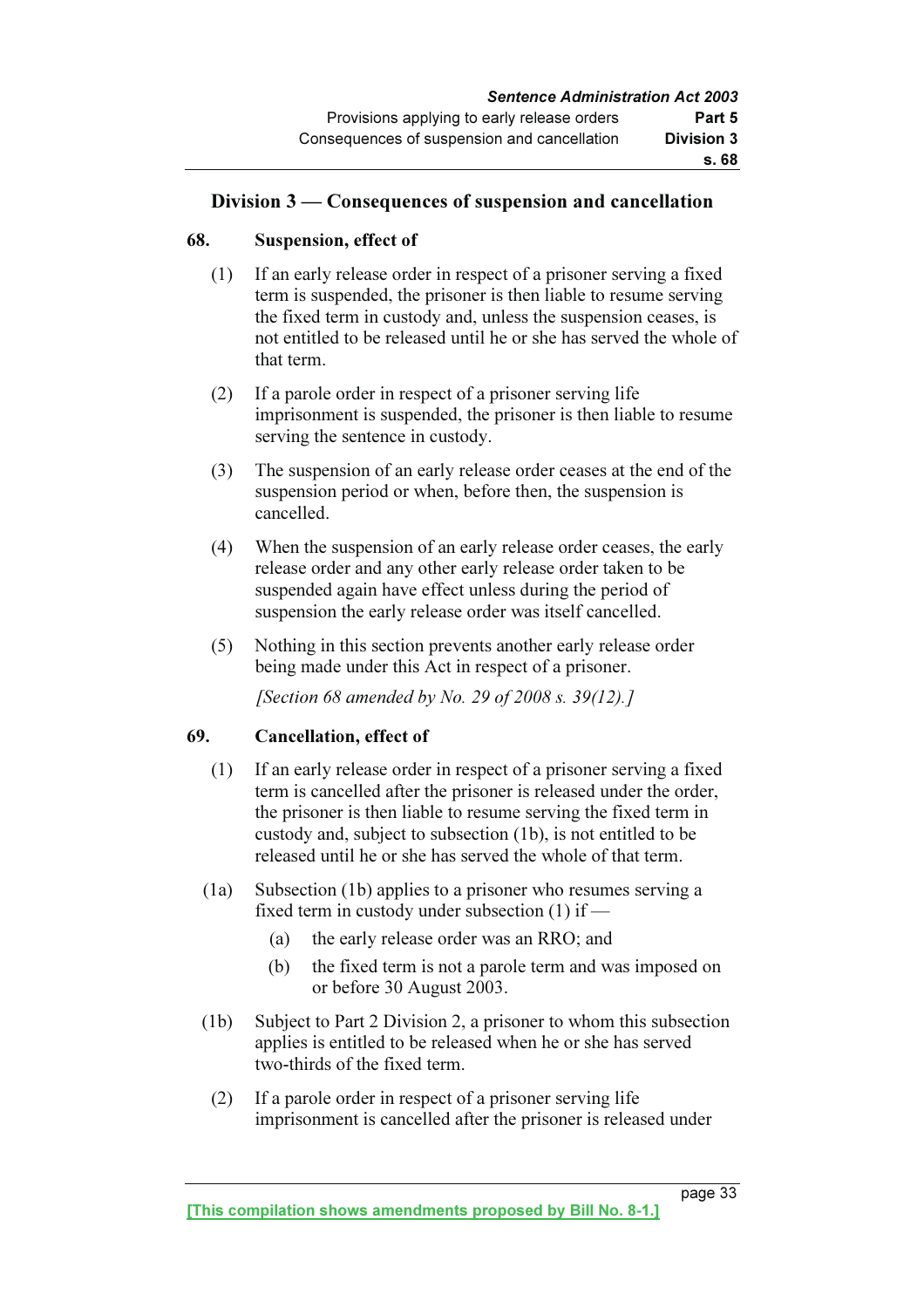## Division 3 — Consequences of suspension and cancellation

### 68. Suspension, effect of

(1) If an early release order in respect of a prisoner serving a fixed term is suspended, the prisoner is then liable to resume serving the fixed term in custody and, unless the suspension ceases, is not entitled to be released until he or she has served the whole of that term.

(2) If a parole order in respect of a prisoner serving life imprisonment is suspended, the prisoner is then liable to resume serving the sentence in custody.

(3) The suspension of an early release order ceases at the end of the suspension period or when, before then, the suspension is cancelled.

(4) When the suspension of an early release order ceases, the early release order and any other early release order taken to be suspended again have effect unless during the period of suspension the early release order was itself cancelled.

(5) Nothing in this section prevents another early release order being made under this Act in respect of a prisoner.

*[Section 68 amended by No. 29 of 2008 s. 39(12).]*

### 69. Cancellation, effect of

(1) If an early release order in respect of a prisoner serving a fixed term is cancelled after the prisoner is released under the order, the prisoner is then liable to resume serving the fixed term in custody and, subject to subsection (1b), is not entitled to be released until he or she has served the whole of that term.

(1a) Subsection (1b) applies to a prisoner who resumes serving a fixed term in custody under subsection (1) if —

(a) the early release order was an RRO; and

(b) the fixed term is not a parole term and was imposed on or before 30 August 2003.

(1b) Subject to Part 2 Division 2, a prisoner to whom this subsection applies is entitled to be released when he or she has served two-thirds of the fixed term.

(2) If a parole order in respect of a prisoner serving life imprisonment is cancelled after the prisoner is released under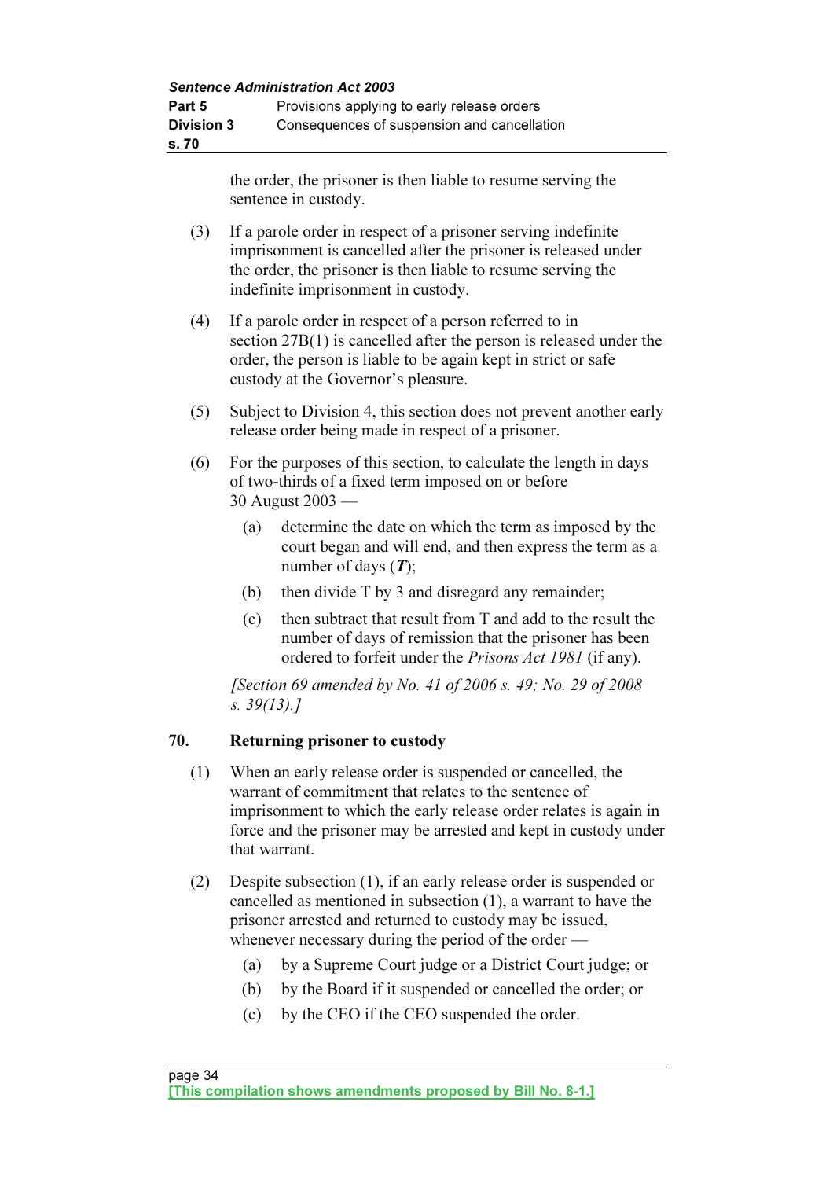the order, the prisoner is then liable to resume serving the sentence in custody.

(3) If a parole order in respect of a prisoner serving indefinite imprisonment is cancelled after the prisoner is released under the order, the prisoner is then liable to resume serving the indefinite imprisonment in custody.

(4) If a parole order in respect of a person referred to in section 27B(1) is cancelled after the person is released under the order, the person is liable to be again kept in strict or safe custody at the Governor's pleasure.

(5) Subject to Division 4, this section does not prevent another early release order being made in respect of a prisoner.

(6) For the purposes of this section, to calculate the length in days of two-thirds of a fixed term imposed on or before 30 August 2003 —

  (a) determine the date on which the term as imposed by the court began and will end, and then express the term as a number of days (***T***);

  (b) then divide T by 3 and disregard any remainder;

  (c) then subtract that result from T and add to the result the number of days of remission that the prisoner has been ordered to forfeit under the *Prisons Act 1981* (if any).

*[Section 69 amended by No. 41 of 2006 s. 49; No. 29 of 2008 s. 39(13).]*

## 70. Returning prisoner to custody

(1) When an early release order is suspended or cancelled, the warrant of commitment that relates to the sentence of imprisonment to which the early release order relates is again in force and the prisoner may be arrested and kept in custody under that warrant.

(2) Despite subsection (1), if an early release order is suspended or cancelled as mentioned in subsection (1), a warrant to have the prisoner arrested and returned to custody may be issued, whenever necessary during the period of the order —

  (a) by a Supreme Court judge or a District Court judge; or

  (b) by the Board if it suspended or cancelled the order; or

  (c) by the CEO if the CEO suspended the order.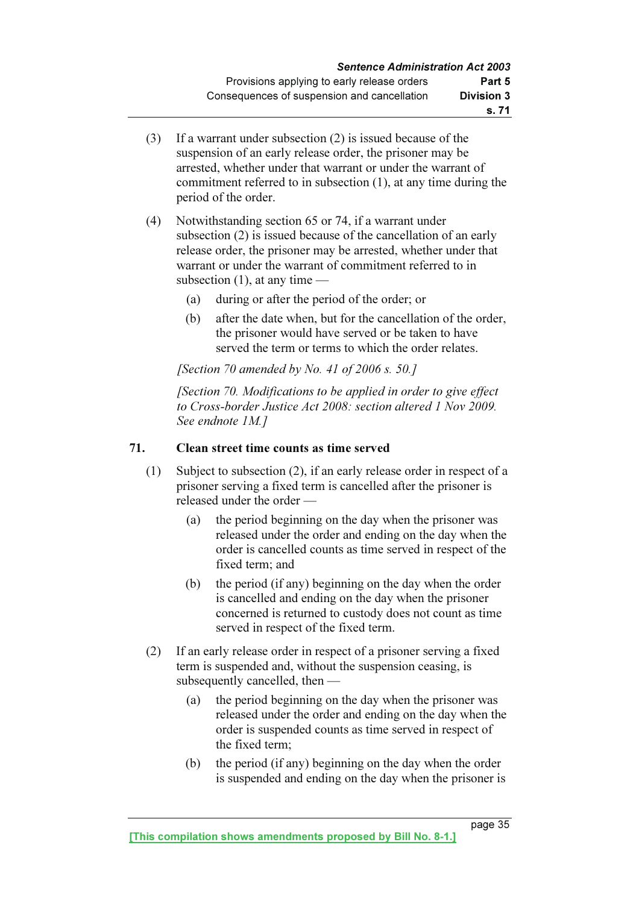(3) If a warrant under subsection (2) is issued because of the suspension of an early release order, the prisoner may be arrested, whether under that warrant or under the warrant of commitment referred to in subsection (1), at any time during the period of the order.

(4) Notwithstanding section 65 or 74, if a warrant under subsection (2) is issued because of the cancellation of an early release order, the prisoner may be arrested, whether under that warrant or under the warrant of commitment referred to in subsection (1), at any time —

(a) during or after the period of the order; or

(b) after the date when, but for the cancellation of the order, the prisoner would have served or be taken to have served the term or terms to which the order relates.

*[Section 70 amended by No. 41 of 2006 s. 50.]*

*[Section 70. Modifications to be applied in order to give effect to Cross-border Justice Act 2008: section altered 1 Nov 2009. See endnote 1M.]*

## 71. Clean street time counts as time served

(1) Subject to subsection (2), if an early release order in respect of a prisoner serving a fixed term is cancelled after the prisoner is released under the order —

(a) the period beginning on the day when the prisoner was released under the order and ending on the day when the order is cancelled counts as time served in respect of the fixed term; and

(b) the period (if any) beginning on the day when the order is cancelled and ending on the day when the prisoner concerned is returned to custody does not count as time served in respect of the fixed term.

(2) If an early release order in respect of a prisoner serving a fixed term is suspended and, without the suspension ceasing, is subsequently cancelled, then —

(a) the period beginning on the day when the prisoner was released under the order and ending on the day when the order is suspended counts as time served in respect of the fixed term;

(b) the period (if any) beginning on the day when the order is suspended and ending on the day when the prisoner is

[This compilation shows amendments proposed by Bill No. 8-1.]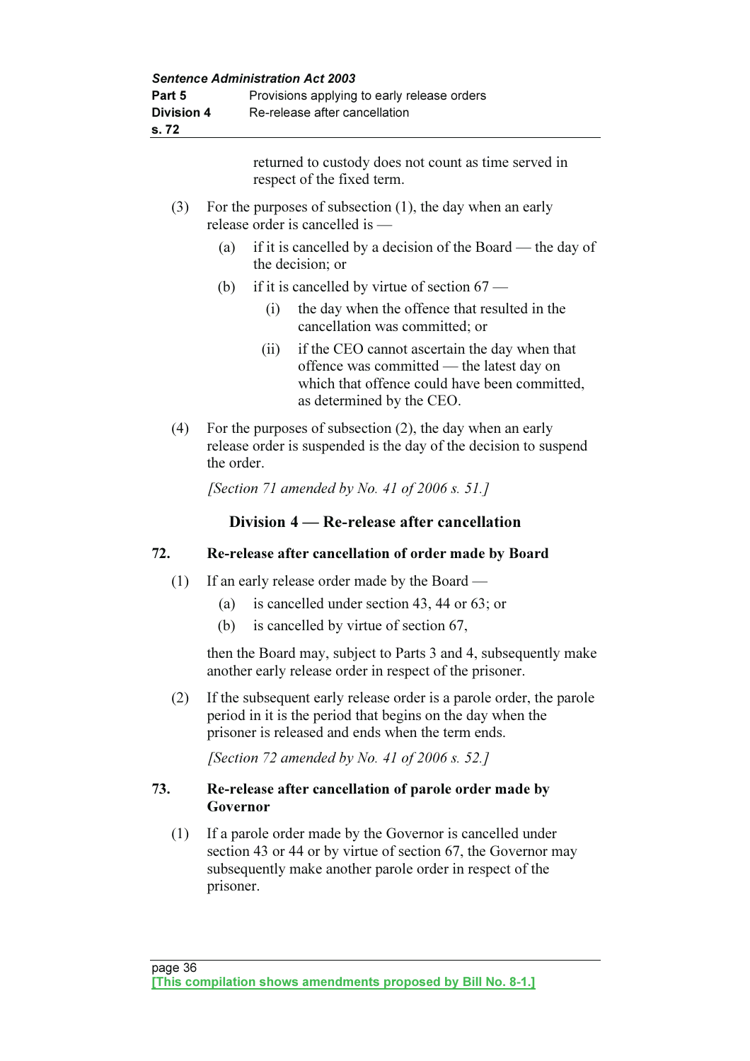returned to custody does not count as time served in respect of the fixed term.

(3) For the purposes of subsection (1), the day when an early release order is cancelled is —

(a) if it is cancelled by a decision of the Board — the day of the decision; or

(b) if it is cancelled by virtue of section 67 —

(i) the day when the offence that resulted in the cancellation was committed; or

(ii) if the CEO cannot ascertain the day when that offence was committed — the latest day on which that offence could have been committed, as determined by the CEO.

(4) For the purposes of subsection (2), the day when an early release order is suspended is the day of the decision to suspend the order.

*[Section 71 amended by No. 41 of 2006 s. 51.]*

## Division 4 — Re-release after cancellation

### 72. Re-release after cancellation of order made by Board

(1) If an early release order made by the Board —

(a) is cancelled under section 43, 44 or 63; or

(b) is cancelled by virtue of section 67,

then the Board may, subject to Parts 3 and 4, subsequently make another early release order in respect of the prisoner.

(2) If the subsequent early release order is a parole order, the parole period in it is the period that begins on the day when the prisoner is released and ends when the term ends.

*[Section 72 amended by No. 41 of 2006 s. 52.]*

### 73. Re-release after cancellation of parole order made by Governor

(1) If a parole order made by the Governor is cancelled under section 43 or 44 or by virtue of section 67, the Governor may subsequently make another parole order in respect of the prisoner.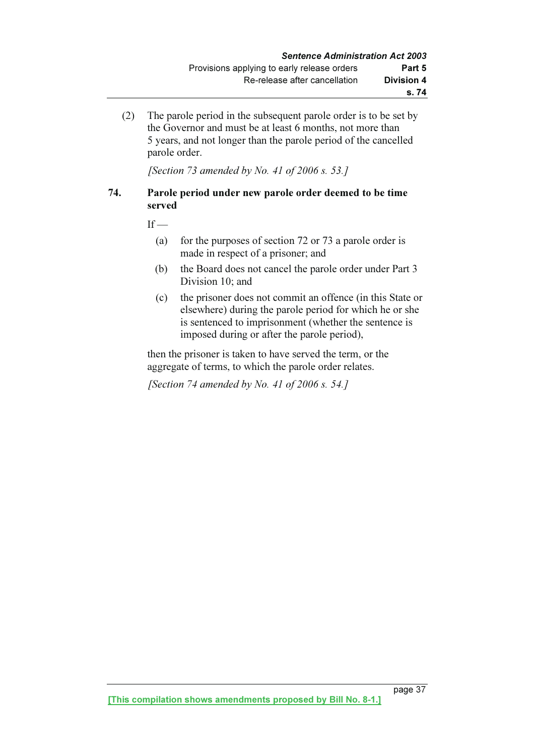(2) The parole period in the subsequent parole order is to be set by the Governor and must be at least 6 months, not more than 5 years, and not longer than the parole period of the cancelled parole order.

*[Section 73 amended by No. 41 of 2006 s. 53.]*

**74. Parole period under new parole order deemed to be time served**

If —

(a) for the purposes of section 72 or 73 a parole order is made in respect of a prisoner; and

(b) the Board does not cancel the parole order under Part 3 Division 10; and

(c) the prisoner does not commit an offence (in this State or elsewhere) during the parole period for which he or she is sentenced to imprisonment (whether the sentence is imposed during or after the parole period),

then the prisoner is taken to have served the term, or the aggregate of terms, to which the parole order relates.

*[Section 74 amended by No. 41 of 2006 s. 54.]*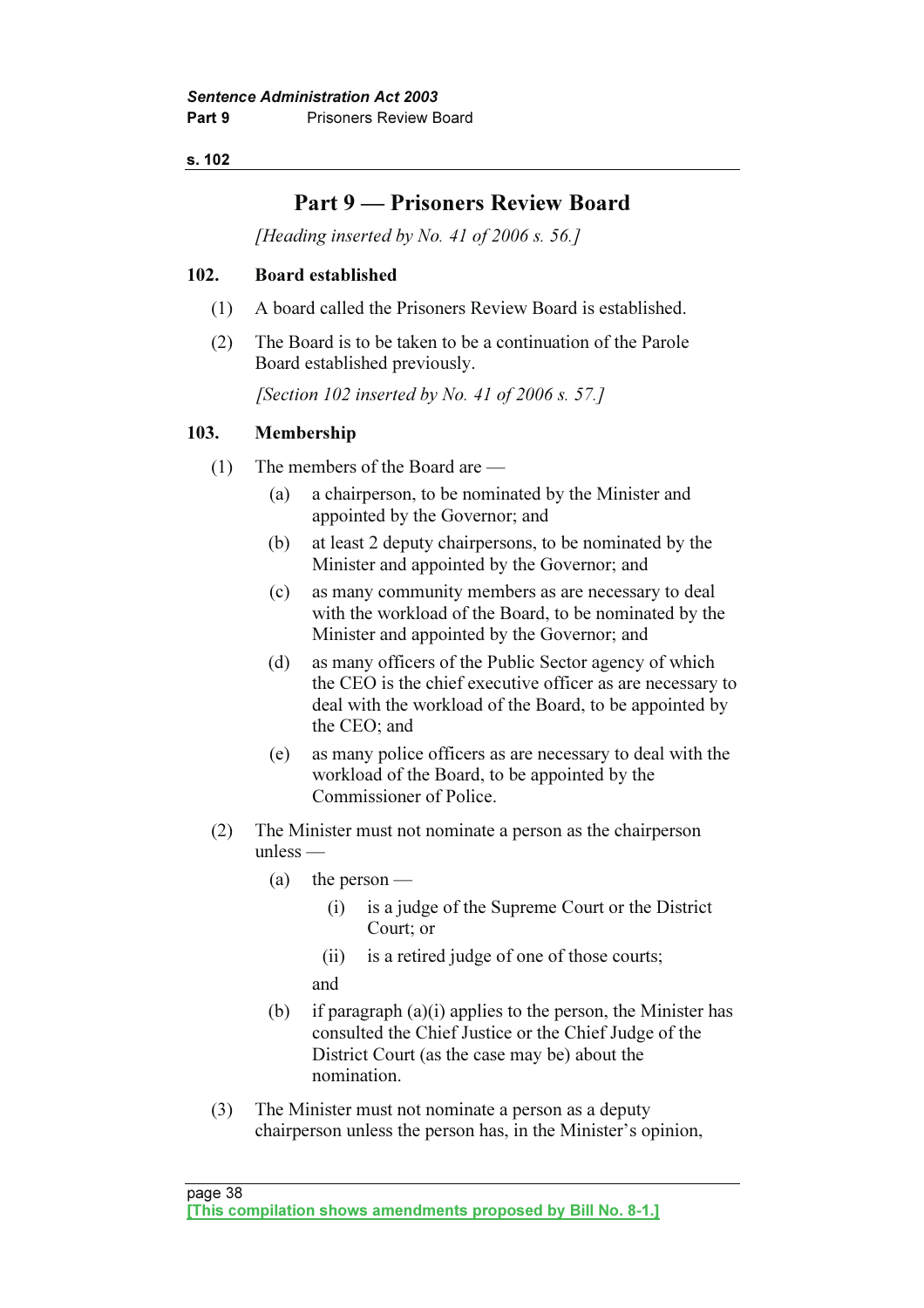# Part 9 — Prisoners Review Board

*[Heading inserted by No. 41 of 2006 s. 56.]*

### 102. Board established

(1) A board called the Prisoners Review Board is established.

(2) The Board is to be taken to be a continuation of the Parole Board established previously.

*[Section 102 inserted by No. 41 of 2006 s. 57.]*

### 103. Membership

(1) The members of the Board are —

- (a) a chairperson, to be nominated by the Minister and appointed by the Governor; and
- (b) at least 2 deputy chairpersons, to be nominated by the Minister and appointed by the Governor; and
- (c) as many community members as are necessary to deal with the workload of the Board, to be nominated by the Minister and appointed by the Governor; and
- (d) as many officers of the Public Sector agency of which the CEO is the chief executive officer as are necessary to deal with the workload of the Board, to be appointed by the CEO; and
- (e) as many police officers as are necessary to deal with the workload of the Board, to be appointed by the Commissioner of Police.

(2) The Minister must not nominate a person as the chairperson unless —

- (a) the person —
  - (i) is a judge of the Supreme Court or the District Court; or
  - (ii) is a retired judge of one of those courts;

  and
- (b) if paragraph (a)(i) applies to the person, the Minister has consulted the Chief Justice or the Chief Judge of the District Court (as the case may be) about the nomination.

(3) The Minister must not nominate a person as a deputy chairperson unless the person has, in the Minister's opinion,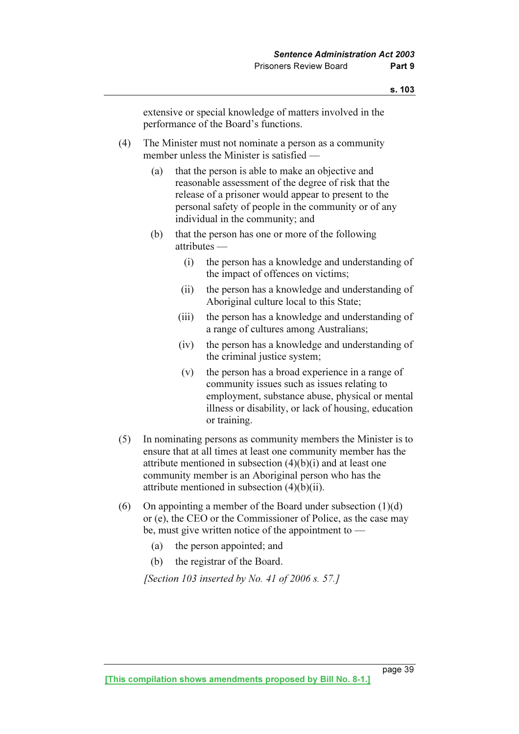extensive or special knowledge of matters involved in the performance of the Board's functions.

(4) The Minister must not nominate a person as a community member unless the Minister is satisfied —

(a) that the person is able to make an objective and reasonable assessment of the degree of risk that the release of a prisoner would appear to present to the personal safety of people in the community or of any individual in the community; and

(b) that the person has one or more of the following attributes —

(i) the person has a knowledge and understanding of the impact of offences on victims;

(ii) the person has a knowledge and understanding of Aboriginal culture local to this State;

(iii) the person has a knowledge and understanding of a range of cultures among Australians;

(iv) the person has a knowledge and understanding of the criminal justice system;

(v) the person has a broad experience in a range of community issues such as issues relating to employment, substance abuse, physical or mental illness or disability, or lack of housing, education or training.

(5) In nominating persons as community members the Minister is to ensure that at all times at least one community member has the attribute mentioned in subsection (4)(b)(i) and at least one community member is an Aboriginal person who has the attribute mentioned in subsection (4)(b)(ii).

(6) On appointing a member of the Board under subsection (1)(d) or (e), the CEO or the Commissioner of Police, as the case may be, must give written notice of the appointment to —

(a) the person appointed; and

(b) the registrar of the Board.

*[Section 103 inserted by No. 41 of 2006 s. 57.]*

[This compilation shows amendments proposed by Bill No. 8-1.]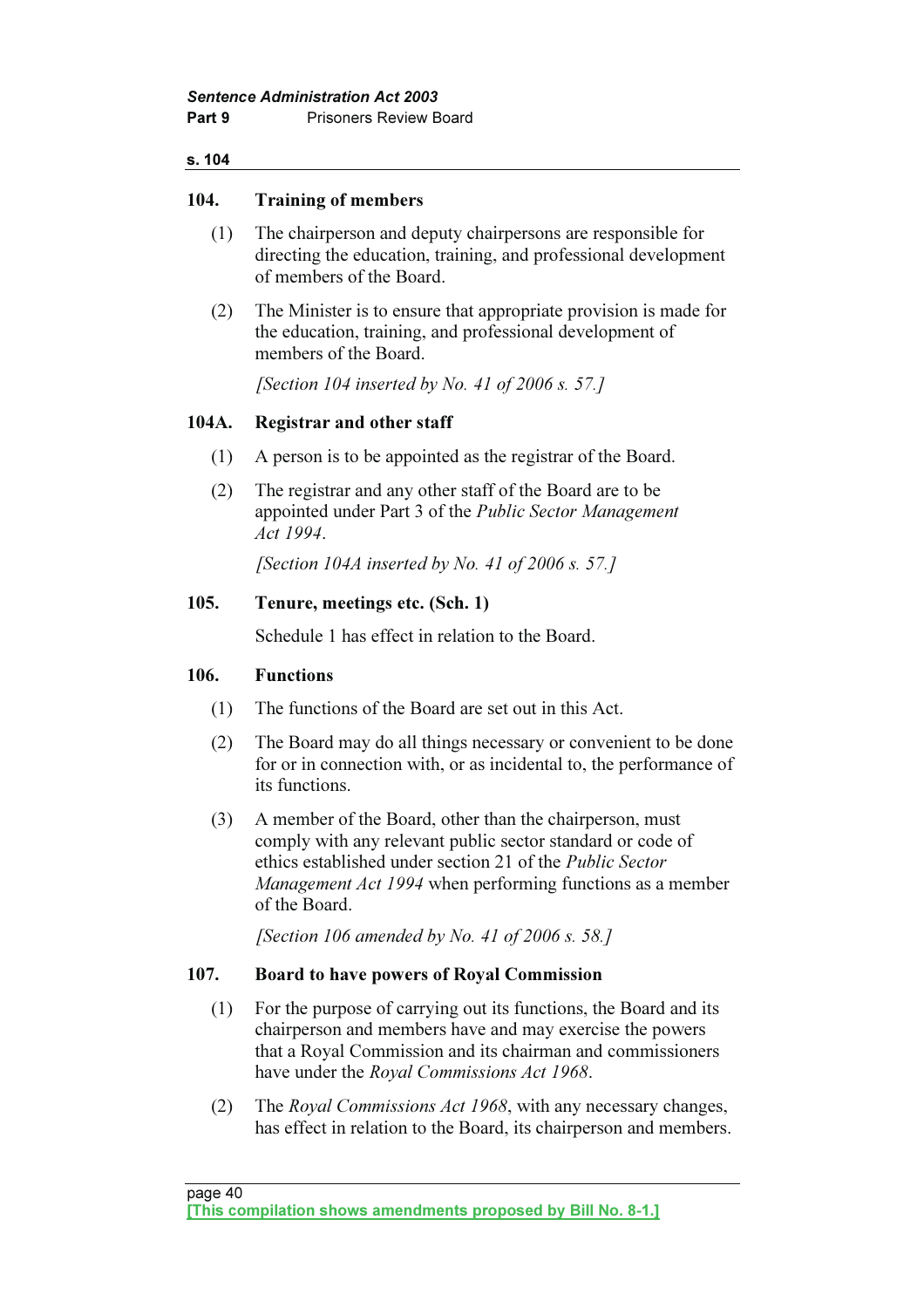## 104. Training of members

(1) The chairperson and deputy chairpersons are responsible for directing the education, training, and professional development of members of the Board.

(2) The Minister is to ensure that appropriate provision is made for the education, training, and professional development of members of the Board.

*[Section 104 inserted by No. 41 of 2006 s. 57.]*

## 104A. Registrar and other staff

(1) A person is to be appointed as the registrar of the Board.

(2) The registrar and any other staff of the Board are to be appointed under Part 3 of the *Public Sector Management Act 1994*.

*[Section 104A inserted by No. 41 of 2006 s. 57.]*

## 105. Tenure, meetings etc. (Sch. 1)

Schedule 1 has effect in relation to the Board.

## 106. Functions

(1) The functions of the Board are set out in this Act.

(2) The Board may do all things necessary or convenient to be done for or in connection with, or as incidental to, the performance of its functions.

(3) A member of the Board, other than the chairperson, must comply with any relevant public sector standard or code of ethics established under section 21 of the *Public Sector Management Act 1994* when performing functions as a member of the Board.

*[Section 106 amended by No. 41 of 2006 s. 58.]*

## 107. Board to have powers of Royal Commission

(1) For the purpose of carrying out its functions, the Board and its chairperson and members have and may exercise the powers that a Royal Commission and its chairman and commissioners have under the *Royal Commissions Act 1968*.

(2) The *Royal Commissions Act 1968*, with any necessary changes, has effect in relation to the Board, its chairperson and members.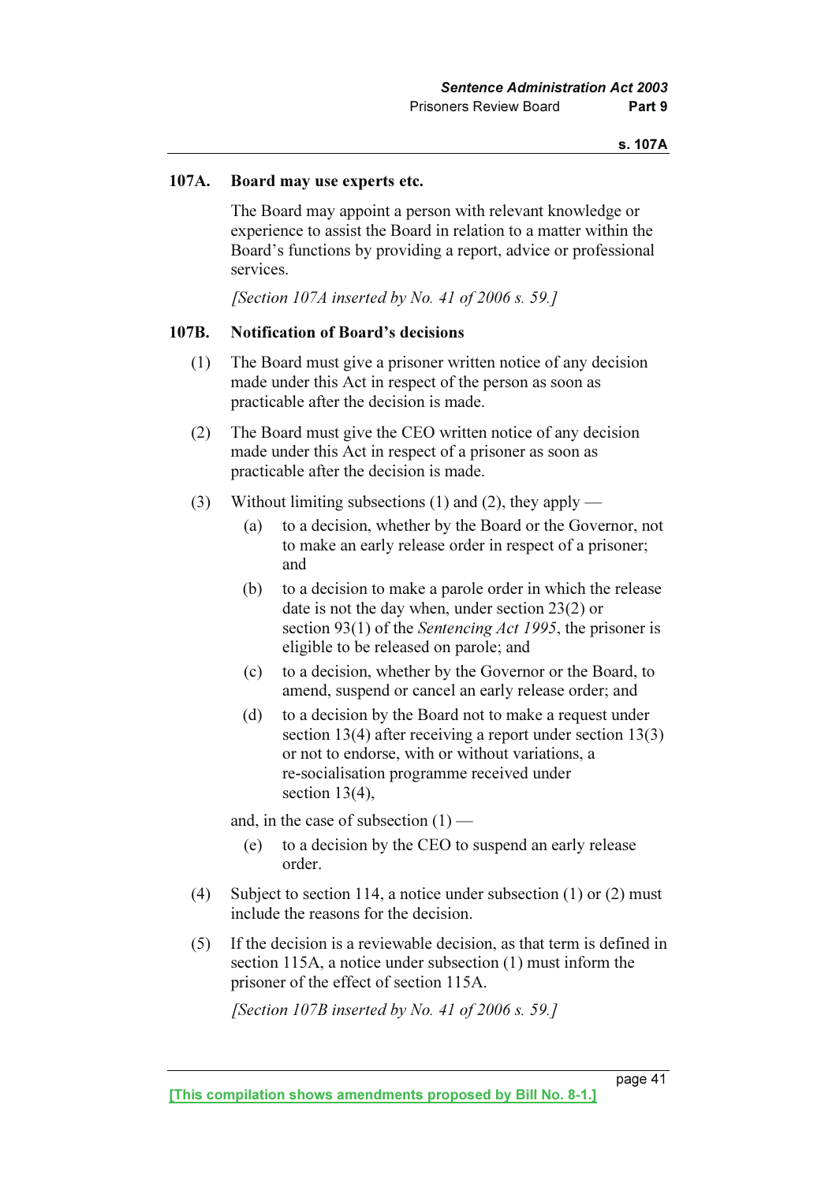### 107A. Board may use experts etc.

The Board may appoint a person with relevant knowledge or experience to assist the Board in relation to a matter within the Board's functions by providing a report, advice or professional services.

*[Section 107A inserted by No. 41 of 2006 s. 59.]*

### 107B. Notification of Board's decisions

(1) The Board must give a prisoner written notice of any decision made under this Act in respect of the person as soon as practicable after the decision is made.

(2) The Board must give the CEO written notice of any decision made under this Act in respect of a prisoner as soon as practicable after the decision is made.

(3) Without limiting subsections (1) and (2), they apply —

- (a) to a decision, whether by the Board or the Governor, not to make an early release order in respect of a prisoner; and
- (b) to a decision to make a parole order in which the release date is not the day when, under section 23(2) or section 93(1) of the *Sentencing Act 1995*, the prisoner is eligible to be released on parole; and
- (c) to a decision, whether by the Governor or the Board, to amend, suspend or cancel an early release order; and
- (d) to a decision by the Board not to make a request under section 13(4) after receiving a report under section 13(3) or not to endorse, with or without variations, a re-socialisation programme received under section 13(4),

and, in the case of subsection (1) —

- (e) to a decision by the CEO to suspend an early release order.

(4) Subject to section 114, a notice under subsection (1) or (2) must include the reasons for the decision.

(5) If the decision is a reviewable decision, as that term is defined in section 115A, a notice under subsection (1) must inform the prisoner of the effect of section 115A.

*[Section 107B inserted by No. 41 of 2006 s. 59.]*

[This compilation shows amendments proposed by Bill No. 8-1.]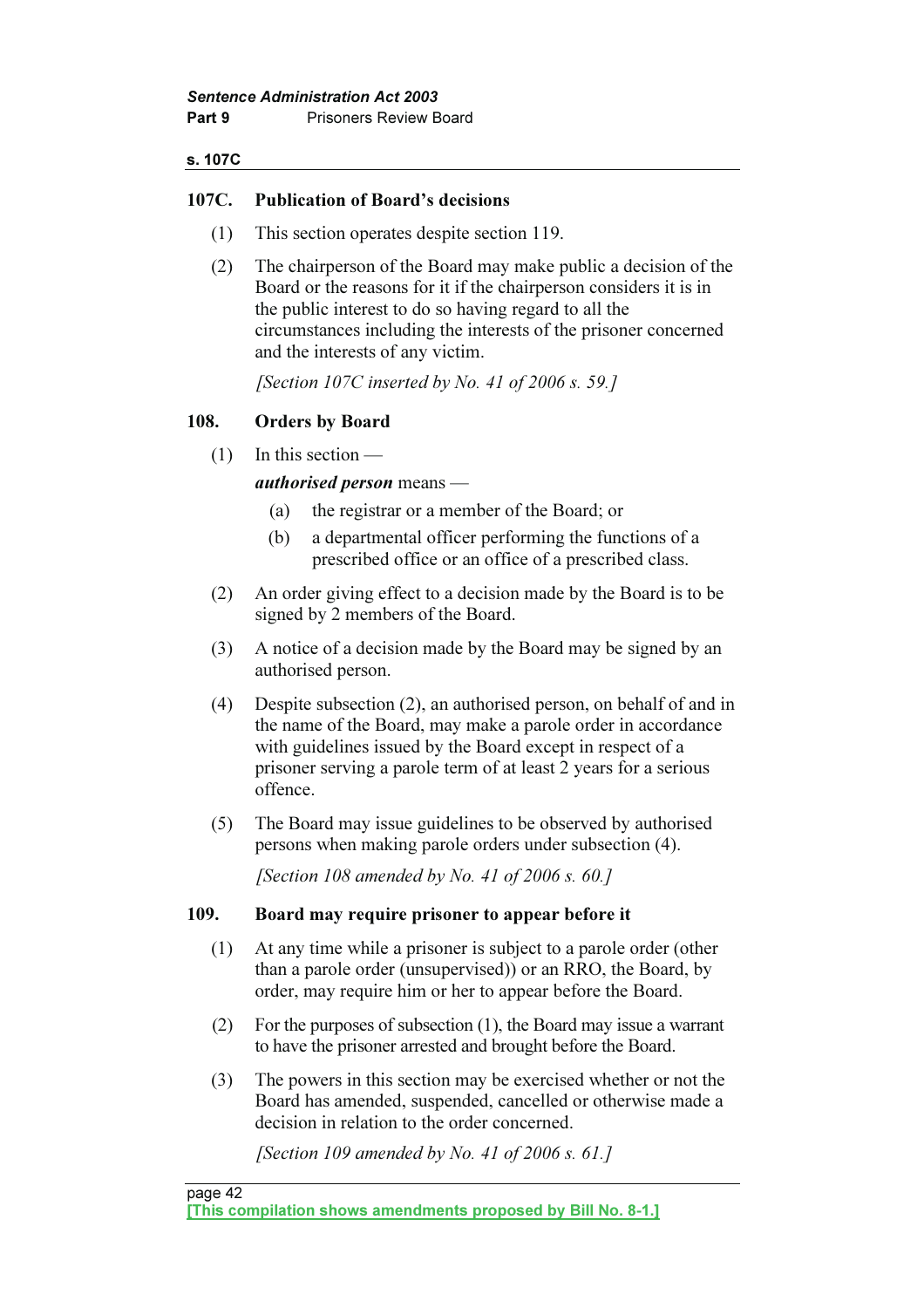### 107C. Publication of Board's decisions

(1) This section operates despite section 119.

(2) The chairperson of the Board may make public a decision of the Board or the reasons for it if the chairperson considers it is in the public interest to do so having regard to all the circumstances including the interests of the prisoner concerned and the interests of any victim.

*[Section 107C inserted by No. 41 of 2006 s. 59.]*

### 108. Orders by Board

(1) In this section —

***authorised person*** means —

   (a) the registrar or a member of the Board; or

   (b) a departmental officer performing the functions of a prescribed office or an office of a prescribed class.

(2) An order giving effect to a decision made by the Board is to be signed by 2 members of the Board.

(3) A notice of a decision made by the Board may be signed by an authorised person.

(4) Despite subsection (2), an authorised person, on behalf of and in the name of the Board, may make a parole order in accordance with guidelines issued by the Board except in respect of a prisoner serving a parole term of at least 2 years for a serious offence.

(5) The Board may issue guidelines to be observed by authorised persons when making parole orders under subsection (4).

*[Section 108 amended by No. 41 of 2006 s. 60.]*

### 109. Board may require prisoner to appear before it

(1) At any time while a prisoner is subject to a parole order (other than a parole order (unsupervised)) or an RRO, the Board, by order, may require him or her to appear before the Board.

(2) For the purposes of subsection (1), the Board may issue a warrant to have the prisoner arrested and brought before the Board.

(3) The powers in this section may be exercised whether or not the Board has amended, suspended, cancelled or otherwise made a decision in relation to the order concerned.

*[Section 109 amended by No. 41 of 2006 s. 61.]*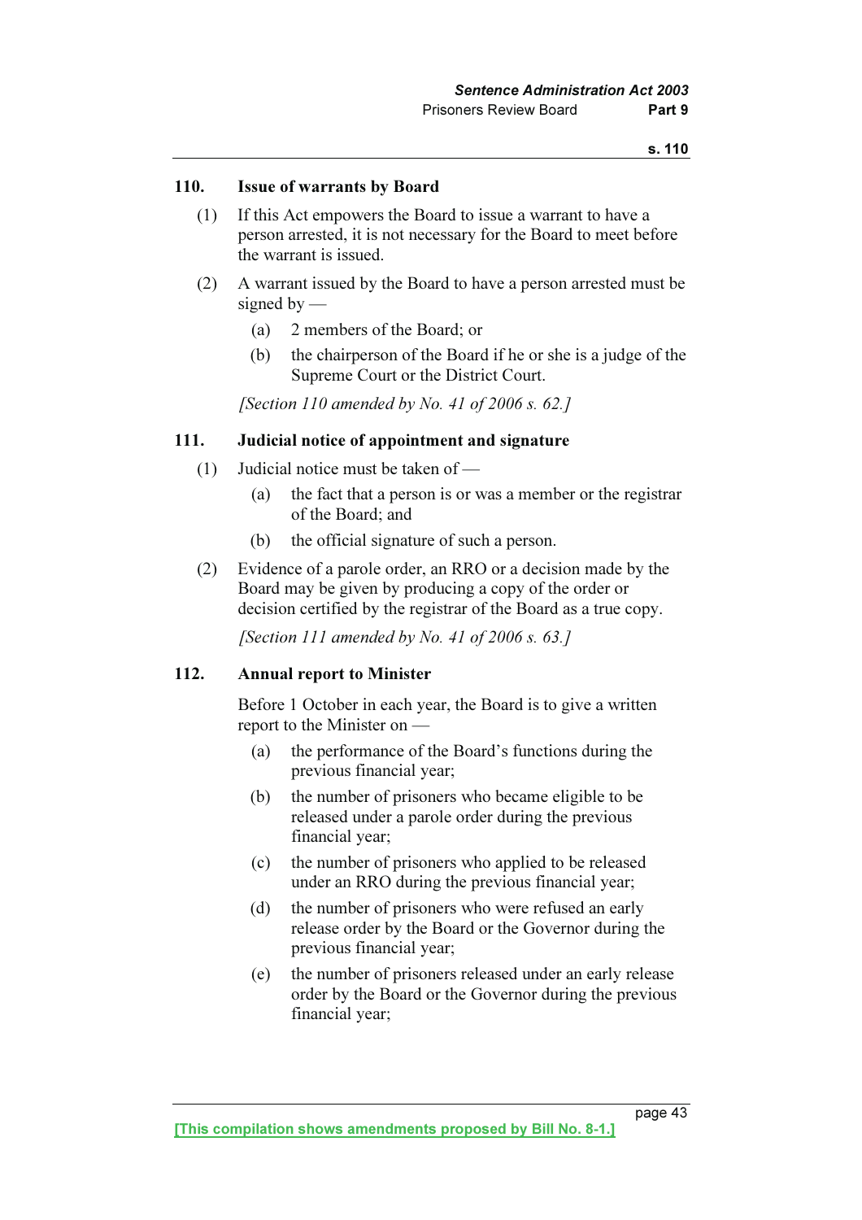## 110. Issue of warrants by Board

(1) If this Act empowers the Board to issue a warrant to have a person arrested, it is not necessary for the Board to meet before the warrant is issued.

(2) A warrant issued by the Board to have a person arrested must be signed by —

- (a) 2 members of the Board; or
- (b) the chairperson of the Board if he or she is a judge of the Supreme Court or the District Court.

*[Section 110 amended by No. 41 of 2006 s. 62.]*

## 111. Judicial notice of appointment and signature

(1) Judicial notice must be taken of —

- (a) the fact that a person is or was a member or the registrar of the Board; and
- (b) the official signature of such a person.

(2) Evidence of a parole order, an RRO or a decision made by the Board may be given by producing a copy of the order or decision certified by the registrar of the Board as a true copy.

*[Section 111 amended by No. 41 of 2006 s. 63.]*

## 112. Annual report to Minister

Before 1 October in each year, the Board is to give a written report to the Minister on —

- (a) the performance of the Board's functions during the previous financial year;
- (b) the number of prisoners who became eligible to be released under a parole order during the previous financial year;
- (c) the number of prisoners who applied to be released under an RRO during the previous financial year;
- (d) the number of prisoners who were refused an early release order by the Board or the Governor during the previous financial year;
- (e) the number of prisoners released under an early release order by the Board or the Governor during the previous financial year;

[This compilation shows amendments proposed by Bill No. 8-1.]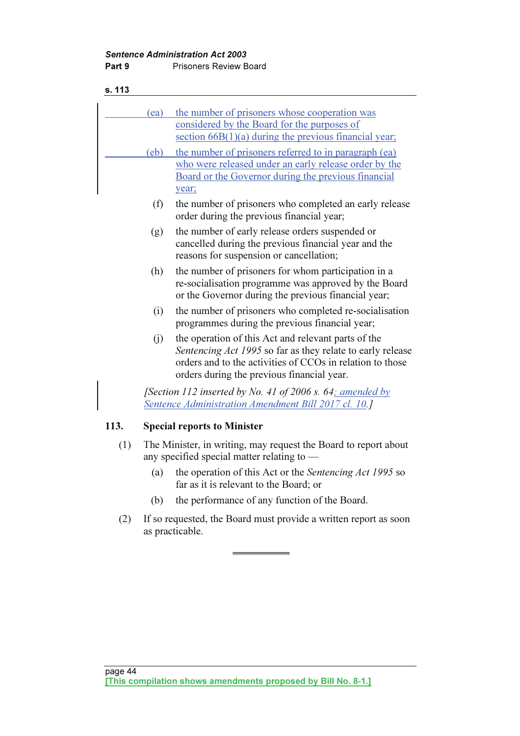(ea) the number of prisoners whose cooperation was considered by the Board for the purposes of section 66B(1)(a) during the previous financial year;

(eb) the number of prisoners referred to in paragraph (ea) who were released under an early release order by the Board or the Governor during the previous financial year;

(f) the number of prisoners who completed an early release order during the previous financial year;

(g) the number of early release orders suspended or cancelled during the previous financial year and the reasons for suspension or cancellation;

(h) the number of prisoners for whom participation in a re-socialisation programme was approved by the Board or the Governor during the previous financial year;

(i) the number of prisoners who completed re-socialisation programmes during the previous financial year;

(j) the operation of this Act and relevant parts of the *Sentencing Act 1995* so far as they relate to early release orders and to the activities of CCOs in relation to those orders during the previous financial year.

*[Section 112 inserted by No. 41 of 2006 s. 64; amended by Sentence Administration Amendment Bill 2017 cl. 10.]*

### 113. Special reports to Minister

(1) The Minister, in writing, may request the Board to report about any specified special matter relating to —

(a) the operation of this Act or the *Sentencing Act 1995* so far as it is relevant to the Board; or

(b) the performance of any function of the Board.

(2) If so requested, the Board must provide a written report as soon as practicable.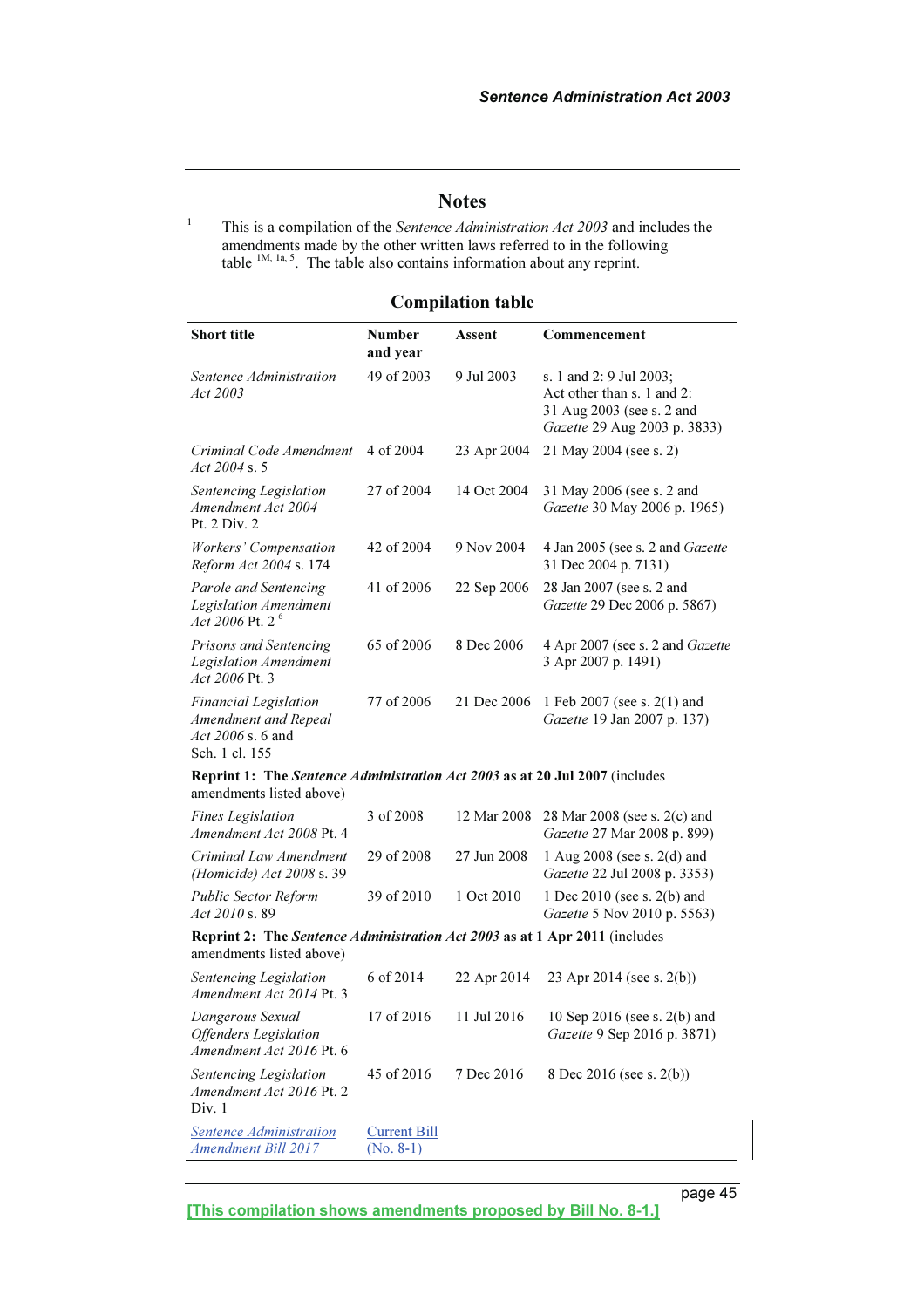## Notes

[1] This is a compilation of the *Sentence Administration Act 2003* and includes the amendments made by the other written laws referred to in the following table [1M, 1a, 5]. The table also contains information about any reprint.

### Compilation table

| Short title | Number and year | Assent | Commencement |
|---|---|---|---|
| *Sentence Administration Act 2003* | 49 of 2003 | 9 Jul 2003 | s. 1 and 2: 9 Jul 2003; Act other than s. 1 and 2: 31 Aug 2003 (see s. 2 and *Gazette* 29 Aug 2003 p. 3833) |
| *Criminal Code Amendment Act 2004* s. 5 | 4 of 2004 | 23 Apr 2004 | 21 May 2004 (see s. 2) |
| *Sentencing Legislation Amendment Act 2004* Pt. 2 Div. 2 | 27 of 2004 | 14 Oct 2004 | 31 May 2006 (see s. 2 and *Gazette* 30 May 2006 p. 1965) |
| *Workers' Compensation Reform Act 2004* s. 174 | 42 of 2004 | 9 Nov 2004 | 4 Jan 2005 (see s. 2 and *Gazette* 31 Dec 2004 p. 7131) |
| *Parole and Sentencing Legislation Amendment Act 2006* Pt. 2 [6] | 41 of 2006 | 22 Sep 2006 | 28 Jan 2007 (see s. 2 and *Gazette* 29 Dec 2006 p. 5867) |
| *Prisons and Sentencing Legislation Amendment Act 2006* Pt. 3 | 65 of 2006 | 8 Dec 2006 | 4 Apr 2007 (see s. 2 and *Gazette* 3 Apr 2007 p. 1491) |
| *Financial Legislation Amendment and Repeal Act 2006* s. 6 and Sch. 1 cl. 155 | 77 of 2006 | 21 Dec 2006 | 1 Feb 2007 (see s. 2(1) and *Gazette* 19 Jan 2007 p. 137) |
| **Reprint 1: The *Sentence Administration Act 2003* as at 20 Jul 2007** (includes amendments listed above) | | | |
| *Fines Legislation Amendment Act 2008* Pt. 4 | 3 of 2008 | 12 Mar 2008 | 28 Mar 2008 (see s. 2(c) and *Gazette* 27 Mar 2008 p. 899) |
| *Criminal Law Amendment (Homicide) Act 2008* s. 39 | 29 of 2008 | 27 Jun 2008 | 1 Aug 2008 (see s. 2(d) and *Gazette* 22 Jul 2008 p. 3353) |
| *Public Sector Reform Act 2010* s. 89 | 39 of 2010 | 1 Oct 2010 | 1 Dec 2010 (see s. 2(b) and *Gazette* 5 Nov 2010 p. 5563) |
| **Reprint 2: The *Sentence Administration Act 2003* as at 1 Apr 2011** (includes amendments listed above) | | | |
| *Sentencing Legislation Amendment Act 2014* Pt. 3 | 6 of 2014 | 22 Apr 2014 | 23 Apr 2014 (see s. 2(b)) |
| *Dangerous Sexual Offenders Legislation Amendment Act 2016* Pt. 6 | 17 of 2016 | 11 Jul 2016 | 10 Sep 2016 (see s. 2(b) and *Gazette* 9 Sep 2016 p. 3871) |
| *Sentencing Legislation Amendment Act 2016* Pt. 2 Div. 1 | 45 of 2016 | 7 Dec 2016 | 8 Dec 2016 (see s. 2(b)) |
| *Sentence Administration Amendment Bill 2017* | Current Bill (No. 8-1) | | |

[This compilation shows amendments proposed by Bill No. 8-1.]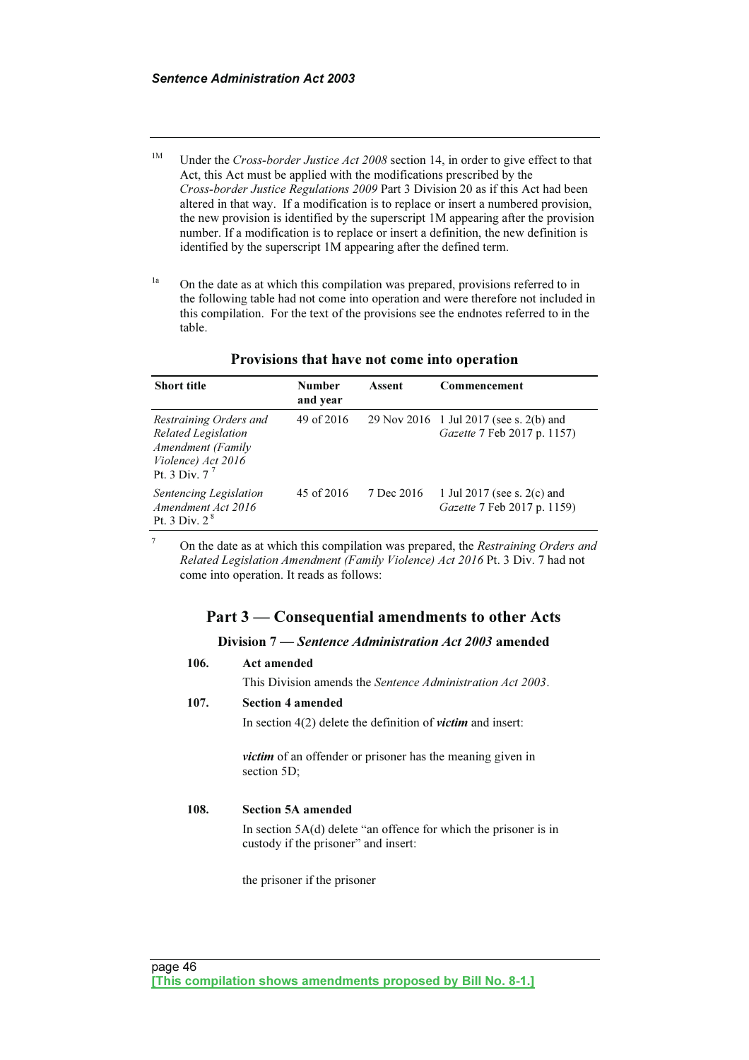[1M] Under the *Cross-border Justice Act 2008* section 14, in order to give effect to that Act, this Act must be applied with the modifications prescribed by the *Cross-border Justice Regulations 2009* Part 3 Division 20 as if this Act had been altered in that way. If a modification is to replace or insert a numbered provision, the new provision is identified by the superscript 1M appearing after the provision number. If a modification is to replace or insert a definition, the new definition is identified by the superscript 1M appearing after the defined term.

[1a] On the date as at which this compilation was prepared, provisions referred to in the following table had not come into operation and were therefore not included in this compilation. For the text of the provisions see the endnotes referred to in the table.

**Provisions that have not come into operation**

| Short title | Number and year | Assent | Commencement |
|---|---|---|---|
| *Restraining Orders and Related Legislation Amendment (Family Violence) Act 2016* Pt. 3 Div. 7 [7] | 49 of 2016 | 29 Nov 2016 | 1 Jul 2017 (see s. 2(b) and *Gazette* 7 Feb 2017 p. 1157) |
| *Sentencing Legislation Amendment Act 2016* Pt. 3 Div. 2 [8] | 45 of 2016 | 7 Dec 2016 | 1 Jul 2017 (see s. 2(c) and *Gazette* 7 Feb 2017 p. 1159) |

[7] On the date as at which this compilation was prepared, the *Restraining Orders and Related Legislation Amendment (Family Violence) Act 2016* Pt. 3 Div. 7 had not come into operation. It reads as follows:

## Part 3 — Consequential amendments to other Acts

### Division 7 — *Sentence Administration Act 2003* amended

**106. Act amended**

This Division amends the *Sentence Administration Act 2003*.

**107. Section 4 amended**

In section 4(2) delete the definition of ***victim*** and insert:

> ***victim*** of an offender or prisoner has the meaning given in section 5D;

**108. Section 5A amended**

In section 5A(d) delete "an offence for which the prisoner is in custody if the prisoner" and insert:

> the prisoner if the prisoner

[This compilation shows amendments proposed by Bill No. 8-1.]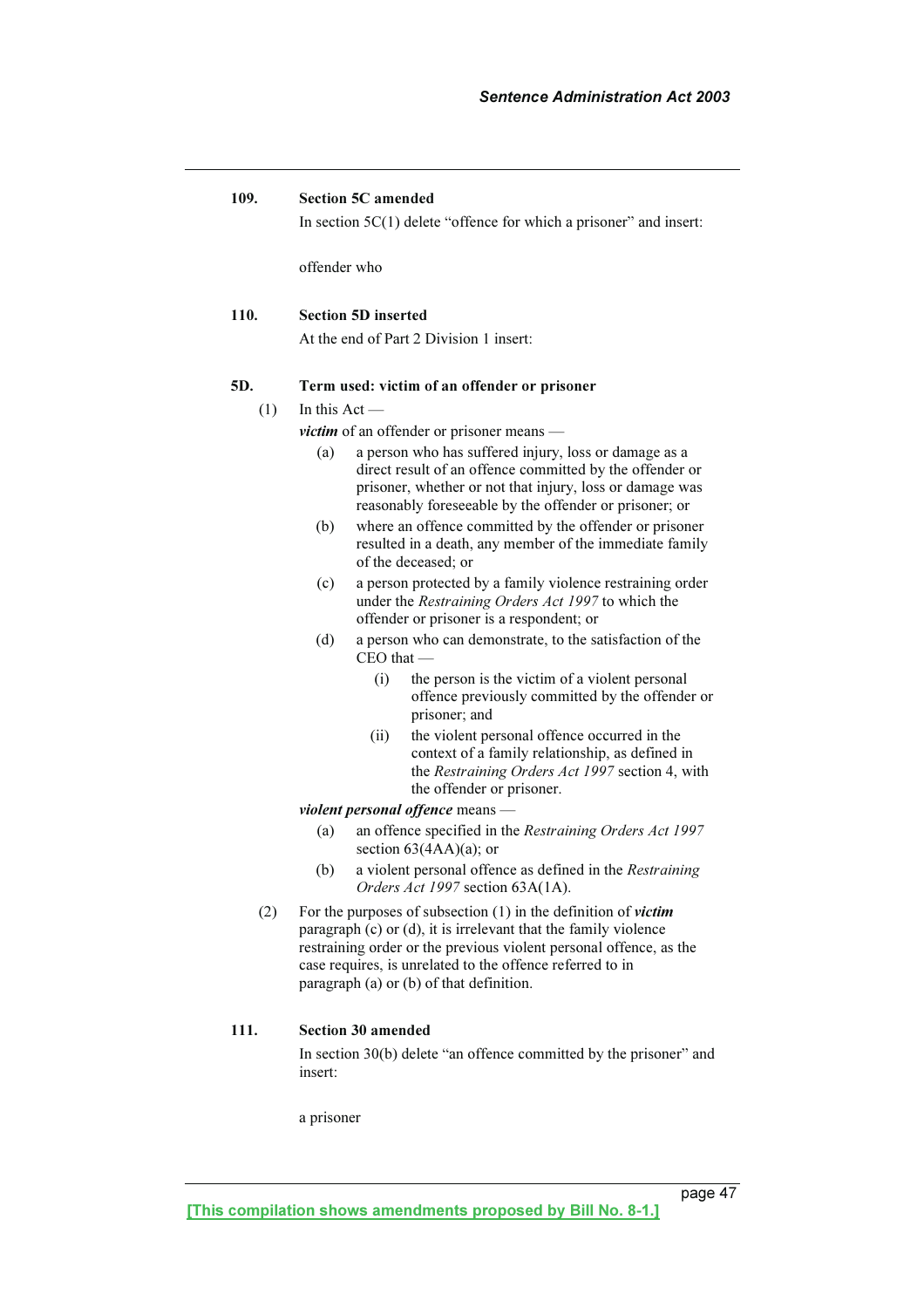**109. Section 5C amended**

In section 5C(1) delete "offence for which a prisoner" and insert:

offender who

**110. Section 5D inserted**

At the end of Part 2 Division 1 insert:

**5D. Term used: victim of an offender or prisoner**

(1) In this Act —

***victim*** of an offender or prisoner means —

(a) a person who has suffered injury, loss or damage as a direct result of an offence committed by the offender or prisoner, whether or not that injury, loss or damage was reasonably foreseeable by the offender or prisoner; or

(b) where an offence committed by the offender or prisoner resulted in a death, any member of the immediate family of the deceased; or

(c) a person protected by a family violence restraining order under the *Restraining Orders Act 1997* to which the offender or prisoner is a respondent; or

(d) a person who can demonstrate, to the satisfaction of the CEO that —

(i) the person is the victim of a violent personal offence previously committed by the offender or prisoner; and

(ii) the violent personal offence occurred in the context of a family relationship, as defined in the *Restraining Orders Act 1997* section 4, with the offender or prisoner.

***violent personal offence*** means —

(a) an offence specified in the *Restraining Orders Act 1997* section 63(4AA)(a); or

(b) a violent personal offence as defined in the *Restraining Orders Act 1997* section 63A(1A).

(2) For the purposes of subsection (1) in the definition of ***victim*** paragraph (c) or (d), it is irrelevant that the family violence restraining order or the previous violent personal offence, as the case requires, is unrelated to the offence referred to in paragraph (a) or (b) of that definition.

**111. Section 30 amended**

In section 30(b) delete "an offence committed by the prisoner" and insert:

a prisoner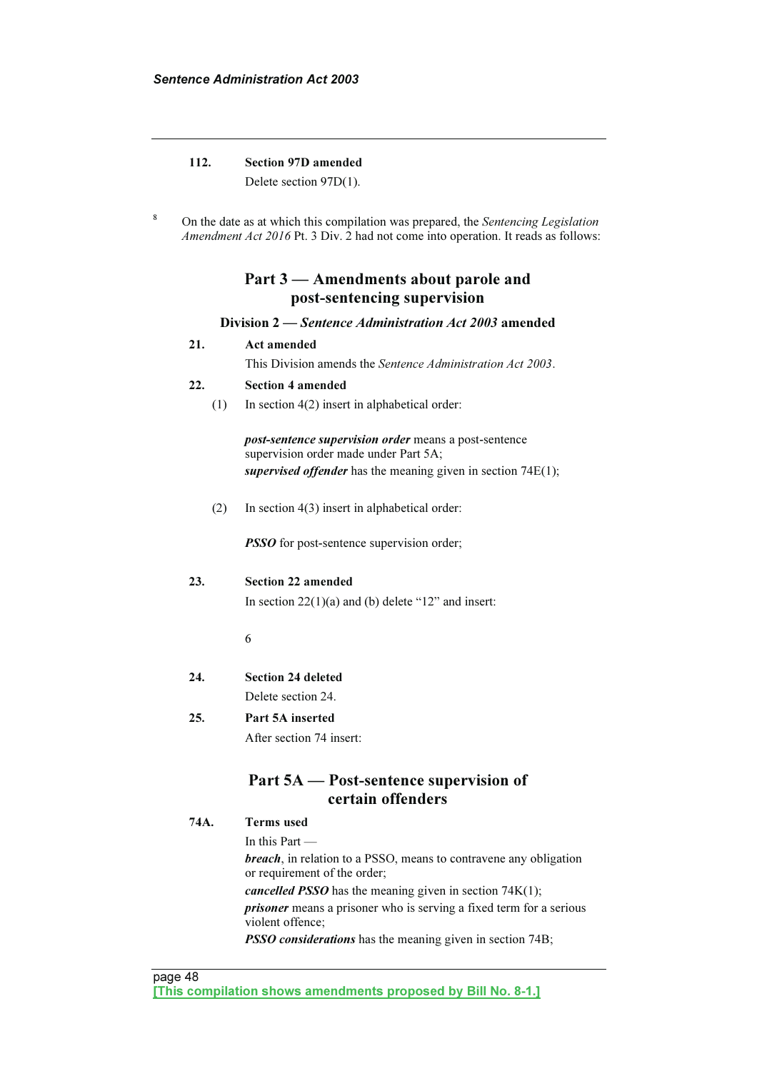**112. Section 97D amended**

Delete section 97D(1).

8 On the date as at which this compilation was prepared, the *Sentencing Legislation Amendment Act 2016* Pt. 3 Div. 2 had not come into operation. It reads as follows:

## Part 3 — Amendments about parole and post-sentencing supervision

### Division 2 — *Sentence Administration Act 2003* amended

**21. Act amended**

This Division amends the *Sentence Administration Act 2003*.

**22. Section 4 amended**

(1) In section 4(2) insert in alphabetical order:

> ***post-sentence supervision order*** means a post-sentence supervision order made under Part 5A;
>
> ***supervised offender*** has the meaning given in section 74E(1);

(2) In section 4(3) insert in alphabetical order:

> ***PSSO*** for post-sentence supervision order;

**23. Section 22 amended**

In section 22(1)(a) and (b) delete "12" and insert:

> 6

**24. Section 24 deleted**

Delete section 24.

**25. Part 5A inserted**

After section 74 insert:

## Part 5A — Post-sentence supervision of certain offenders

**74A. Terms used**

In this Part —

***breach***, in relation to a PSSO, means to contravene any obligation or requirement of the order;

***cancelled PSSO*** has the meaning given in section 74K(1);

***prisoner*** means a prisoner who is serving a fixed term for a serious violent offence;

***PSSO considerations*** has the meaning given in section 74B;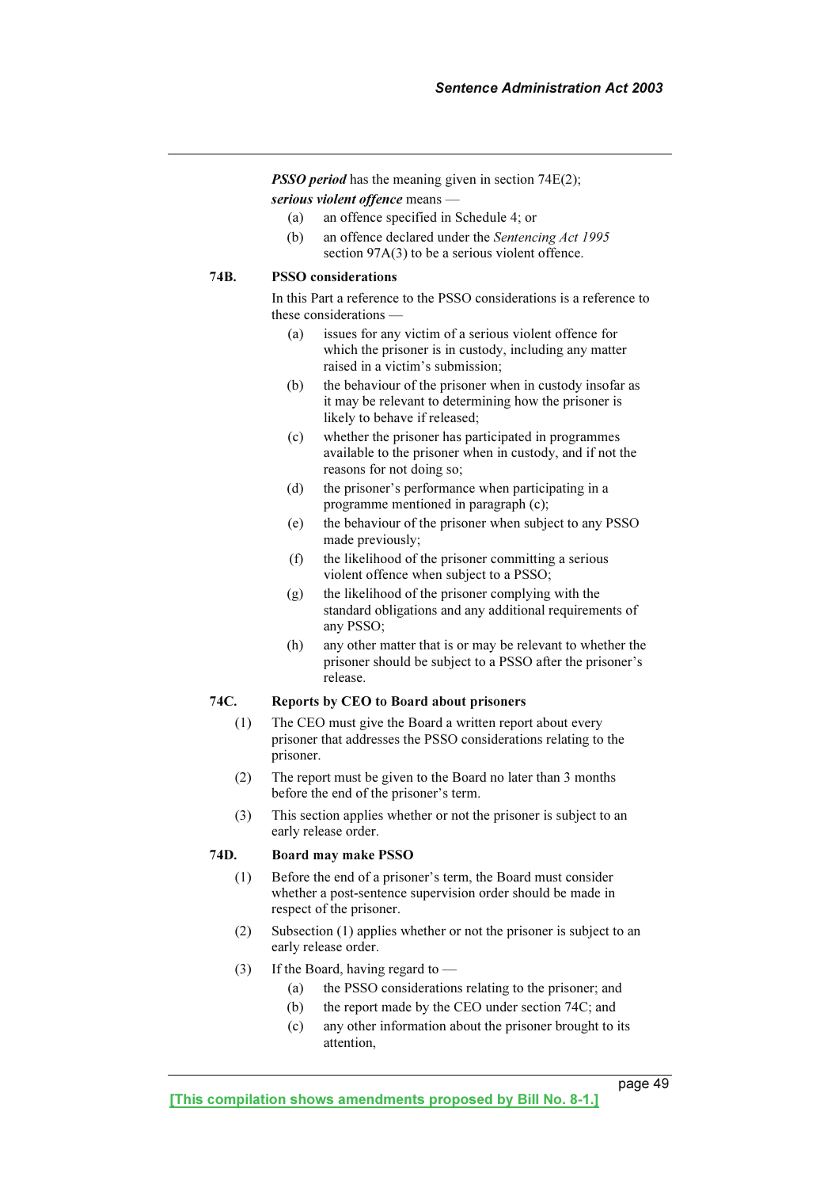***PSSO period*** has the meaning given in section 74E(2);

***serious violent offence*** means —

(a) an offence specified in Schedule 4; or

(b) an offence declared under the *Sentencing Act 1995* section 97A(3) to be a serious violent offence.

### 74B. PSSO considerations

In this Part a reference to the PSSO considerations is a reference to these considerations —

(a) issues for any victim of a serious violent offence for which the prisoner is in custody, including any matter raised in a victim's submission;

(b) the behaviour of the prisoner when in custody insofar as it may be relevant to determining how the prisoner is likely to behave if released;

(c) whether the prisoner has participated in programmes available to the prisoner when in custody, and if not the reasons for not doing so;

(d) the prisoner's performance when participating in a programme mentioned in paragraph (c);

(e) the behaviour of the prisoner when subject to any PSSO made previously;

(f) the likelihood of the prisoner committing a serious violent offence when subject to a PSSO;

(g) the likelihood of the prisoner complying with the standard obligations and any additional requirements of any PSSO;

(h) any other matter that is or may be relevant to whether the prisoner should be subject to a PSSO after the prisoner's release.

### 74C. Reports by CEO to Board about prisoners

(1) The CEO must give the Board a written report about every prisoner that addresses the PSSO considerations relating to the prisoner.

(2) The report must be given to the Board no later than 3 months before the end of the prisoner's term.

(3) This section applies whether or not the prisoner is subject to an early release order.

### 74D. Board may make PSSO

(1) Before the end of a prisoner's term, the Board must consider whether a post-sentence supervision order should be made in respect of the prisoner.

(2) Subsection (1) applies whether or not the prisoner is subject to an early release order.

(3) If the Board, having regard to —

(a) the PSSO considerations relating to the prisoner; and

(b) the report made by the CEO under section 74C; and

(c) any other information about the prisoner brought to its attention,

[This compilation shows amendments proposed by Bill No. 8-1.]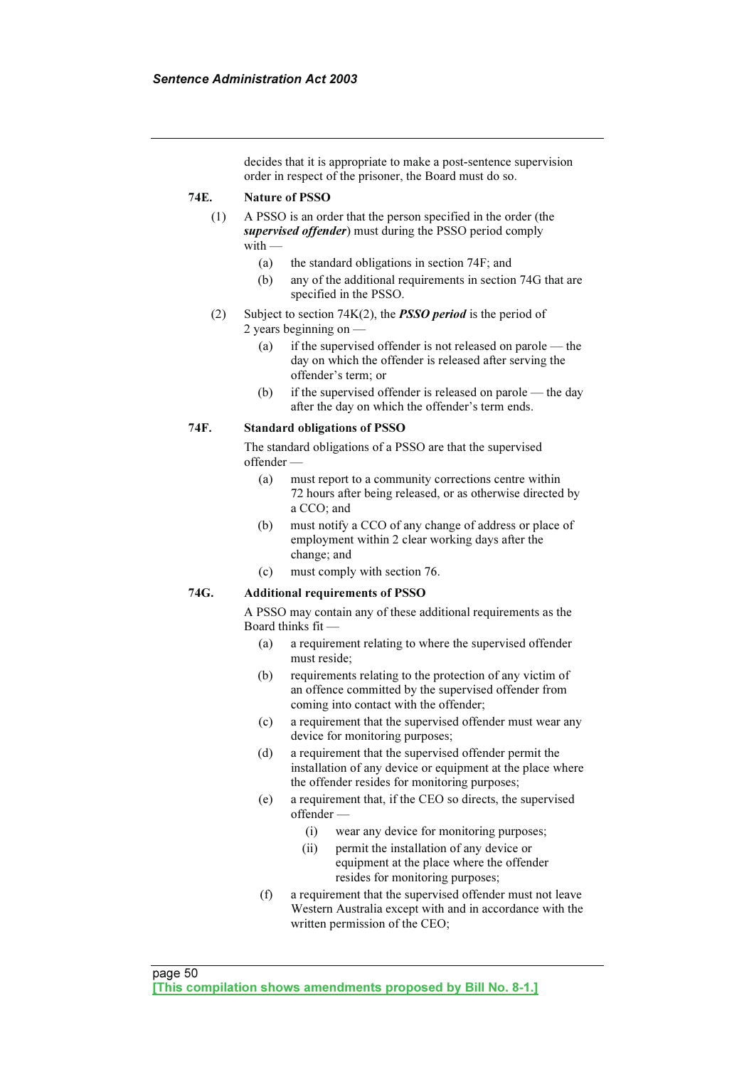decides that it is appropriate to make a post-sentence supervision order in respect of the prisoner, the Board must do so.

**74E. Nature of PSSO**

(1) A PSSO is an order that the person specified in the order (the ***supervised offender***) must during the PSSO period comply with —

- (a) the standard obligations in section 74F; and
- (b) any of the additional requirements in section 74G that are specified in the PSSO.

(2) Subject to section 74K(2), the ***PSSO period*** is the period of 2 years beginning on —

- (a) if the supervised offender is not released on parole — the day on which the offender is released after serving the offender's term; or
- (b) if the supervised offender is released on parole — the day after the day on which the offender's term ends.

**74F. Standard obligations of PSSO**

The standard obligations of a PSSO are that the supervised offender —

- (a) must report to a community corrections centre within 72 hours after being released, or as otherwise directed by a CCO; and
- (b) must notify a CCO of any change of address or place of employment within 2 clear working days after the change; and
- (c) must comply with section 76.

**74G. Additional requirements of PSSO**

A PSSO may contain any of these additional requirements as the Board thinks fit —

- (a) a requirement relating to where the supervised offender must reside;
- (b) requirements relating to the protection of any victim of an offence committed by the supervised offender from coming into contact with the offender;
- (c) a requirement that the supervised offender must wear any device for monitoring purposes;
- (d) a requirement that the supervised offender permit the installation of any device or equipment at the place where the offender resides for monitoring purposes;
- (e) a requirement that, if the CEO so directs, the supervised offender —
  - (i) wear any device for monitoring purposes;
  - (ii) permit the installation of any device or equipment at the place where the offender resides for monitoring purposes;
- (f) a requirement that the supervised offender must not leave Western Australia except with and in accordance with the written permission of the CEO;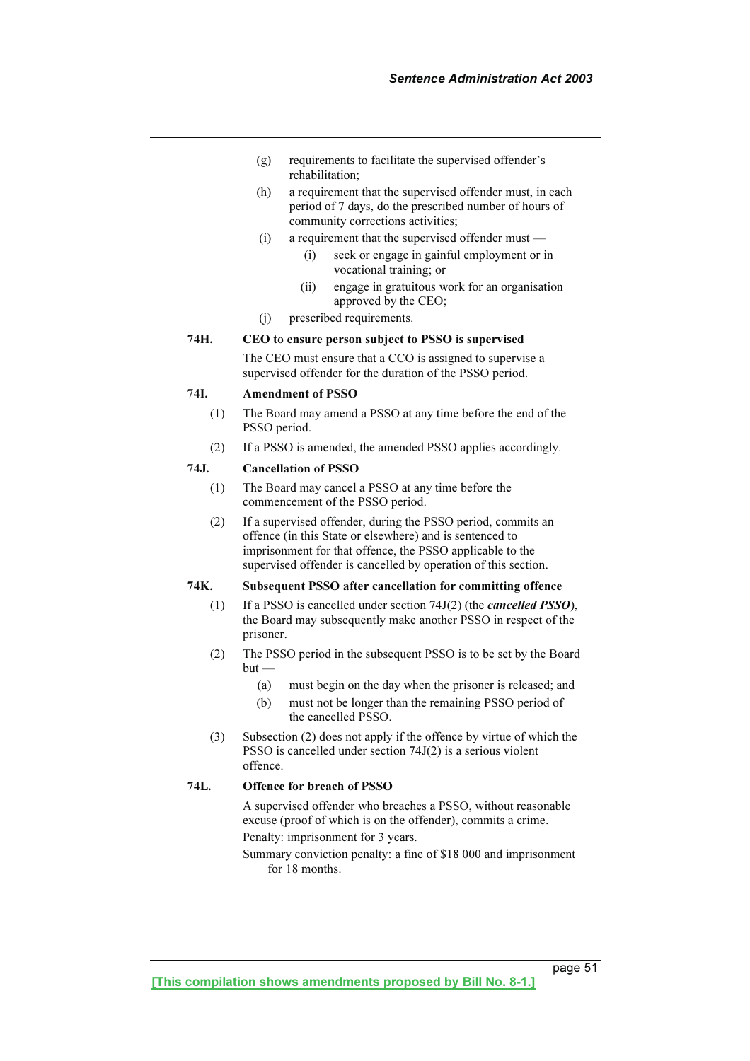(g) requirements to facilitate the supervised offender's rehabilitation;

(h) a requirement that the supervised offender must, in each period of 7 days, do the prescribed number of hours of community corrections activities;

(i) a requirement that the supervised offender must —

  (i) seek or engage in gainful employment or in vocational training; or

  (ii) engage in gratuitous work for an organisation approved by the CEO;

(j) prescribed requirements.

### 74H. CEO to ensure person subject to PSSO is supervised

The CEO must ensure that a CCO is assigned to supervise a supervised offender for the duration of the PSSO period.

### 74I. Amendment of PSSO

(1) The Board may amend a PSSO at any time before the end of the PSSO period.

(2) If a PSSO is amended, the amended PSSO applies accordingly.

### 74J. Cancellation of PSSO

(1) The Board may cancel a PSSO at any time before the commencement of the PSSO period.

(2) If a supervised offender, during the PSSO period, commits an offence (in this State or elsewhere) and is sentenced to imprisonment for that offence, the PSSO applicable to the supervised offender is cancelled by operation of this section.

### 74K. Subsequent PSSO after cancellation for committing offence

(1) If a PSSO is cancelled under section 74J(2) (the ***cancelled PSSO***), the Board may subsequently make another PSSO in respect of the prisoner.

(2) The PSSO period in the subsequent PSSO is to be set by the Board but —

  (a) must begin on the day when the prisoner is released; and

  (b) must not be longer than the remaining PSSO period of the cancelled PSSO.

(3) Subsection (2) does not apply if the offence by virtue of which the PSSO is cancelled under section 74J(2) is a serious violent offence.

### 74L. Offence for breach of PSSO

A supervised offender who breaches a PSSO, without reasonable excuse (proof of which is on the offender), commits a crime.

Penalty: imprisonment for 3 years.

Summary conviction penalty: a fine of $18 000 and imprisonment for 18 months.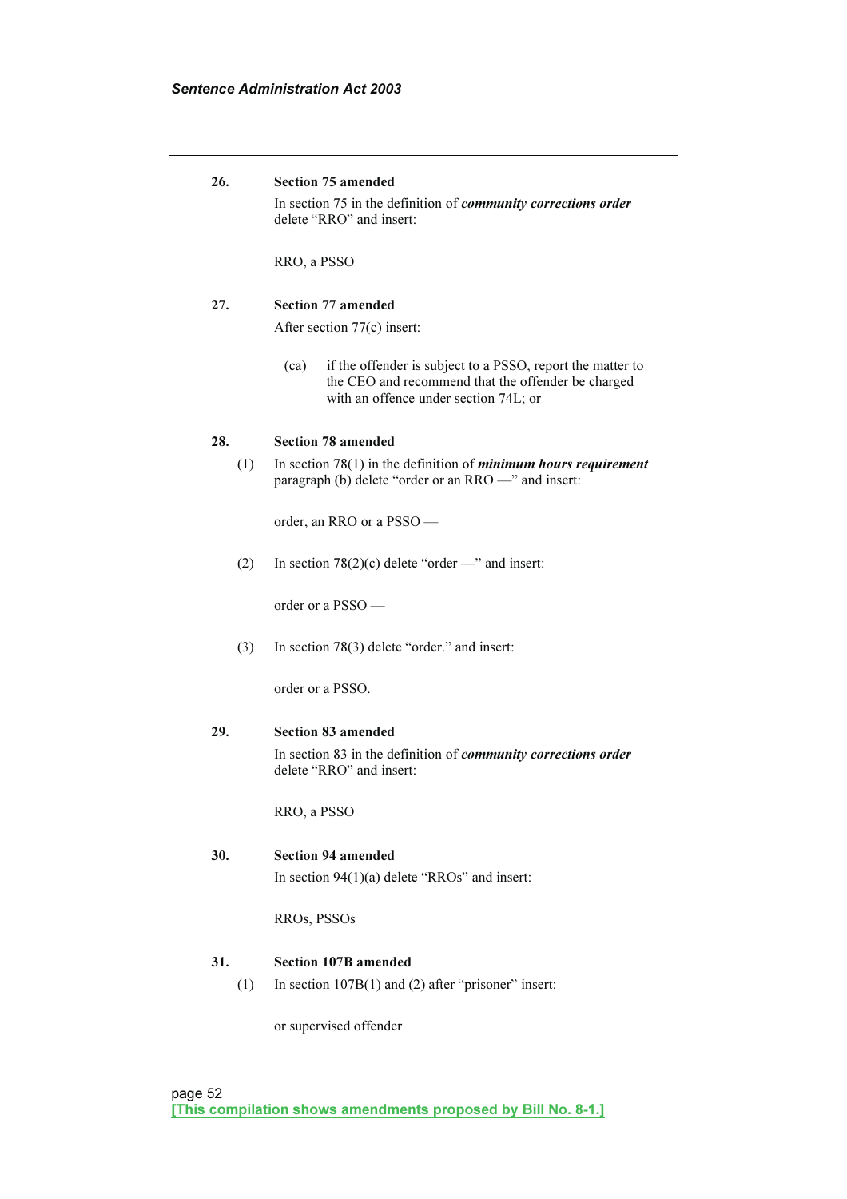**26. Section 75 amended**

In section 75 in the definition of ***community corrections order*** delete "RRO" and insert:

RRO, a PSSO

**27. Section 77 amended**

After section 77(c) insert:

(ca) if the offender is subject to a PSSO, report the matter to the CEO and recommend that the offender be charged with an offence under section 74L; or

**28. Section 78 amended**

(1) In section 78(1) in the definition of ***minimum hours requirement*** paragraph (b) delete "order or an RRO —" and insert:

order, an RRO or a PSSO —

(2) In section 78(2)(c) delete "order —" and insert:

order or a PSSO —

(3) In section 78(3) delete "order." and insert:

order or a PSSO.

**29. Section 83 amended**

In section 83 in the definition of ***community corrections order*** delete "RRO" and insert:

RRO, a PSSO

**30. Section 94 amended**

In section 94(1)(a) delete "RROs" and insert:

RROs, PSSOs

**31. Section 107B amended**

(1) In section 107B(1) and (2) after "prisoner" insert:

or supervised offender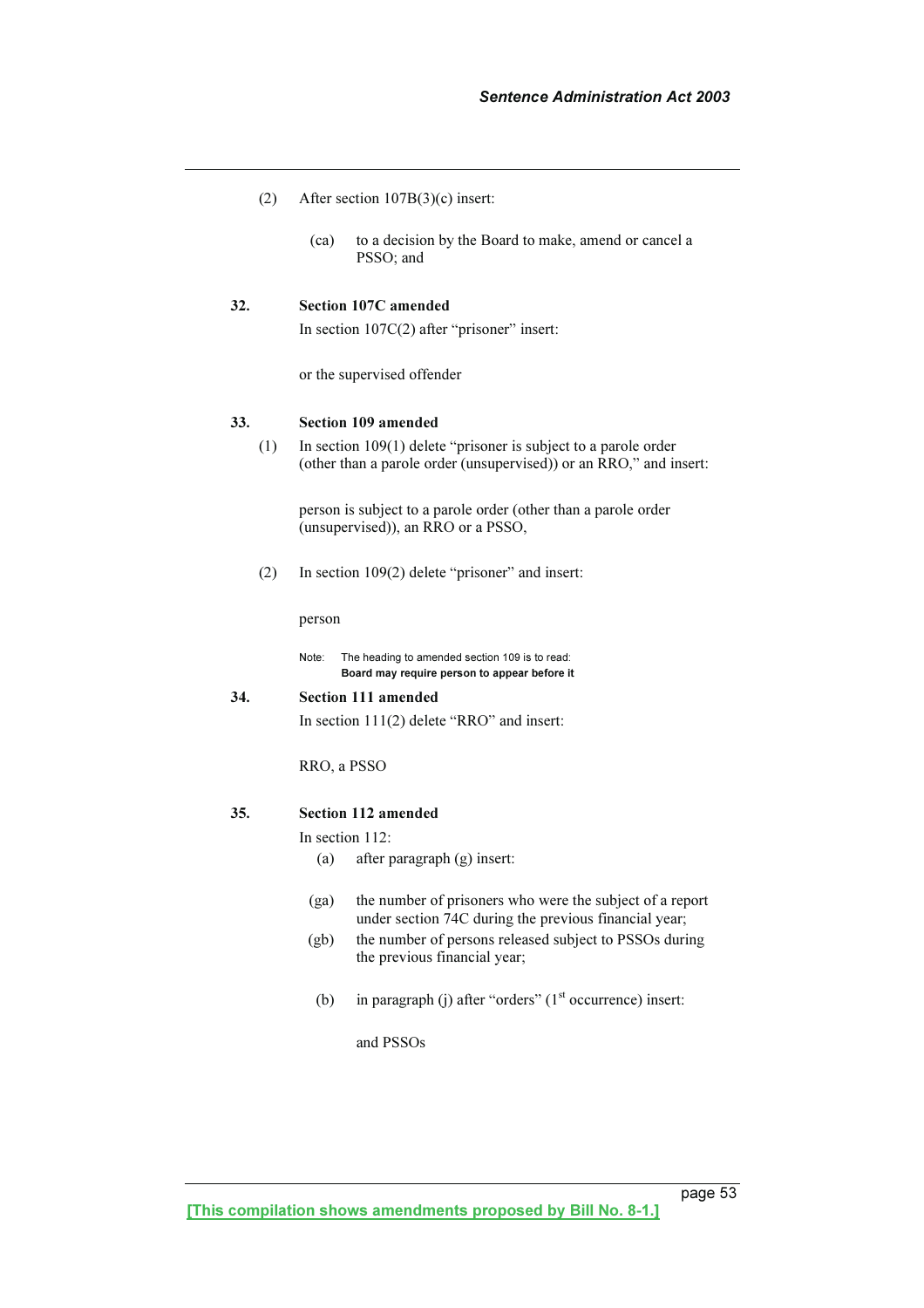(2) After section 107B(3)(c) insert:

> (ca) to a decision by the Board to make, amend or cancel a PSSO; and

**32. Section 107C amended**

In section 107C(2) after "prisoner" insert:

> or the supervised offender

**33. Section 109 amended**

(1) In section 109(1) delete "prisoner is subject to a parole order (other than a parole order (unsupervised)) or an RRO," and insert:

> person is subject to a parole order (other than a parole order (unsupervised)), an RRO or a PSSO,

(2) In section 109(2) delete "prisoner" and insert:

> person

Note: The heading to amended section 109 is to read:
**Board may require person to appear before it**

**34. Section 111 amended**

In section 111(2) delete "RRO" and insert:

> RRO, a PSSO

**35. Section 112 amended**

In section 112:

(a) after paragraph (g) insert:

> (ga) the number of prisoners who were the subject of a report under section 74C during the previous financial year;
>
> (gb) the number of persons released subject to PSSOs during the previous financial year;

(b) in paragraph (j) after "orders" (1st occurrence) insert:

> and PSSOs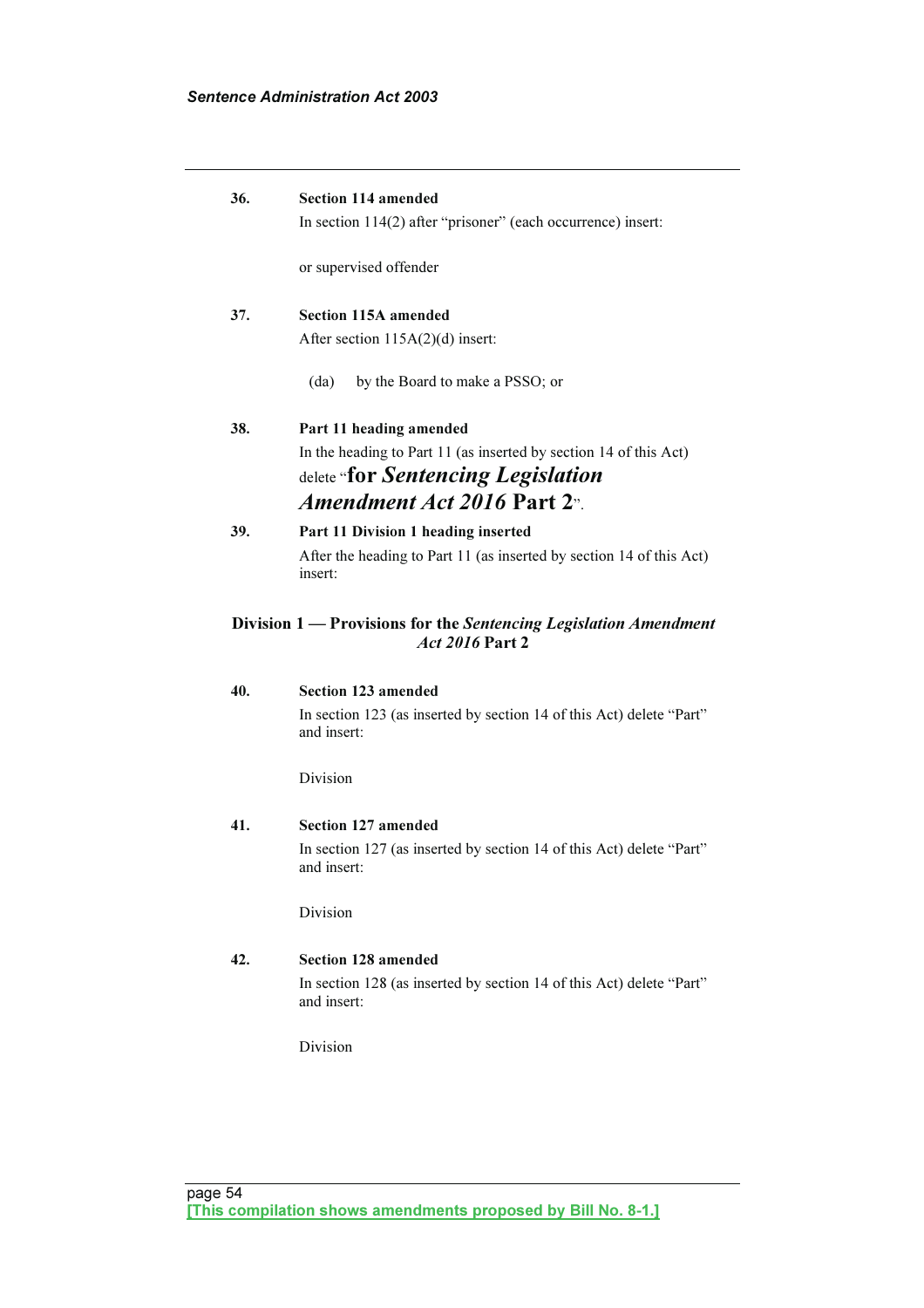**36. Section 114 amended**

In section 114(2) after "prisoner" (each occurrence) insert:

or supervised offender

**37. Section 115A amended**

After section 115A(2)(d) insert:

(da) by the Board to make a PSSO; or

**38. Part 11 heading amended**

In the heading to Part 11 (as inserted by section 14 of this Act) delete "**for *Sentencing Legislation Amendment Act 2016* Part 2**".

**39. Part 11 Division 1 heading inserted**

After the heading to Part 11 (as inserted by section 14 of this Act) insert:

### Division 1 — Provisions for the *Sentencing Legislation Amendment Act 2016* Part 2

**40. Section 123 amended**

In section 123 (as inserted by section 14 of this Act) delete "Part" and insert:

Division

**41. Section 127 amended**

In section 127 (as inserted by section 14 of this Act) delete "Part" and insert:

Division

**42. Section 128 amended**

In section 128 (as inserted by section 14 of this Act) delete "Part" and insert:

Division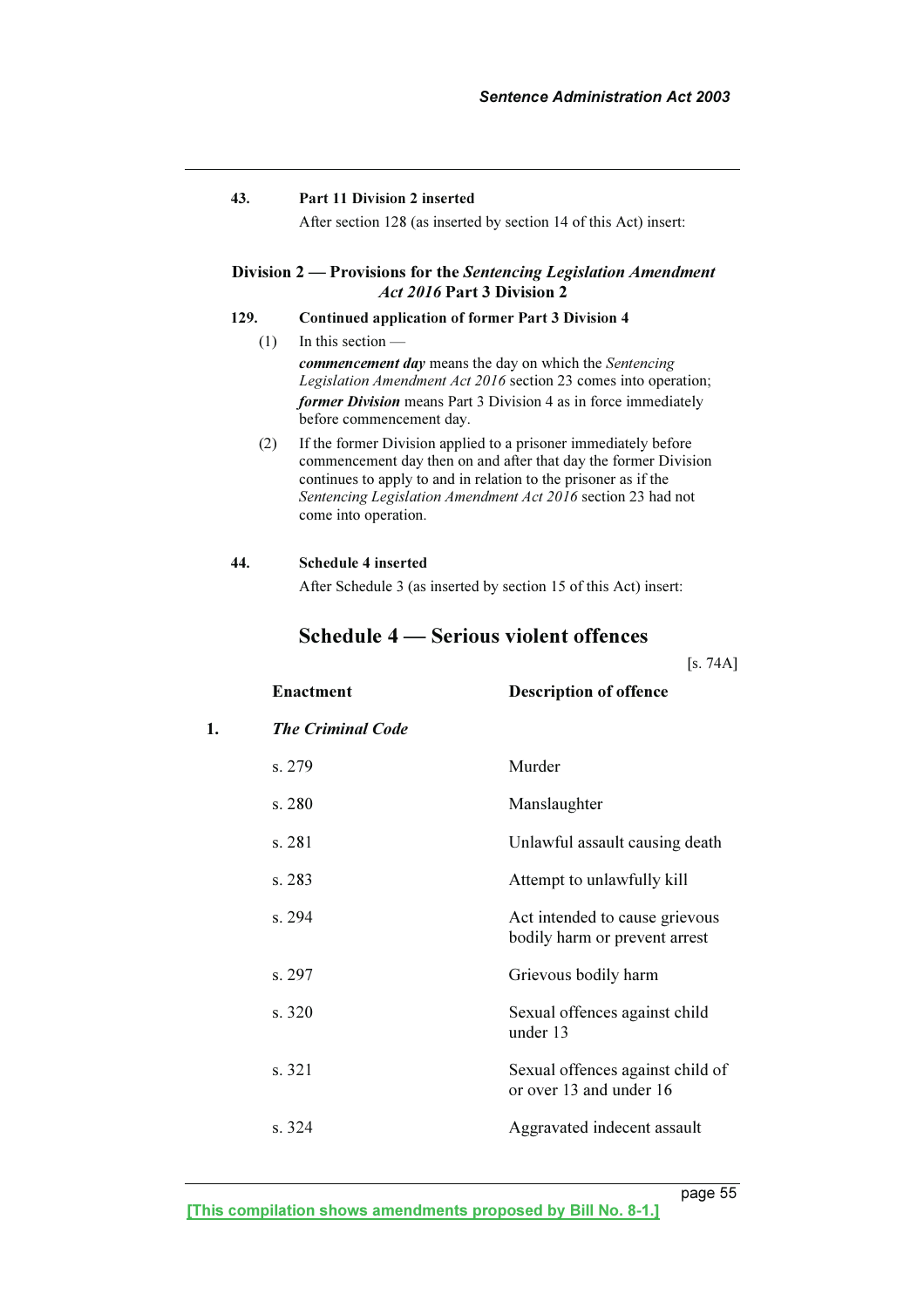**43. Part 11 Division 2 inserted**

After section 128 (as inserted by section 14 of this Act) insert:

### Division 2 — Provisions for the *Sentencing Legislation Amendment Act 2016* Part 3 Division 2

**129. Continued application of former Part 3 Division 4**

(1) In this section —

***commencement day*** means the day on which the *Sentencing Legislation Amendment Act 2016* section 23 comes into operation;

***former Division*** means Part 3 Division 4 as in force immediately before commencement day.

(2) If the former Division applied to a prisoner immediately before commencement day then on and after that day the former Division continues to apply to and in relation to the prisoner as if the *Sentencing Legislation Amendment Act 2016* section 23 had not come into operation.

**44. Schedule 4 inserted**

After Schedule 3 (as inserted by section 15 of this Act) insert:

## Schedule 4 — Serious violent offences

[s. 74A]

| | Enactment | Description of offence |
|---|---|---|
| 1. | ***The Criminal Code*** | |
| | s. 279 | Murder |
| | s. 280 | Manslaughter |
| | s. 281 | Unlawful assault causing death |
| | s. 283 | Attempt to unlawfully kill |
| | s. 294 | Act intended to cause grievous bodily harm or prevent arrest |
| | s. 297 | Grievous bodily harm |
| | s. 320 | Sexual offences against child under 13 |
| | s. 321 | Sexual offences against child of or over 13 and under 16 |
| | s. 324 | Aggravated indecent assault |

[This compilation shows amendments proposed by Bill No. 8-1.]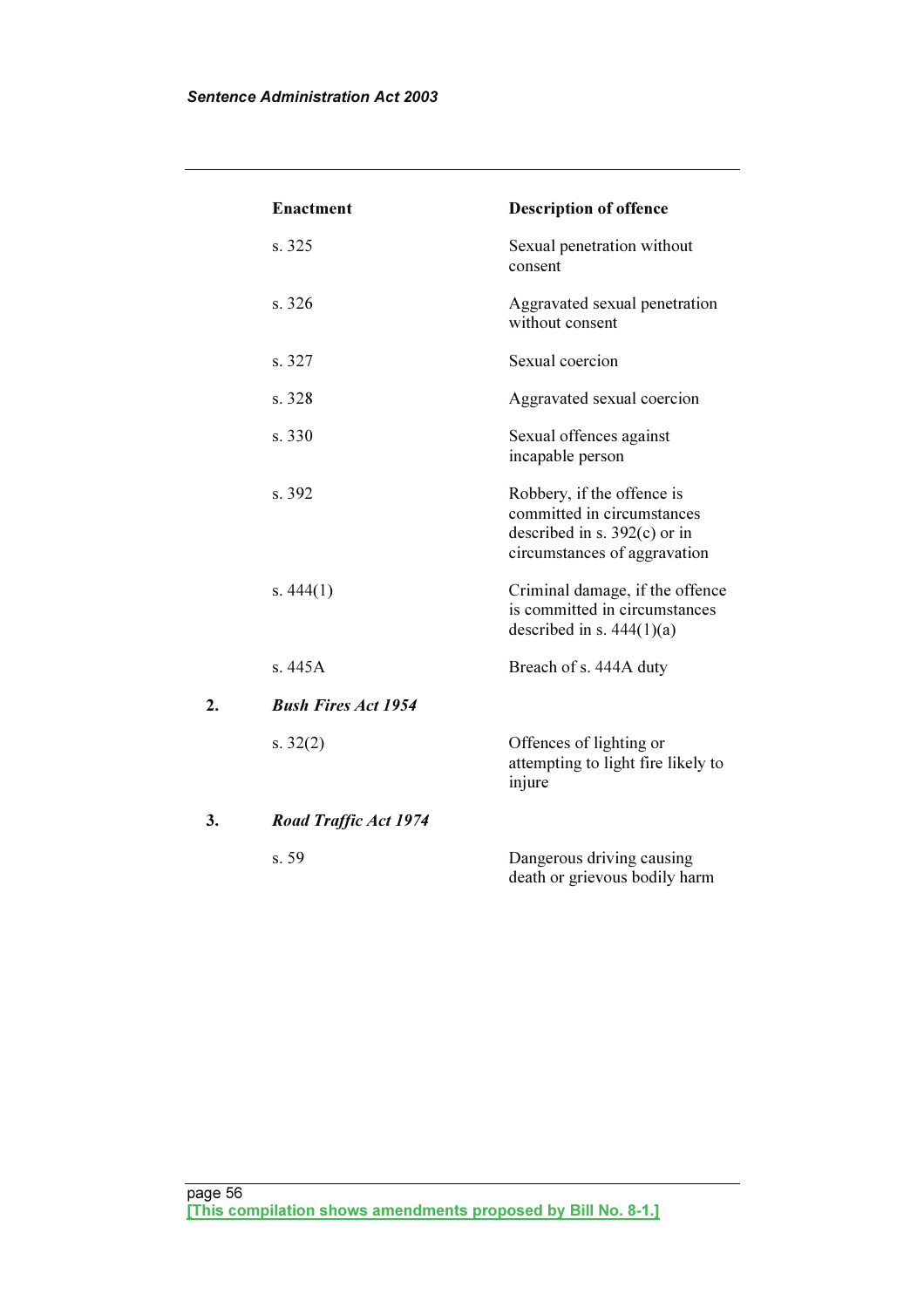| | Enactment | Description of offence |
|---|---|---|
| | s. 325 | Sexual penetration without consent |
| | s. 326 | Aggravated sexual penetration without consent |
| | s. 327 | Sexual coercion |
| | s. 328 | Aggravated sexual coercion |
| | s. 330 | Sexual offences against incapable person |
| | s. 392 | Robbery, if the offence is committed in circumstances described in s. 392(c) or in circumstances of aggravation |
| | s. 444(1) | Criminal damage, if the offence is committed in circumstances described in s. 444(1)(a) |
| | s. 445A | Breach of s. 444A duty |
| 2. | ***Bush Fires Act 1954*** | |
| | s. 32(2) | Offences of lighting or attempting to light fire likely to injure |
| 3. | ***Road Traffic Act 1974*** | |
| | s. 59 | Dangerous driving causing death or grievous bodily harm |

[This compilation shows amendments proposed by Bill No. 8-1.]